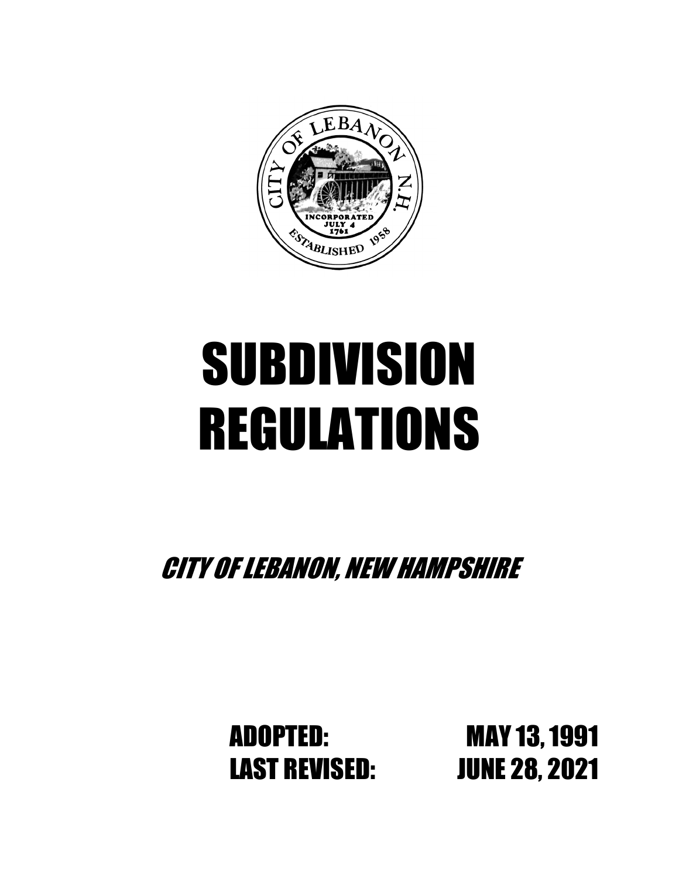# SUBDIVISION REGULATIONS

*CITY OF LEBANON, NEW HAMPSHIRE*

**ADOPTED: MAY 13, 1991**

**LAST REVISED: JUNE 28, 2021**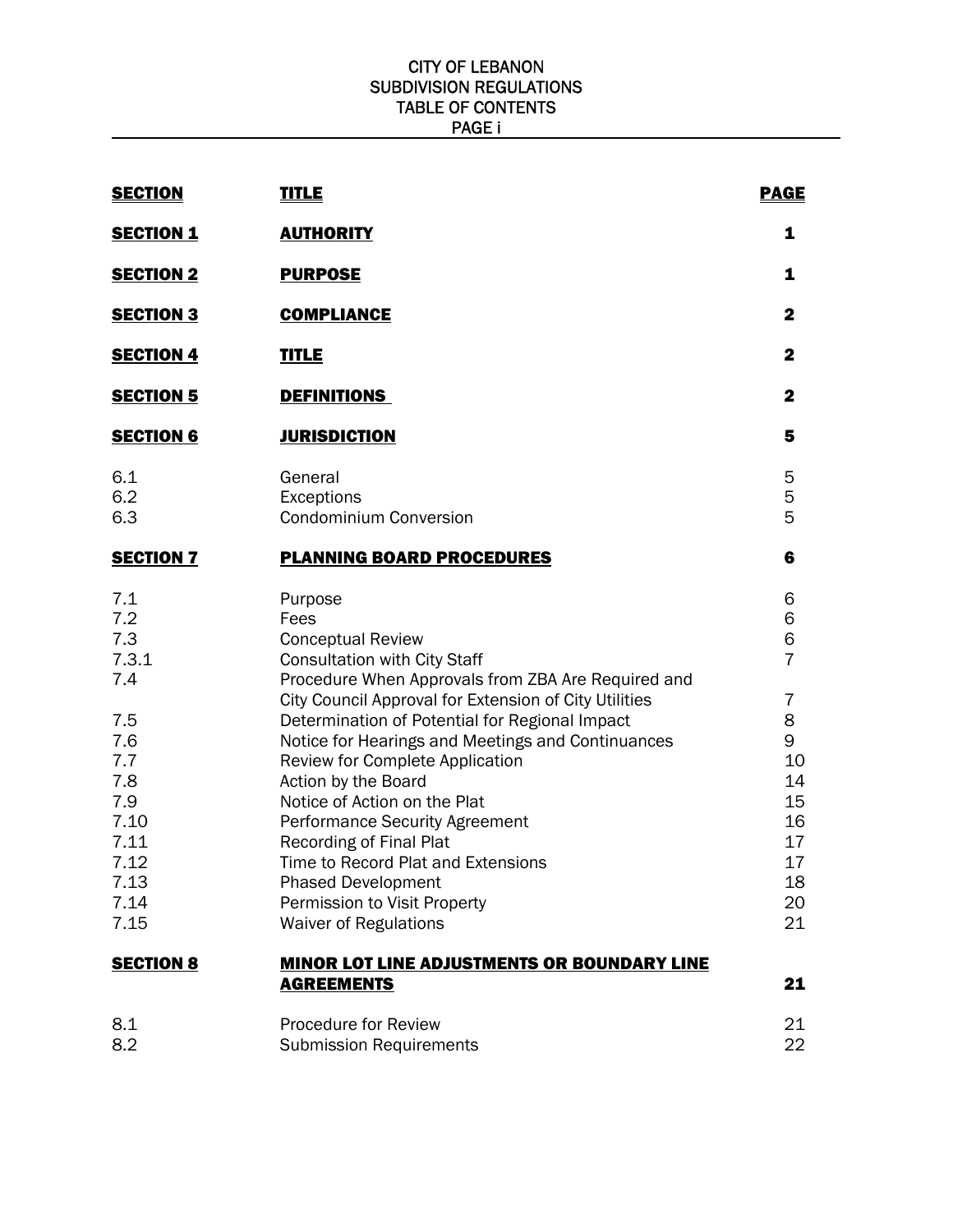CITY OF LEBANON
SUBDIVISION REGULATIONS
TABLE OF CONTENTS

| SECTION | TITLE | PAGE |
|---|---|---|
| **SECTION 1** | **AUTHORITY** | **1** |
| **SECTION 2** | **PURPOSE** | **1** |
| **SECTION 3** | **COMPLIANCE** | **2** |
| **SECTION 4** | **TITLE** | **2** |
| **SECTION 5** | **DEFINITIONS** | **2** |
| **SECTION 6** | **JURISDICTION** | **5** |
| 6.1 | General | 5 |
| 6.2 | Exceptions | 5 |
| 6.3 | Condominium Conversion | 5 |
| **SECTION 7** | **PLANNING BOARD PROCEDURES** | **6** |
| 7.1 | Purpose | 6 |
| 7.2 | Fees | 6 |
| 7.3 | Conceptual Review | 6 |
| 7.3.1 | Consultation with City Staff | 7 |
| 7.4 | Procedure When Approvals from ZBA Are Required and City Council Approval for Extension of City Utilities | 7 |
| 7.5 | Determination of Potential for Regional Impact | 8 |
| 7.6 | Notice for Hearings and Meetings and Continuances | 9 |
| 7.7 | Review for Complete Application | 10 |
| 7.8 | Action by the Board | 14 |
| 7.9 | Notice of Action on the Plat | 15 |
| 7.10 | Performance Security Agreement | 16 |
| 7.11 | Recording of Final Plat | 17 |
| 7.12 | Time to Record Plat and Extensions | 17 |
| 7.13 | Phased Development | 18 |
| 7.14 | Permission to Visit Property | 20 |
| 7.15 | Waiver of Regulations | 21 |
| **SECTION 8** | **MINOR LOT LINE ADJUSTMENTS OR BOUNDARY LINE AGREEMENTS** | **21** |
| 8.1 | Procedure for Review | 21 |
| 8.2 | Submission Requirements | 22 |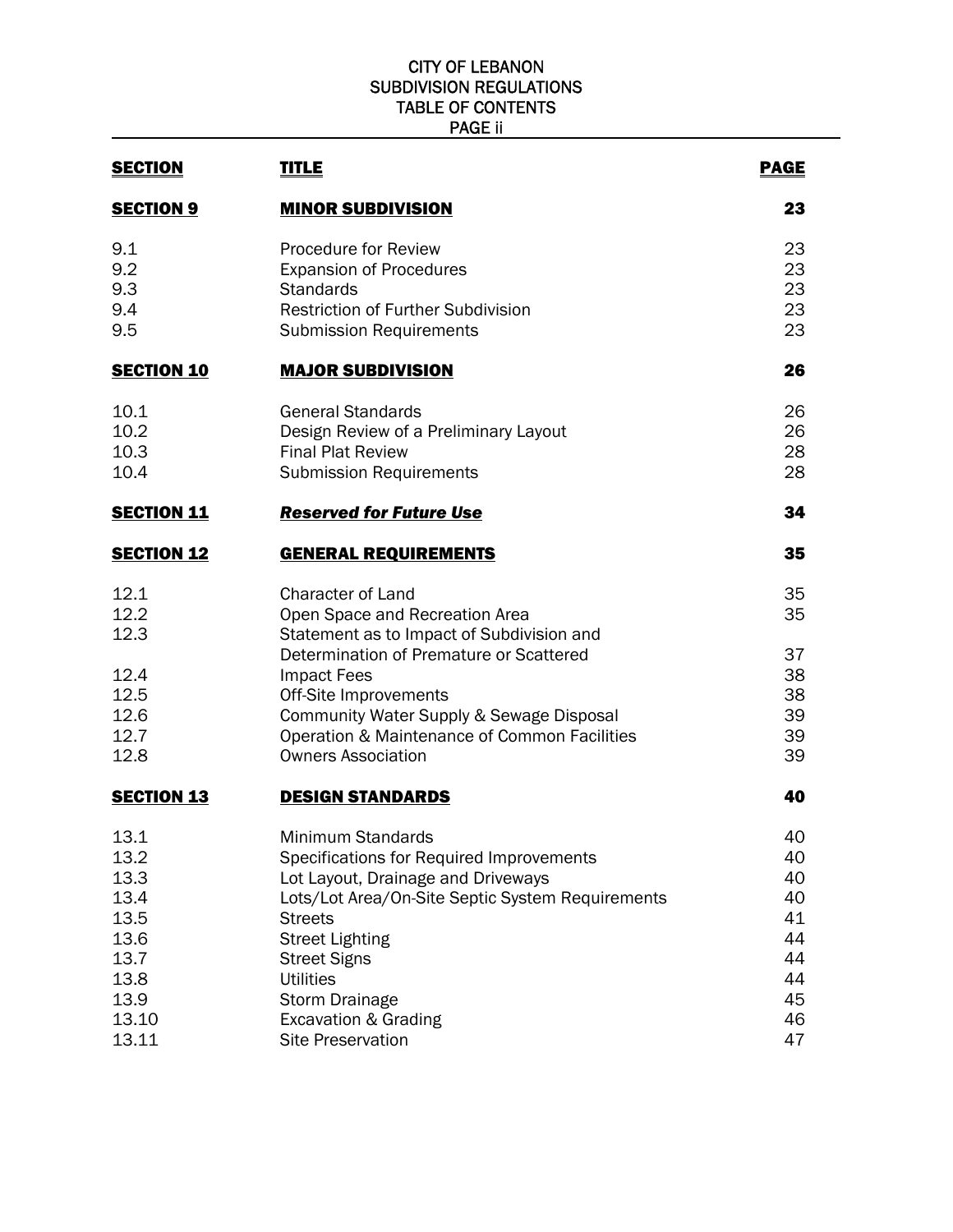CITY OF LEBANON
SUBDIVISION REGULATIONS
TABLE OF CONTENTS

| SECTION | TITLE | PAGE |
|---|---|---|
| **SECTION 9** | **MINOR SUBDIVISION** | **23** |
| 9.1 | Procedure for Review | 23 |
| 9.2 | Expansion of Procedures | 23 |
| 9.3 | Standards | 23 |
| 9.4 | Restriction of Further Subdivision | 23 |
| 9.5 | Submission Requirements | 23 |
| **SECTION 10** | **MAJOR SUBDIVISION** | **26** |
| 10.1 | General Standards | 26 |
| 10.2 | Design Review of a Preliminary Layout | 26 |
| 10.3 | Final Plat Review | 28 |
| 10.4 | Submission Requirements | 28 |
| **SECTION 11** | ***Reserved for Future Use*** | **34** |
| **SECTION 12** | **GENERAL REQUIREMENTS** | **35** |
| 12.1 | Character of Land | 35 |
| 12.2 | Open Space and Recreation Area | 35 |
| 12.3 | Statement as to Impact of Subdivision and Determination of Premature or Scattered | 37 |
| 12.4 | Impact Fees | 38 |
| 12.5 | Off-Site Improvements | 38 |
| 12.6 | Community Water Supply & Sewage Disposal | 39 |
| 12.7 | Operation & Maintenance of Common Facilities | 39 |
| 12.8 | Owners Association | 39 |
| **SECTION 13** | **DESIGN STANDARDS** | **40** |
| 13.1 | Minimum Standards | 40 |
| 13.2 | Specifications for Required Improvements | 40 |
| 13.3 | Lot Layout, Drainage and Driveways | 40 |
| 13.4 | Lots/Lot Area/On-Site Septic System Requirements | 40 |
| 13.5 | Streets | 41 |
| 13.6 | Street Lighting | 44 |
| 13.7 | Street Signs | 44 |
| 13.8 | Utilities | 44 |
| 13.9 | Storm Drainage | 45 |
| 13.10 | Excavation & Grading | 46 |
| 13.11 | Site Preservation | 47 |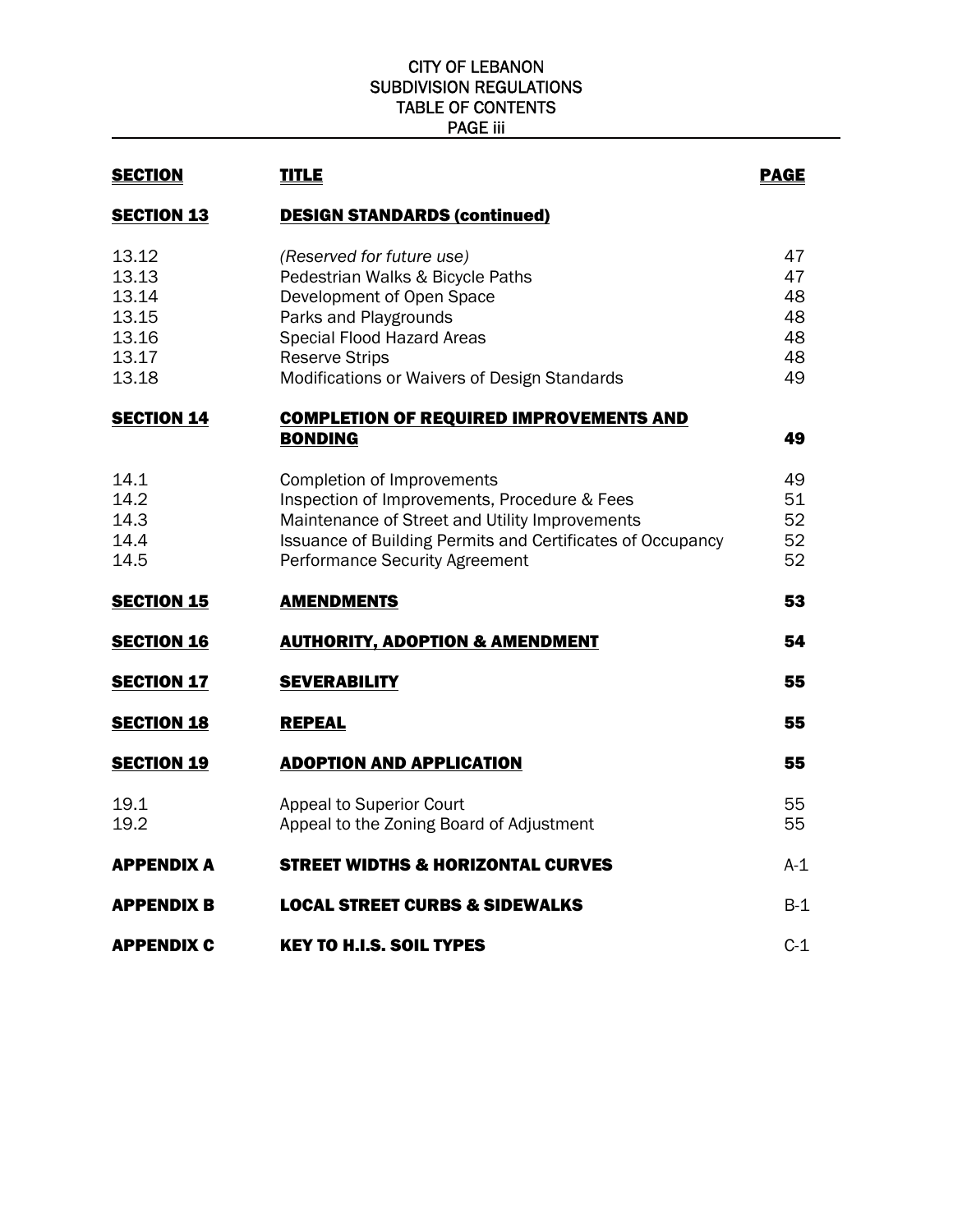CITY OF LEBANON
SUBDIVISION REGULATIONS
TABLE OF CONTENTS

| SECTION | TITLE | PAGE |
| --- | --- | --- |
| **SECTION 13** | **DESIGN STANDARDS (continued)** | |
| 13.12 | *(Reserved for future use)* | 47 |
| 13.13 | Pedestrian Walks & Bicycle Paths | 47 |
| 13.14 | Development of Open Space | 48 |
| 13.15 | Parks and Playgrounds | 48 |
| 13.16 | Special Flood Hazard Areas | 48 |
| 13.17 | Reserve Strips | 48 |
| 13.18 | Modifications or Waivers of Design Standards | 49 |
| **SECTION 14** | **COMPLETION OF REQUIRED IMPROVEMENTS AND BONDING** | **49** |
| 14.1 | Completion of Improvements | 49 |
| 14.2 | Inspection of Improvements, Procedure & Fees | 51 |
| 14.3 | Maintenance of Street and Utility Improvements | 52 |
| 14.4 | Issuance of Building Permits and Certificates of Occupancy | 52 |
| 14.5 | Performance Security Agreement | 52 |
| **SECTION 15** | **AMENDMENTS** | **53** |
| **SECTION 16** | **AUTHORITY, ADOPTION & AMENDMENT** | **54** |
| **SECTION 17** | **SEVERABILITY** | **55** |
| **SECTION 18** | **REPEAL** | **55** |
| **SECTION 19** | **ADOPTION AND APPLICATION** | **55** |
| 19.1 | Appeal to Superior Court | 55 |
| 19.2 | Appeal to the Zoning Board of Adjustment | 55 |
| **APPENDIX A** | **STREET WIDTHS & HORIZONTAL CURVES** | A-1 |
| **APPENDIX B** | **LOCAL STREET CURBS & SIDEWALKS** | B-1 |
| **APPENDIX C** | **KEY TO H.I.S. SOIL TYPES** | C-1 |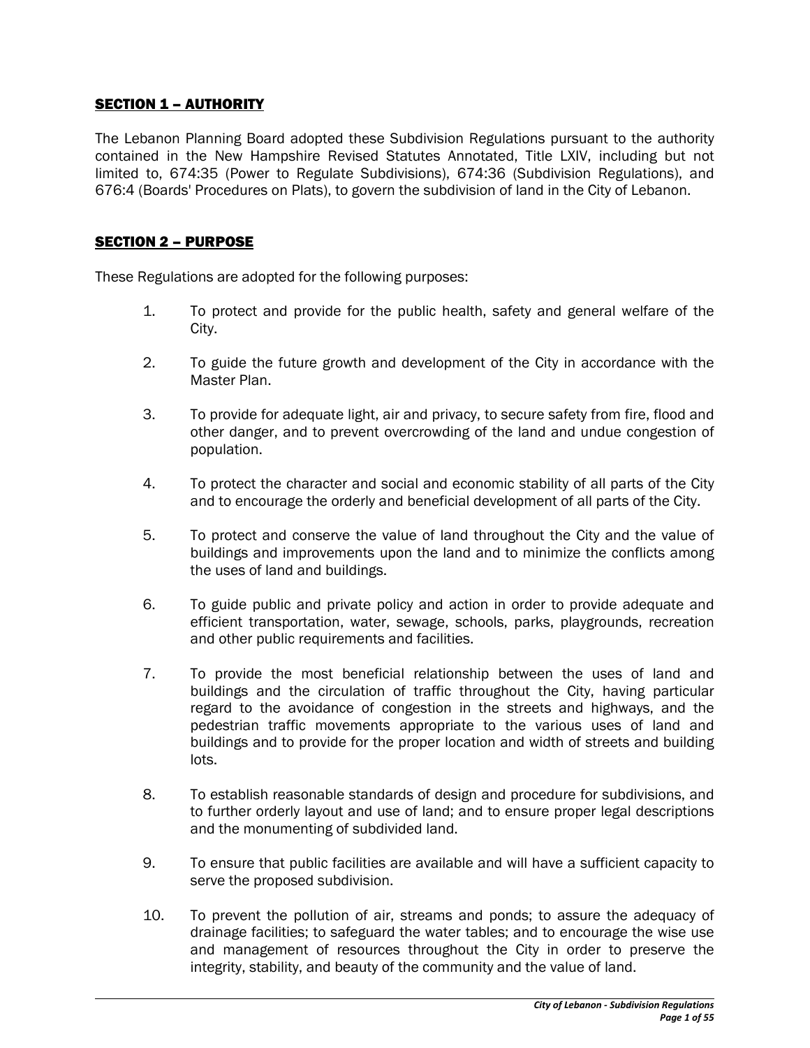## SECTION 1 – AUTHORITY

The Lebanon Planning Board adopted these Subdivision Regulations pursuant to the authority contained in the New Hampshire Revised Statutes Annotated, Title LXIV, including but not limited to, 674:35 (Power to Regulate Subdivisions), 674:36 (Subdivision Regulations), and 676:4 (Boards' Procedures on Plats), to govern the subdivision of land in the City of Lebanon.

## SECTION 2 – PURPOSE

These Regulations are adopted for the following purposes:

1. To protect and provide for the public health, safety and general welfare of the City.

2. To guide the future growth and development of the City in accordance with the Master Plan.

3. To provide for adequate light, air and privacy, to secure safety from fire, flood and other danger, and to prevent overcrowding of the land and undue congestion of population.

4. To protect the character and social and economic stability of all parts of the City and to encourage the orderly and beneficial development of all parts of the City.

5. To protect and conserve the value of land throughout the City and the value of buildings and improvements upon the land and to minimize the conflicts among the uses of land and buildings.

6. To guide public and private policy and action in order to provide adequate and efficient transportation, water, sewage, schools, parks, playgrounds, recreation and other public requirements and facilities.

7. To provide the most beneficial relationship between the uses of land and buildings and the circulation of traffic throughout the City, having particular regard to the avoidance of congestion in the streets and highways, and the pedestrian traffic movements appropriate to the various uses of land and buildings and to provide for the proper location and width of streets and building lots.

8. To establish reasonable standards of design and procedure for subdivisions, and to further orderly layout and use of land; and to ensure proper legal descriptions and the monumenting of subdivided land.

9. To ensure that public facilities are available and will have a sufficient capacity to serve the proposed subdivision.

10. To prevent the pollution of air, streams and ponds; to assure the adequacy of drainage facilities; to safeguard the water tables; and to encourage the wise use and management of resources throughout the City in order to preserve the integrity, stability, and beauty of the community and the value of land.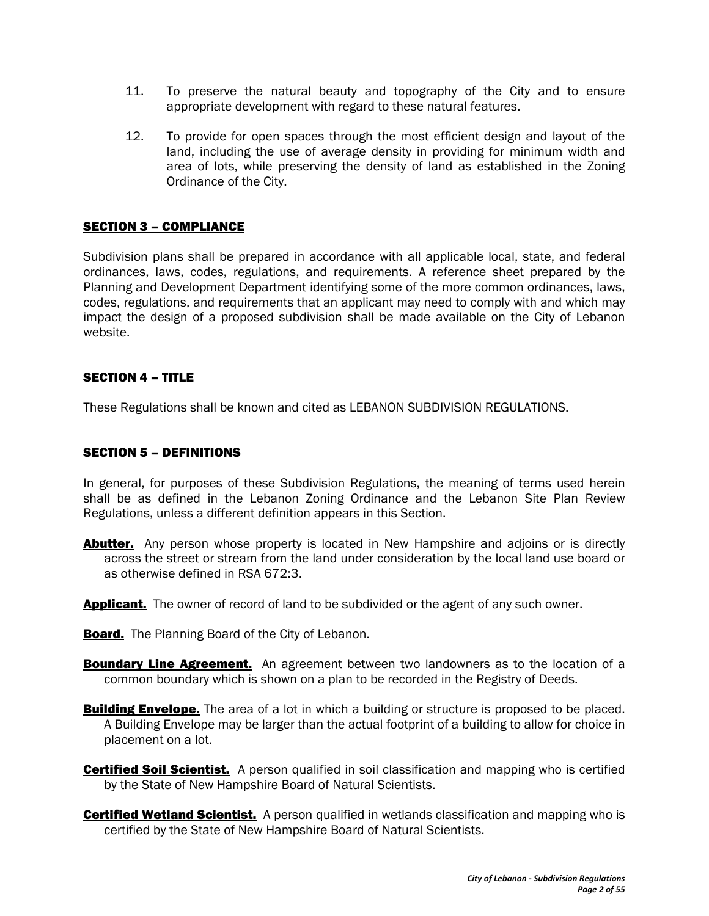11. To preserve the natural beauty and topography of the City and to ensure appropriate development with regard to these natural features.

12. To provide for open spaces through the most efficient design and layout of the land, including the use of average density in providing for minimum width and area of lots, while preserving the density of land as established in the Zoning Ordinance of the City.

## SECTION 3 – COMPLIANCE

Subdivision plans shall be prepared in accordance with all applicable local, state, and federal ordinances, laws, codes, regulations, and requirements. A reference sheet prepared by the Planning and Development Department identifying some of the more common ordinances, laws, codes, regulations, and requirements that an applicant may need to comply with and which may impact the design of a proposed subdivision shall be made available on the City of Lebanon website.

## SECTION 4 – TITLE

These Regulations shall be known and cited as LEBANON SUBDIVISION REGULATIONS.

## SECTION 5 – DEFINITIONS

In general, for purposes of these Subdivision Regulations, the meaning of terms used herein shall be as defined in the Lebanon Zoning Ordinance and the Lebanon Site Plan Review Regulations, unless a different definition appears in this Section.

**Abutter.** Any person whose property is located in New Hampshire and adjoins or is directly across the street or stream from the land under consideration by the local land use board or as otherwise defined in RSA 672:3.

**Applicant.** The owner of record of land to be subdivided or the agent of any such owner.

**Board.** The Planning Board of the City of Lebanon.

**Boundary Line Agreement.** An agreement between two landowners as to the location of a common boundary which is shown on a plan to be recorded in the Registry of Deeds.

**Building Envelope.** The area of a lot in which a building or structure is proposed to be placed. A Building Envelope may be larger than the actual footprint of a building to allow for choice in placement on a lot.

**Certified Soil Scientist.** A person qualified in soil classification and mapping who is certified by the State of New Hampshire Board of Natural Scientists.

**Certified Wetland Scientist.** A person qualified in wetlands classification and mapping who is certified by the State of New Hampshire Board of Natural Scientists.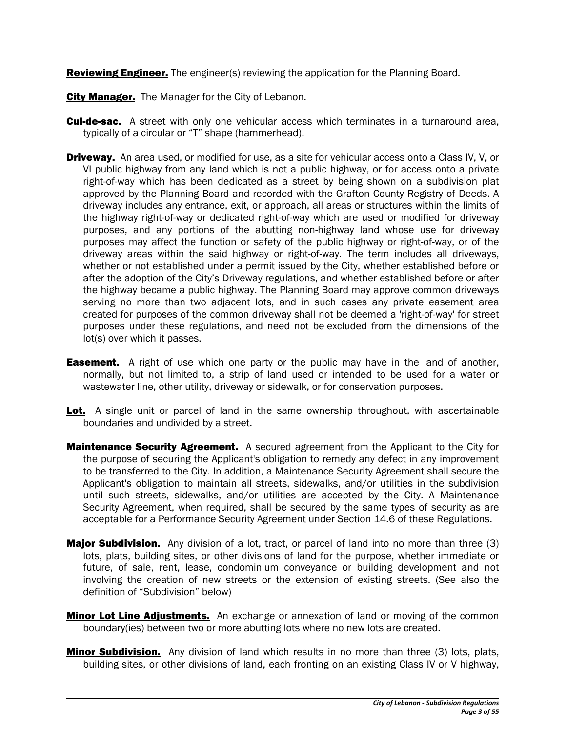**Reviewing Engineer.** The engineer(s) reviewing the application for the Planning Board.

**City Manager.** The Manager for the City of Lebanon.

**Cul-de-sac.** A street with only one vehicular access which terminates in a turnaround area, typically of a circular or "T" shape (hammerhead).

**Driveway.** An area used, or modified for use, as a site for vehicular access onto a Class IV, V, or VI public highway from any land which is not a public highway, or for access onto a private right-of-way which has been dedicated as a street by being shown on a subdivision plat approved by the Planning Board and recorded with the Grafton County Registry of Deeds. A driveway includes any entrance, exit, or approach, all areas or structures within the limits of the highway right-of-way or dedicated right-of-way which are used or modified for driveway purposes, and any portions of the abutting non-highway land whose use for driveway purposes may affect the function or safety of the public highway or right-of-way, or of the driveway areas within the said highway or right-of-way. The term includes all driveways, whether or not established under a permit issued by the City, whether established before or after the adoption of the City's Driveway regulations, and whether established before or after the highway became a public highway. The Planning Board may approve common driveways serving no more than two adjacent lots, and in such cases any private easement area created for purposes of the common driveway shall not be deemed a 'right-of-way' for street purposes under these regulations, and need not be excluded from the dimensions of the lot(s) over which it passes.

**Easement.** A right of use which one party or the public may have in the land of another, normally, but not limited to, a strip of land used or intended to be used for a water or wastewater line, other utility, driveway or sidewalk, or for conservation purposes.

**Lot.** A single unit or parcel of land in the same ownership throughout, with ascertainable boundaries and undivided by a street.

**Maintenance Security Agreement.** A secured agreement from the Applicant to the City for the purpose of securing the Applicant's obligation to remedy any defect in any improvement to be transferred to the City. In addition, a Maintenance Security Agreement shall secure the Applicant's obligation to maintain all streets, sidewalks, and/or utilities in the subdivision until such streets, sidewalks, and/or utilities are accepted by the City. A Maintenance Security Agreement, when required, shall be secured by the same types of security as are acceptable for a Performance Security Agreement under Section 14.6 of these Regulations.

**Major Subdivision.** Any division of a lot, tract, or parcel of land into no more than three (3) lots, plats, building sites, or other divisions of land for the purpose, whether immediate or future, of sale, rent, lease, condominium conveyance or building development and not involving the creation of new streets or the extension of existing streets. (See also the definition of "Subdivision" below)

**Minor Lot Line Adjustments.** An exchange or annexation of land or moving of the common boundary(ies) between two or more abutting lots where no new lots are created.

**Minor Subdivision.** Any division of land which results in no more than three (3) lots, plats, building sites, or other divisions of land, each fronting on an existing Class IV or V highway,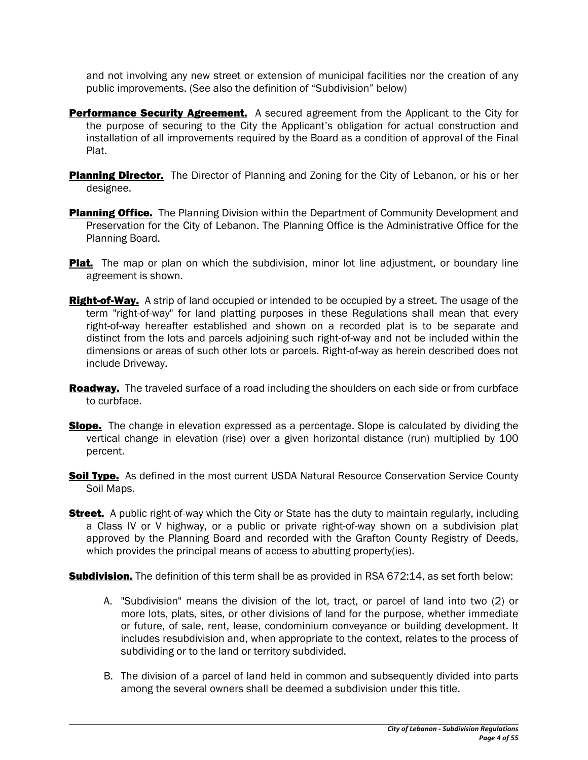and not involving any new street or extension of municipal facilities nor the creation of any public improvements. (See also the definition of "Subdivision" below)

**Performance Security Agreement.** A secured agreement from the Applicant to the City for the purpose of securing to the City the Applicant's obligation for actual construction and installation of all improvements required by the Board as a condition of approval of the Final Plat.

**Planning Director.** The Director of Planning and Zoning for the City of Lebanon, or his or her designee.

**Planning Office.** The Planning Division within the Department of Community Development and Preservation for the City of Lebanon. The Planning Office is the Administrative Office for the Planning Board.

**Plat.** The map or plan on which the subdivision, minor lot line adjustment, or boundary line agreement is shown.

**Right-of-Way.** A strip of land occupied or intended to be occupied by a street. The usage of the term "right-of-way" for land platting purposes in these Regulations shall mean that every right-of-way hereafter established and shown on a recorded plat is to be separate and distinct from the lots and parcels adjoining such right-of-way and not be included within the dimensions or areas of such other lots or parcels. Right-of-way as herein described does not include Driveway.

**Roadway.** The traveled surface of a road including the shoulders on each side or from curbface to curbface.

**Slope.** The change in elevation expressed as a percentage. Slope is calculated by dividing the vertical change in elevation (rise) over a given horizontal distance (run) multiplied by 100 percent.

**Soil Type.** As defined in the most current USDA Natural Resource Conservation Service County Soil Maps.

**Street.** A public right-of-way which the City or State has the duty to maintain regularly, including a Class IV or V highway, or a public or private right-of-way shown on a subdivision plat approved by the Planning Board and recorded with the Grafton County Registry of Deeds, which provides the principal means of access to abutting property(ies).

**Subdivision.** The definition of this term shall be as provided in RSA 672:14, as set forth below:

A. "Subdivision" means the division of the lot, tract, or parcel of land into two (2) or more lots, plats, sites, or other divisions of land for the purpose, whether immediate or future, of sale, rent, lease, condominium conveyance or building development. It includes resubdivision and, when appropriate to the context, relates to the process of subdividing or to the land or territory subdivided.

B. The division of a parcel of land held in common and subsequently divided into parts among the several owners shall be deemed a subdivision under this title.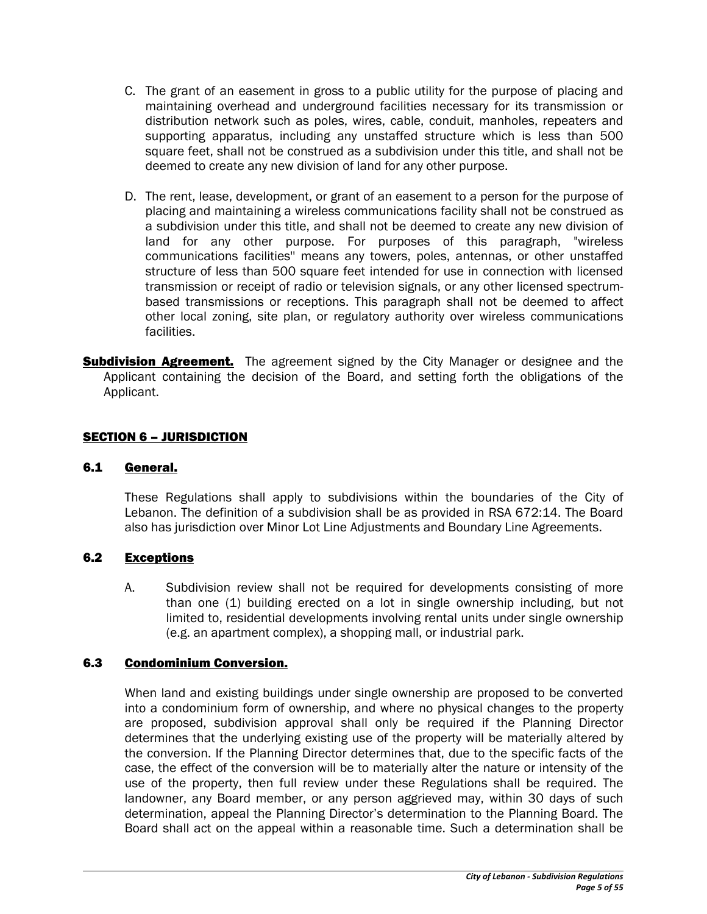C. The grant of an easement in gross to a public utility for the purpose of placing and maintaining overhead and underground facilities necessary for its transmission or distribution network such as poles, wires, cable, conduit, manholes, repeaters and supporting apparatus, including any unstaffed structure which is less than 500 square feet, shall not be construed as a subdivision under this title, and shall not be deemed to create any new division of land for any other purpose.

D. The rent, lease, development, or grant of an easement to a person for the purpose of placing and maintaining a wireless communications facility shall not be construed as a subdivision under this title, and shall not be deemed to create any new division of land for any other purpose. For purposes of this paragraph, "wireless communications facilities" means any towers, poles, antennas, or other unstaffed structure of less than 500 square feet intended for use in connection with licensed transmission or receipt of radio or television signals, or any other licensed spectrum-based transmissions or receptions. This paragraph shall not be deemed to affect other local zoning, site plan, or regulatory authority over wireless communications facilities.

**Subdivision Agreement.** The agreement signed by the City Manager or designee and the Applicant containing the decision of the Board, and setting forth the obligations of the Applicant.

## SECTION 6 – JURISDICTION

### 6.1 General.

These Regulations shall apply to subdivisions within the boundaries of the City of Lebanon. The definition of a subdivision shall be as provided in RSA 672:14. The Board also has jurisdiction over Minor Lot Line Adjustments and Boundary Line Agreements.

### 6.2 Exceptions

A. Subdivision review shall not be required for developments consisting of more than one (1) building erected on a lot in single ownership including, but not limited to, residential developments involving rental units under single ownership (e.g. an apartment complex), a shopping mall, or industrial park.

### 6.3 Condominium Conversion.

When land and existing buildings under single ownership are proposed to be converted into a condominium form of ownership, and where no physical changes to the property are proposed, subdivision approval shall only be required if the Planning Director determines that the underlying existing use of the property will be materially altered by the conversion. If the Planning Director determines that, due to the specific facts of the case, the effect of the conversion will be to materially alter the nature or intensity of the use of the property, then full review under these Regulations shall be required. The landowner, any Board member, or any person aggrieved may, within 30 days of such determination, appeal the Planning Director's determination to the Planning Board. The Board shall act on the appeal within a reasonable time. Such a determination shall be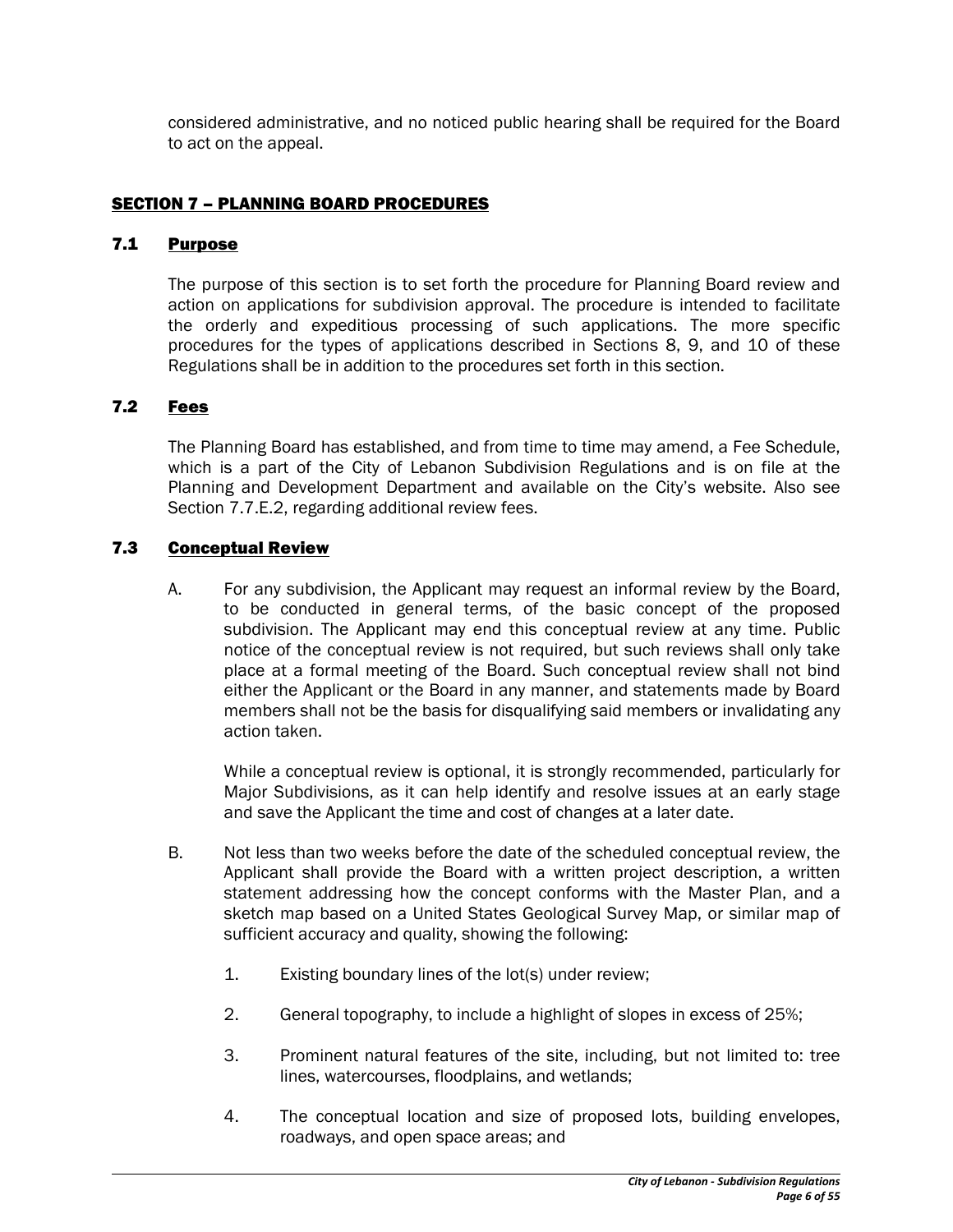considered administrative, and no noticed public hearing shall be required for the Board to act on the appeal.

## SECTION 7 – PLANNING BOARD PROCEDURES

### 7.1 Purpose

The purpose of this section is to set forth the procedure for Planning Board review and action on applications for subdivision approval. The procedure is intended to facilitate the orderly and expeditious processing of such applications. The more specific procedures for the types of applications described in Sections 8, 9, and 10 of these Regulations shall be in addition to the procedures set forth in this section.

### 7.2 Fees

The Planning Board has established, and from time to time may amend, a Fee Schedule, which is a part of the City of Lebanon Subdivision Regulations and is on file at the Planning and Development Department and available on the City's website. Also see Section 7.7.E.2, regarding additional review fees.

### 7.3 Conceptual Review

A. For any subdivision, the Applicant may request an informal review by the Board, to be conducted in general terms, of the basic concept of the proposed subdivision. The Applicant may end this conceptual review at any time. Public notice of the conceptual review is not required, but such reviews shall only take place at a formal meeting of the Board. Such conceptual review shall not bind either the Applicant or the Board in any manner, and statements made by Board members shall not be the basis for disqualifying said members or invalidating any action taken.

   While a conceptual review is optional, it is strongly recommended, particularly for Major Subdivisions, as it can help identify and resolve issues at an early stage and save the Applicant the time and cost of changes at a later date.

B. Not less than two weeks before the date of the scheduled conceptual review, the Applicant shall provide the Board with a written project description, a written statement addressing how the concept conforms with the Master Plan, and a sketch map based on a United States Geological Survey Map, or similar map of sufficient accuracy and quality, showing the following:

   1. Existing boundary lines of the lot(s) under review;

   2. General topography, to include a highlight of slopes in excess of 25%;

   3. Prominent natural features of the site, including, but not limited to: tree lines, watercourses, floodplains, and wetlands;

   4. The conceptual location and size of proposed lots, building envelopes, roadways, and open space areas; and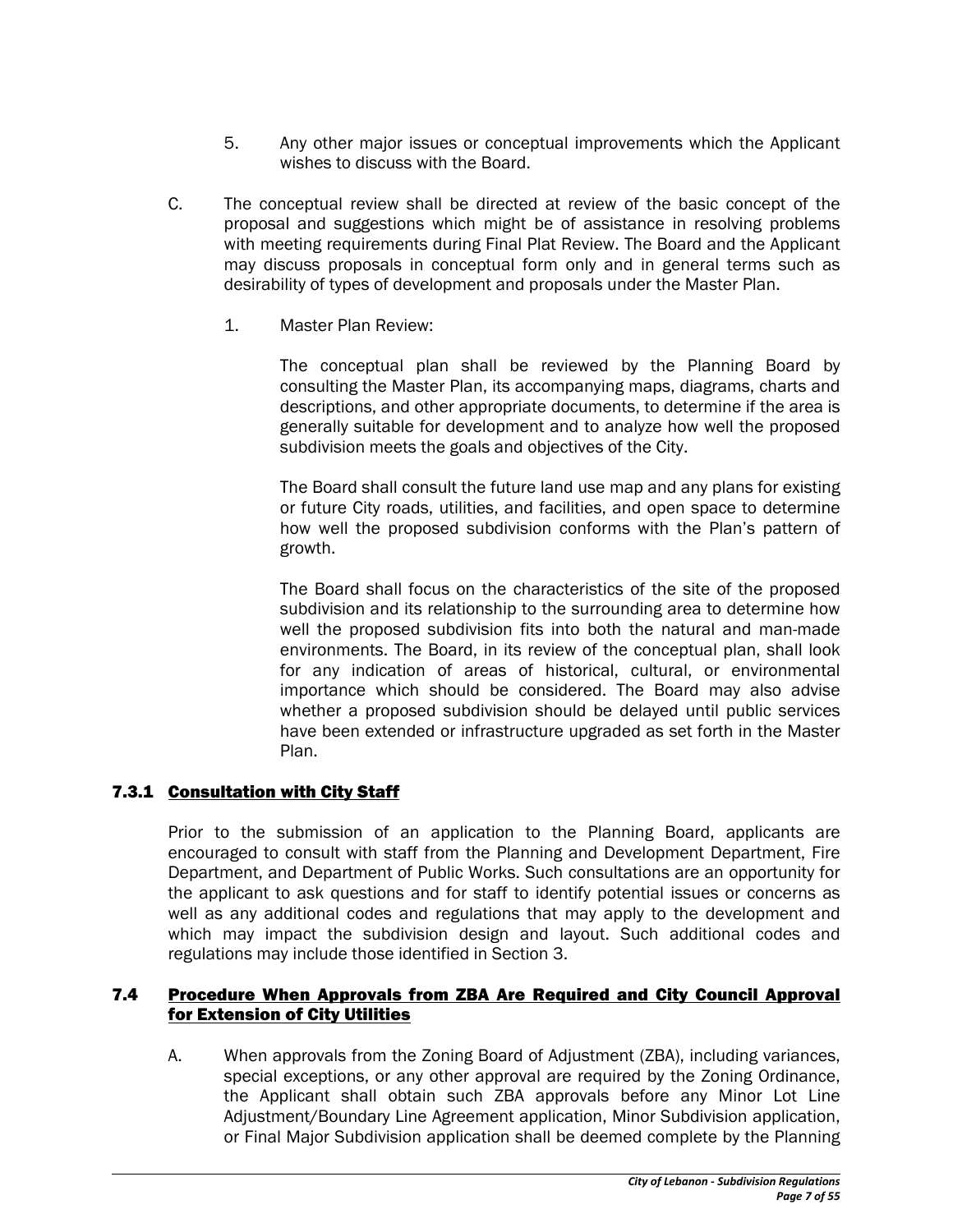5. Any other major issues or conceptual improvements which the Applicant wishes to discuss with the Board.

C. The conceptual review shall be directed at review of the basic concept of the proposal and suggestions which might be of assistance in resolving problems with meeting requirements during Final Plat Review. The Board and the Applicant may discuss proposals in conceptual form only and in general terms such as desirability of types of development and proposals under the Master Plan.

1. Master Plan Review:

The conceptual plan shall be reviewed by the Planning Board by consulting the Master Plan, its accompanying maps, diagrams, charts and descriptions, and other appropriate documents, to determine if the area is generally suitable for development and to analyze how well the proposed subdivision meets the goals and objectives of the City.

The Board shall consult the future land use map and any plans for existing or future City roads, utilities, and facilities, and open space to determine how well the proposed subdivision conforms with the Plan's pattern of growth.

The Board shall focus on the characteristics of the site of the proposed subdivision and its relationship to the surrounding area to determine how well the proposed subdivision fits into both the natural and man-made environments. The Board, in its review of the conceptual plan, shall look for any indication of areas of historical, cultural, or environmental importance which should be considered. The Board may also advise whether a proposed subdivision should be delayed until public services have been extended or infrastructure upgraded as set forth in the Master Plan.

### 7.3.1 Consultation with City Staff

Prior to the submission of an application to the Planning Board, applicants are encouraged to consult with staff from the Planning and Development Department, Fire Department, and Department of Public Works. Such consultations are an opportunity for the applicant to ask questions and for staff to identify potential issues or concerns as well as any additional codes and regulations that may apply to the development and which may impact the subdivision design and layout. Such additional codes and regulations may include those identified in Section 3.

## 7.4 Procedure When Approvals from ZBA Are Required and City Council Approval for Extension of City Utilities

A. When approvals from the Zoning Board of Adjustment (ZBA), including variances, special exceptions, or any other approval are required by the Zoning Ordinance, the Applicant shall obtain such ZBA approvals before any Minor Lot Line Adjustment/Boundary Line Agreement application, Minor Subdivision application, or Final Major Subdivision application shall be deemed complete by the Planning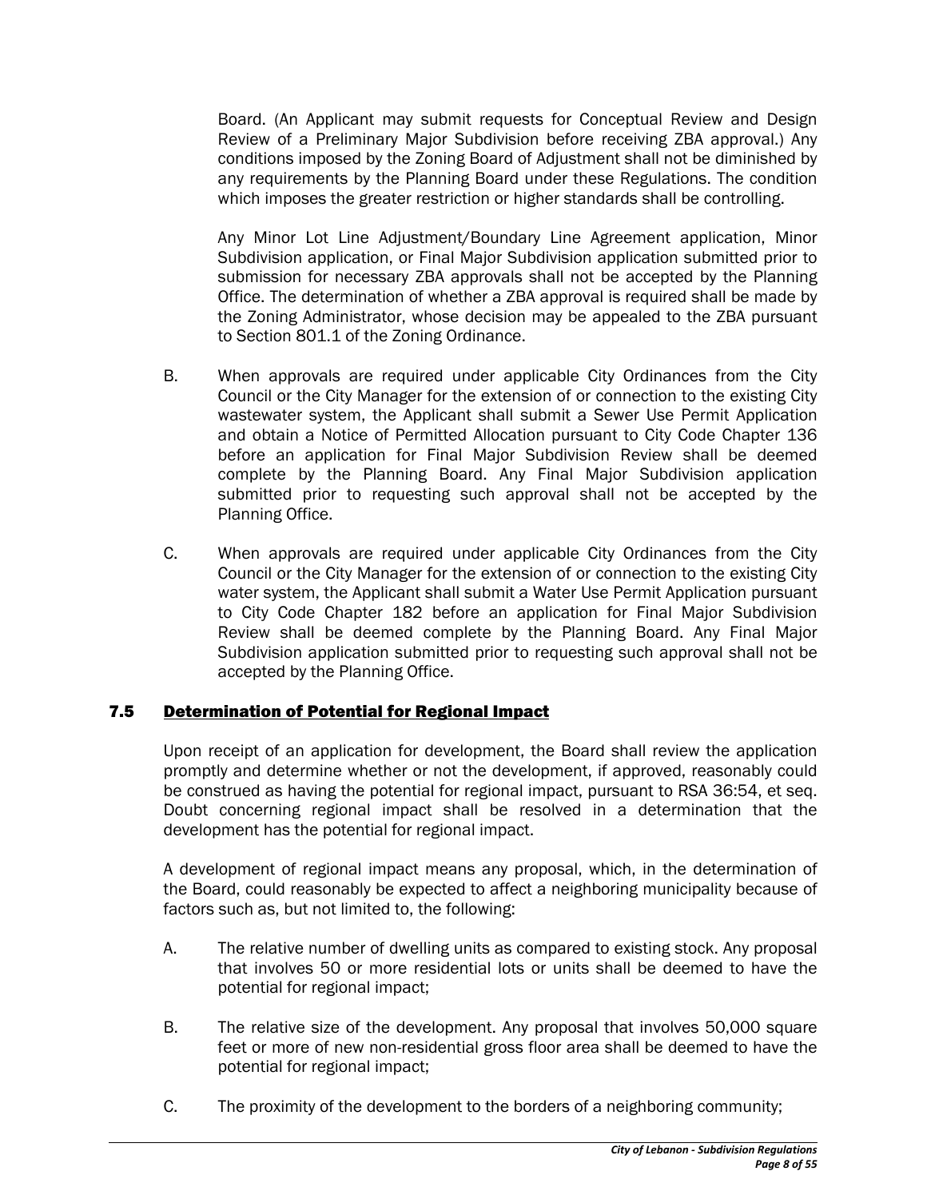Board. (An Applicant may submit requests for Conceptual Review and Design Review of a Preliminary Major Subdivision before receiving ZBA approval.) Any conditions imposed by the Zoning Board of Adjustment shall not be diminished by any requirements by the Planning Board under these Regulations. The condition which imposes the greater restriction or higher standards shall be controlling.

Any Minor Lot Line Adjustment/Boundary Line Agreement application, Minor Subdivision application, or Final Major Subdivision application submitted prior to submission for necessary ZBA approvals shall not be accepted by the Planning Office. The determination of whether a ZBA approval is required shall be made by the Zoning Administrator, whose decision may be appealed to the ZBA pursuant to Section 801.1 of the Zoning Ordinance.

B. When approvals are required under applicable City Ordinances from the City Council or the City Manager for the extension of or connection to the existing City wastewater system, the Applicant shall submit a Sewer Use Permit Application and obtain a Notice of Permitted Allocation pursuant to City Code Chapter 136 before an application for Final Major Subdivision Review shall be deemed complete by the Planning Board. Any Final Major Subdivision application submitted prior to requesting such approval shall not be accepted by the Planning Office.

C. When approvals are required under applicable City Ordinances from the City Council or the City Manager for the extension of or connection to the existing City water system, the Applicant shall submit a Water Use Permit Application pursuant to City Code Chapter 182 before an application for Final Major Subdivision Review shall be deemed complete by the Planning Board. Any Final Major Subdivision application submitted prior to requesting such approval shall not be accepted by the Planning Office.

## 7.5 Determination of Potential for Regional Impact

Upon receipt of an application for development, the Board shall review the application promptly and determine whether or not the development, if approved, reasonably could be construed as having the potential for regional impact, pursuant to RSA 36:54, et seq. Doubt concerning regional impact shall be resolved in a determination that the development has the potential for regional impact.

A development of regional impact means any proposal, which, in the determination of the Board, could reasonably be expected to affect a neighboring municipality because of factors such as, but not limited to, the following:

A. The relative number of dwelling units as compared to existing stock. Any proposal that involves 50 or more residential lots or units shall be deemed to have the potential for regional impact;

B. The relative size of the development. Any proposal that involves 50,000 square feet or more of new non-residential gross floor area shall be deemed to have the potential for regional impact;

C. The proximity of the development to the borders of a neighboring community;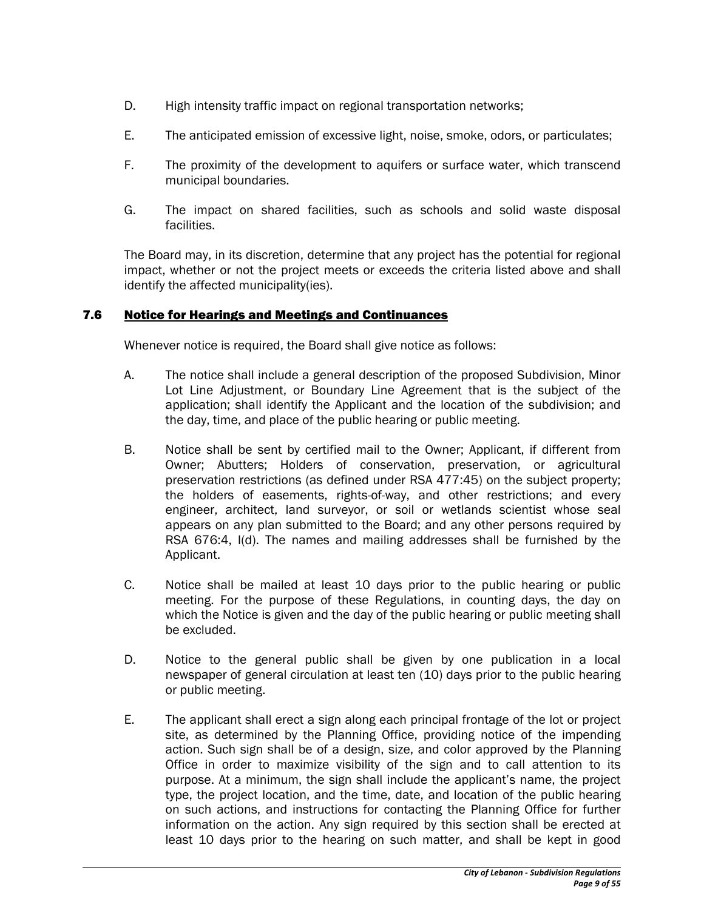D. High intensity traffic impact on regional transportation networks;

E. The anticipated emission of excessive light, noise, smoke, odors, or particulates;

F. The proximity of the development to aquifers or surface water, which transcend municipal boundaries.

G. The impact on shared facilities, such as schools and solid waste disposal facilities.

The Board may, in its discretion, determine that any project has the potential for regional impact, whether or not the project meets or exceeds the criteria listed above and shall identify the affected municipality(ies).

## 7.6 Notice for Hearings and Meetings and Continuances

Whenever notice is required, the Board shall give notice as follows:

A. The notice shall include a general description of the proposed Subdivision, Minor Lot Line Adjustment, or Boundary Line Agreement that is the subject of the application; shall identify the Applicant and the location of the subdivision; and the day, time, and place of the public hearing or public meeting.

B. Notice shall be sent by certified mail to the Owner; Applicant, if different from Owner; Abutters; Holders of conservation, preservation, or agricultural preservation restrictions (as defined under RSA 477:45) on the subject property; the holders of easements, rights-of-way, and other restrictions; and every engineer, architect, land surveyor, or soil or wetlands scientist whose seal appears on any plan submitted to the Board; and any other persons required by RSA 676:4, I(d). The names and mailing addresses shall be furnished by the Applicant.

C. Notice shall be mailed at least 10 days prior to the public hearing or public meeting. For the purpose of these Regulations, in counting days, the day on which the Notice is given and the day of the public hearing or public meeting shall be excluded.

D. Notice to the general public shall be given by one publication in a local newspaper of general circulation at least ten (10) days prior to the public hearing or public meeting.

E. The applicant shall erect a sign along each principal frontage of the lot or project site, as determined by the Planning Office, providing notice of the impending action. Such sign shall be of a design, size, and color approved by the Planning Office in order to maximize visibility of the sign and to call attention to its purpose. At a minimum, the sign shall include the applicant's name, the project type, the project location, and the time, date, and location of the public hearing on such actions, and instructions for contacting the Planning Office for further information on the action. Any sign required by this section shall be erected at least 10 days prior to the hearing on such matter, and shall be kept in good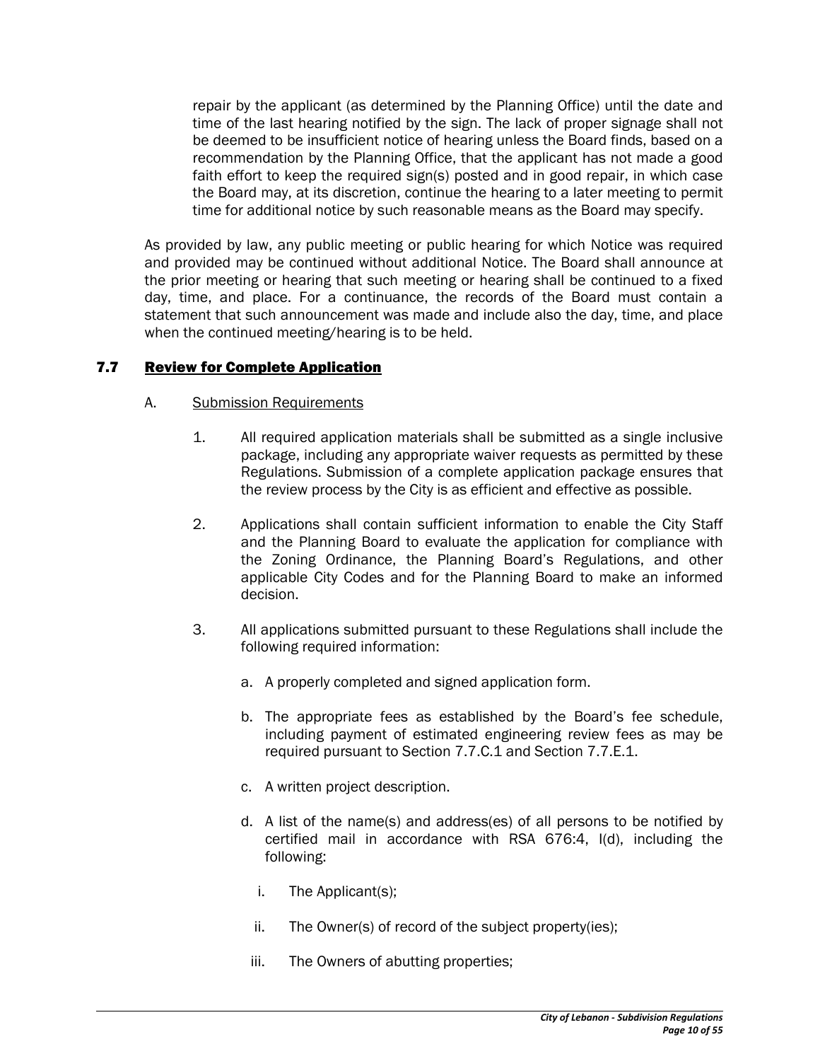repair by the applicant (as determined by the Planning Office) until the date and time of the last hearing notified by the sign. The lack of proper signage shall not be deemed to be insufficient notice of hearing unless the Board finds, based on a recommendation by the Planning Office, that the applicant has not made a good faith effort to keep the required sign(s) posted and in good repair, in which case the Board may, at its discretion, continue the hearing to a later meeting to permit time for additional notice by such reasonable means as the Board may specify.

As provided by law, any public meeting or public hearing for which Notice was required and provided may be continued without additional Notice. The Board shall announce at the prior meeting or hearing that such meeting or hearing shall be continued to a fixed day, time, and place. For a continuance, the records of the Board must contain a statement that such announcement was made and include also the day, time, and place when the continued meeting/hearing is to be held.

## 7.7 Review for Complete Application

A. Submission Requirements

1. All required application materials shall be submitted as a single inclusive package, including any appropriate waiver requests as permitted by these Regulations. Submission of a complete application package ensures that the review process by the City is as efficient and effective as possible.

2. Applications shall contain sufficient information to enable the City Staff and the Planning Board to evaluate the application for compliance with the Zoning Ordinance, the Planning Board's Regulations, and other applicable City Codes and for the Planning Board to make an informed decision.

3. All applications submitted pursuant to these Regulations shall include the following required information:

   a. A properly completed and signed application form.

   b. The appropriate fees as established by the Board's fee schedule, including payment of estimated engineering review fees as may be required pursuant to Section 7.7.C.1 and Section 7.7.E.1.

   c. A written project description.

   d. A list of the name(s) and address(es) of all persons to be notified by certified mail in accordance with RSA 676:4, I(d), including the following:

      i. The Applicant(s);

      ii. The Owner(s) of record of the subject property(ies);

      iii. The Owners of abutting properties;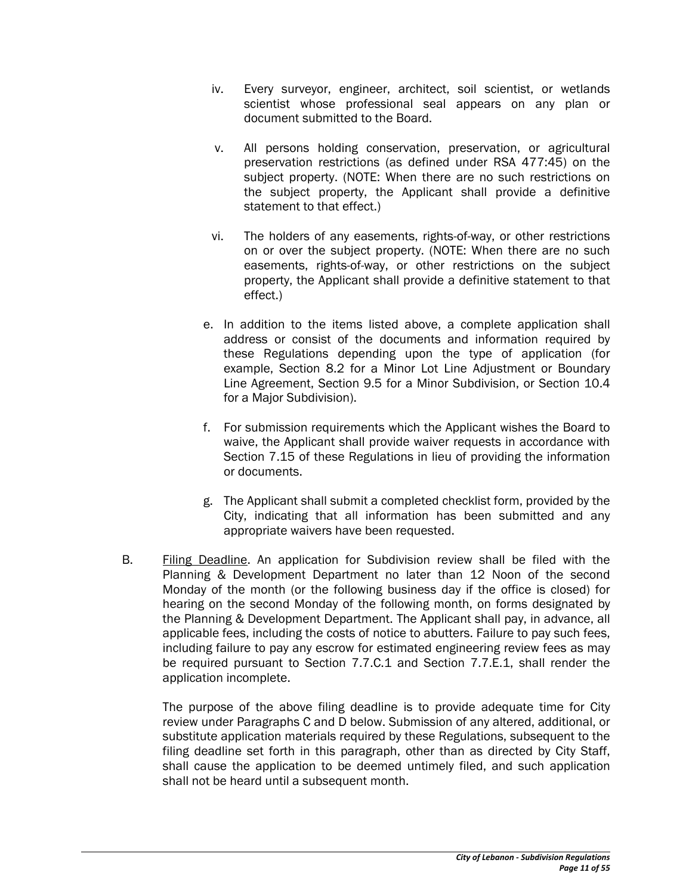iv. Every surveyor, engineer, architect, soil scientist, or wetlands scientist whose professional seal appears on any plan or document submitted to the Board.

v. All persons holding conservation, preservation, or agricultural preservation restrictions (as defined under RSA 477:45) on the subject property. (NOTE: When there are no such restrictions on the subject property, the Applicant shall provide a definitive statement to that effect.)

vi. The holders of any easements, rights-of-way, or other restrictions on or over the subject property. (NOTE: When there are no such easements, rights-of-way, or other restrictions on the subject property, the Applicant shall provide a definitive statement to that effect.)

e. In addition to the items listed above, a complete application shall address or consist of the documents and information required by these Regulations depending upon the type of application (for example, Section 8.2 for a Minor Lot Line Adjustment or Boundary Line Agreement, Section 9.5 for a Minor Subdivision, or Section 10.4 for a Major Subdivision).

f. For submission requirements which the Applicant wishes the Board to waive, the Applicant shall provide waiver requests in accordance with Section 7.15 of these Regulations in lieu of providing the information or documents.

g. The Applicant shall submit a completed checklist form, provided by the City, indicating that all information has been submitted and any appropriate waivers have been requested.

B. Filing Deadline. An application for Subdivision review shall be filed with the Planning & Development Department no later than 12 Noon of the second Monday of the month (or the following business day if the office is closed) for hearing on the second Monday of the following month, on forms designated by the Planning & Development Department. The Applicant shall pay, in advance, all applicable fees, including the costs of notice to abutters. Failure to pay such fees, including failure to pay any escrow for estimated engineering review fees as may be required pursuant to Section 7.7.C.1 and Section 7.7.E.1, shall render the application incomplete.

The purpose of the above filing deadline is to provide adequate time for City review under Paragraphs C and D below. Submission of any altered, additional, or substitute application materials required by these Regulations, subsequent to the filing deadline set forth in this paragraph, other than as directed by City Staff, shall cause the application to be deemed untimely filed, and such application shall not be heard until a subsequent month.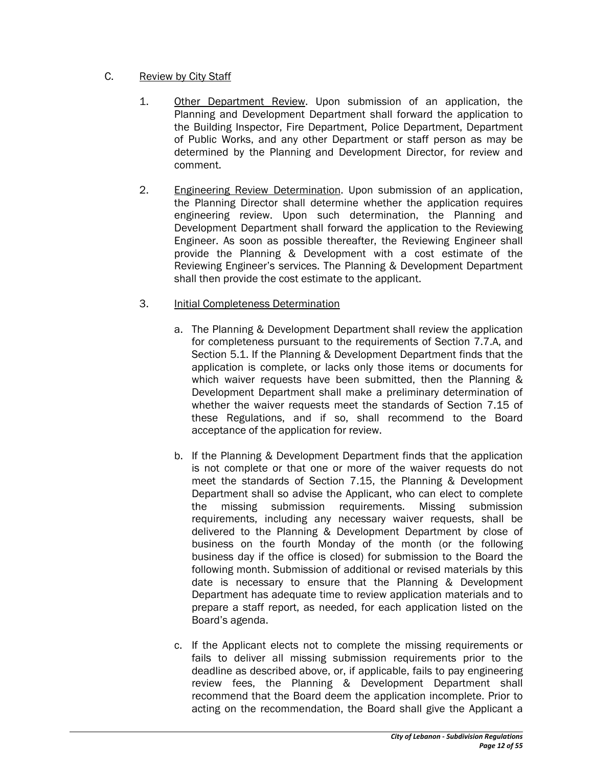C. Review by City Staff

1. Other Department Review. Upon submission of an application, the Planning and Development Department shall forward the application to the Building Inspector, Fire Department, Police Department, Department of Public Works, and any other Department or staff person as may be determined by the Planning and Development Director, for review and comment.

2. Engineering Review Determination. Upon submission of an application, the Planning Director shall determine whether the application requires engineering review. Upon such determination, the Planning and Development Department shall forward the application to the Reviewing Engineer. As soon as possible thereafter, the Reviewing Engineer shall provide the Planning & Development with a cost estimate of the Reviewing Engineer's services. The Planning & Development Department shall then provide the cost estimate to the applicant.

3. Initial Completeness Determination

   a. The Planning & Development Department shall review the application for completeness pursuant to the requirements of Section 7.7.A, and Section 5.1. If the Planning & Development Department finds that the application is complete, or lacks only those items or documents for which waiver requests have been submitted, then the Planning & Development Department shall make a preliminary determination of whether the waiver requests meet the standards of Section 7.15 of these Regulations, and if so, shall recommend to the Board acceptance of the application for review.

   b. If the Planning & Development Department finds that the application is not complete or that one or more of the waiver requests do not meet the standards of Section 7.15, the Planning & Development Department shall so advise the Applicant, who can elect to complete the missing submission requirements. Missing submission requirements, including any necessary waiver requests, shall be delivered to the Planning & Development Department by close of business on the fourth Monday of the month (or the following business day if the office is closed) for submission to the Board the following month. Submission of additional or revised materials by this date is necessary to ensure that the Planning & Development Department has adequate time to review application materials and to prepare a staff report, as needed, for each application listed on the Board's agenda.

   c. If the Applicant elects not to complete the missing requirements or fails to deliver all missing submission requirements prior to the deadline as described above, or, if applicable, fails to pay engineering review fees, the Planning & Development Department shall recommend that the Board deem the application incomplete. Prior to acting on the recommendation, the Board shall give the Applicant a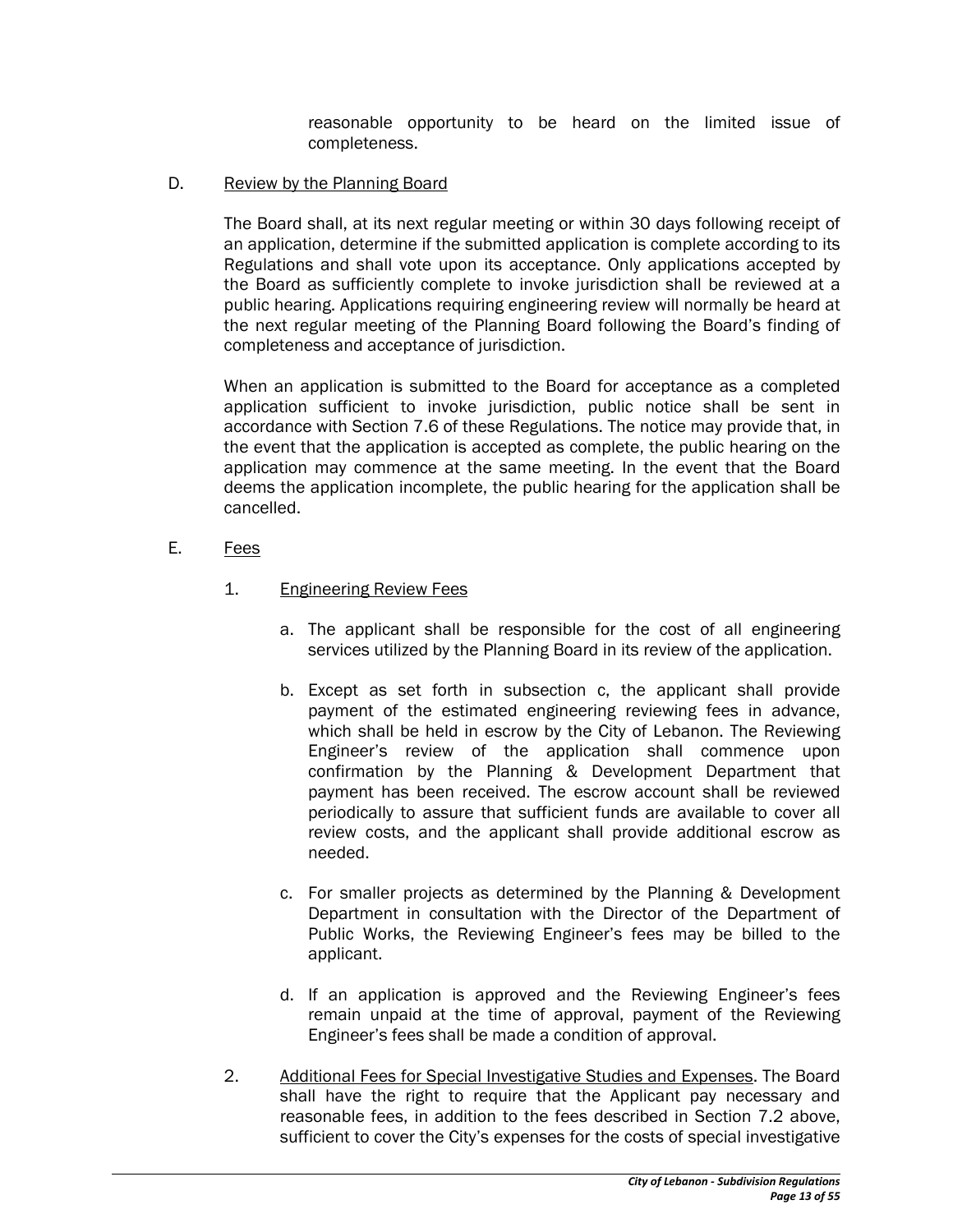reasonable opportunity to be heard on the limited issue of completeness.

D. Review by the Planning Board

The Board shall, at its next regular meeting or within 30 days following receipt of an application, determine if the submitted application is complete according to its Regulations and shall vote upon its acceptance. Only applications accepted by the Board as sufficiently complete to invoke jurisdiction shall be reviewed at a public hearing. Applications requiring engineering review will normally be heard at the next regular meeting of the Planning Board following the Board's finding of completeness and acceptance of jurisdiction.

When an application is submitted to the Board for acceptance as a completed application sufficient to invoke jurisdiction, public notice shall be sent in accordance with Section 7.6 of these Regulations. The notice may provide that, in the event that the application is accepted as complete, the public hearing on the application may commence at the same meeting. In the event that the Board deems the application incomplete, the public hearing for the application shall be cancelled.

E. Fees

1. Engineering Review Fees

   a. The applicant shall be responsible for the cost of all engineering services utilized by the Planning Board in its review of the application.

   b. Except as set forth in subsection c, the applicant shall provide payment of the estimated engineering reviewing fees in advance, which shall be held in escrow by the City of Lebanon. The Reviewing Engineer's review of the application shall commence upon confirmation by the Planning & Development Department that payment has been received. The escrow account shall be reviewed periodically to assure that sufficient funds are available to cover all review costs, and the applicant shall provide additional escrow as needed.

   c. For smaller projects as determined by the Planning & Development Department in consultation with the Director of the Department of Public Works, the Reviewing Engineer's fees may be billed to the applicant.

   d. If an application is approved and the Reviewing Engineer's fees remain unpaid at the time of approval, payment of the Reviewing Engineer's fees shall be made a condition of approval.

2. Additional Fees for Special Investigative Studies and Expenses. The Board shall have the right to require that the Applicant pay necessary and reasonable fees, in addition to the fees described in Section 7.2 above, sufficient to cover the City's expenses for the costs of special investigative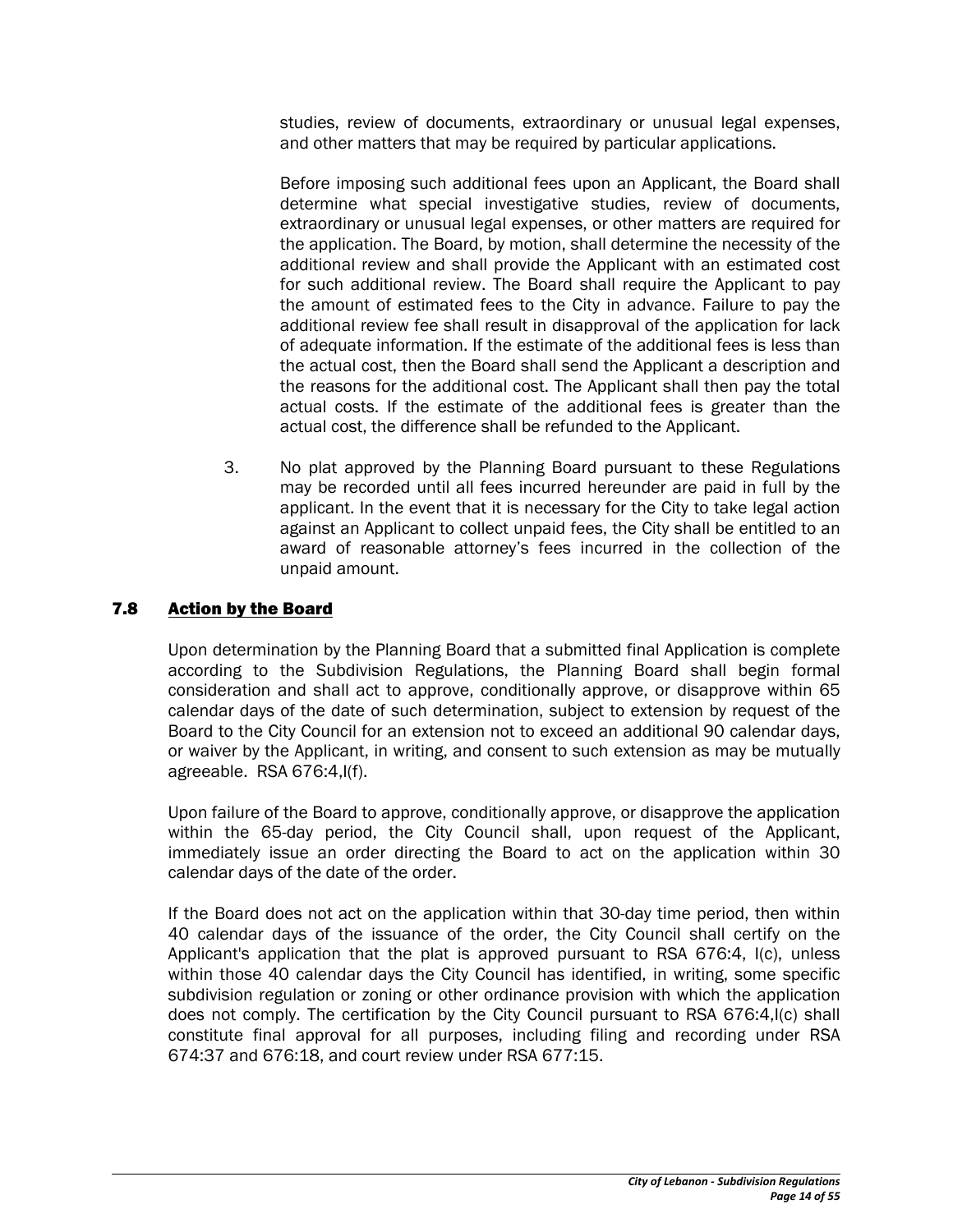studies, review of documents, extraordinary or unusual legal expenses, and other matters that may be required by particular applications.

Before imposing such additional fees upon an Applicant, the Board shall determine what special investigative studies, review of documents, extraordinary or unusual legal expenses, or other matters are required for the application. The Board, by motion, shall determine the necessity of the additional review and shall provide the Applicant with an estimated cost for such additional review. The Board shall require the Applicant to pay the amount of estimated fees to the City in advance. Failure to pay the additional review fee shall result in disapproval of the application for lack of adequate information. If the estimate of the additional fees is less than the actual cost, then the Board shall send the Applicant a description and the reasons for the additional cost. The Applicant shall then pay the total actual costs. If the estimate of the additional fees is greater than the actual cost, the difference shall be refunded to the Applicant.

3. No plat approved by the Planning Board pursuant to these Regulations may be recorded until all fees incurred hereunder are paid in full by the applicant. In the event that it is necessary for the City to take legal action against an Applicant to collect unpaid fees, the City shall be entitled to an award of reasonable attorney's fees incurred in the collection of the unpaid amount.

## 7.8 Action by the Board

Upon determination by the Planning Board that a submitted final Application is complete according to the Subdivision Regulations, the Planning Board shall begin formal consideration and shall act to approve, conditionally approve, or disapprove within 65 calendar days of the date of such determination, subject to extension by request of the Board to the City Council for an extension not to exceed an additional 90 calendar days, or waiver by the Applicant, in writing, and consent to such extension as may be mutually agreeable. RSA 676:4,I(f).

Upon failure of the Board to approve, conditionally approve, or disapprove the application within the 65-day period, the City Council shall, upon request of the Applicant, immediately issue an order directing the Board to act on the application within 30 calendar days of the date of the order.

If the Board does not act on the application within that 30-day time period, then within 40 calendar days of the issuance of the order, the City Council shall certify on the Applicant's application that the plat is approved pursuant to RSA 676:4, I(c), unless within those 40 calendar days the City Council has identified, in writing, some specific subdivision regulation or zoning or other ordinance provision with which the application does not comply. The certification by the City Council pursuant to RSA 676:4,I(c) shall constitute final approval for all purposes, including filing and recording under RSA 674:37 and 676:18, and court review under RSA 677:15.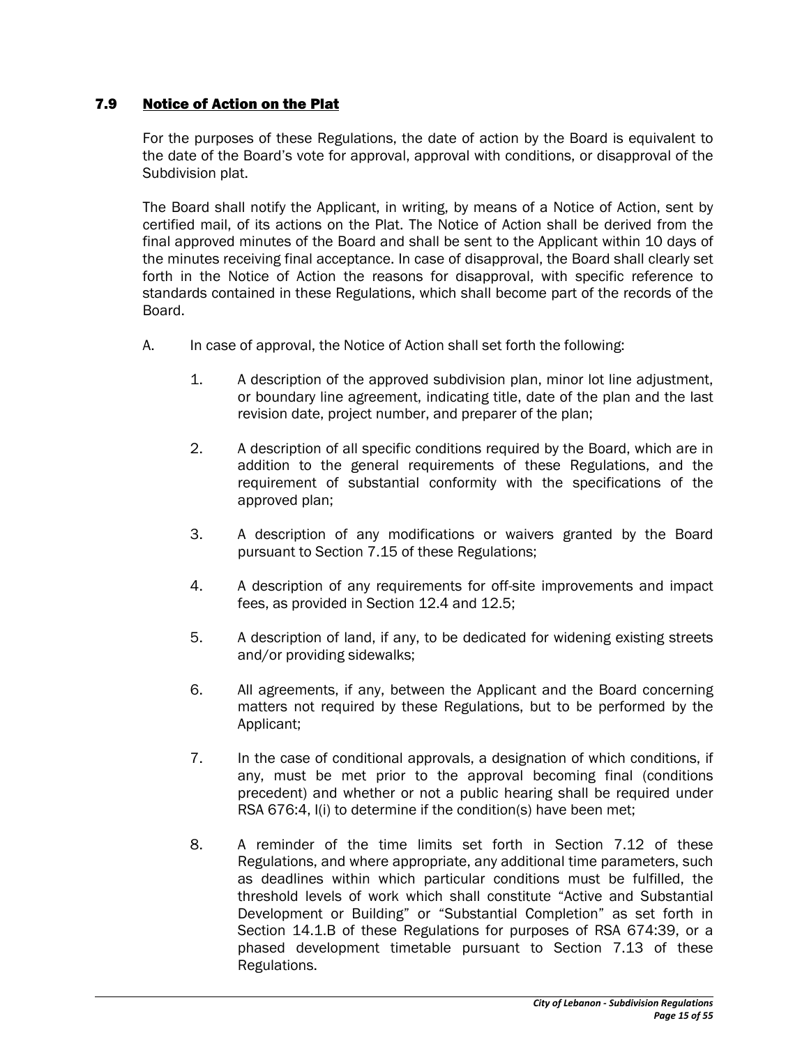## 7.9 Notice of Action on the Plat

For the purposes of these Regulations, the date of action by the Board is equivalent to the date of the Board's vote for approval, approval with conditions, or disapproval of the Subdivision plat.

The Board shall notify the Applicant, in writing, by means of a Notice of Action, sent by certified mail, of its actions on the Plat. The Notice of Action shall be derived from the final approved minutes of the Board and shall be sent to the Applicant within 10 days of the minutes receiving final acceptance. In case of disapproval, the Board shall clearly set forth in the Notice of Action the reasons for disapproval, with specific reference to standards contained in these Regulations, which shall become part of the records of the Board.

A. In case of approval, the Notice of Action shall set forth the following:

1. A description of the approved subdivision plan, minor lot line adjustment, or boundary line agreement, indicating title, date of the plan and the last revision date, project number, and preparer of the plan;

2. A description of all specific conditions required by the Board, which are in addition to the general requirements of these Regulations, and the requirement of substantial conformity with the specifications of the approved plan;

3. A description of any modifications or waivers granted by the Board pursuant to Section 7.15 of these Regulations;

4. A description of any requirements for off-site improvements and impact fees, as provided in Section 12.4 and 12.5;

5. A description of land, if any, to be dedicated for widening existing streets and/or providing sidewalks;

6. All agreements, if any, between the Applicant and the Board concerning matters not required by these Regulations, but to be performed by the Applicant;

7. In the case of conditional approvals, a designation of which conditions, if any, must be met prior to the approval becoming final (conditions precedent) and whether or not a public hearing shall be required under RSA 676:4, I(i) to determine if the condition(s) have been met;

8. A reminder of the time limits set forth in Section 7.12 of these Regulations, and where appropriate, any additional time parameters, such as deadlines within which particular conditions must be fulfilled, the threshold levels of work which shall constitute "Active and Substantial Development or Building" or "Substantial Completion" as set forth in Section 14.1.B of these Regulations for purposes of RSA 674:39, or a phased development timetable pursuant to Section 7.13 of these Regulations.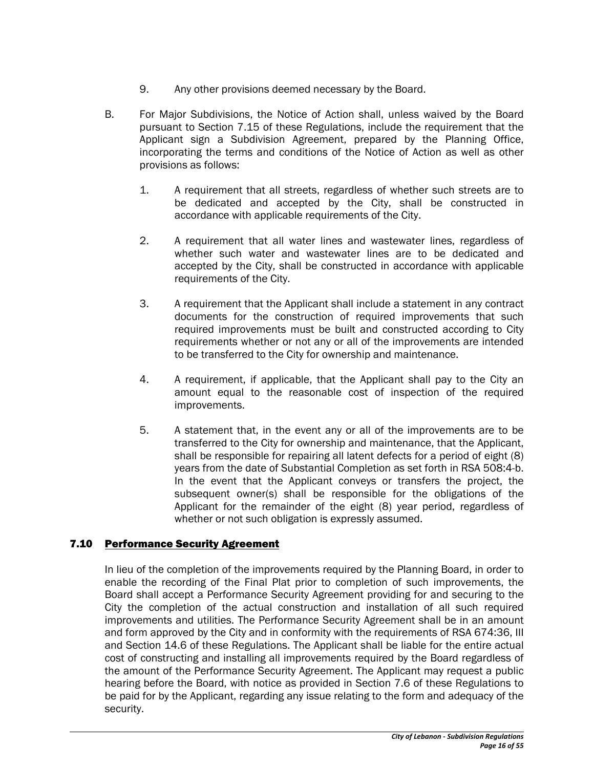9. Any other provisions deemed necessary by the Board.

B. For Major Subdivisions, the Notice of Action shall, unless waived by the Board pursuant to Section 7.15 of these Regulations, include the requirement that the Applicant sign a Subdivision Agreement, prepared by the Planning Office, incorporating the terms and conditions of the Notice of Action as well as other provisions as follows:

   1. A requirement that all streets, regardless of whether such streets are to be dedicated and accepted by the City, shall be constructed in accordance with applicable requirements of the City.

   2. A requirement that all water lines and wastewater lines, regardless of whether such water and wastewater lines are to be dedicated and accepted by the City, shall be constructed in accordance with applicable requirements of the City.

   3. A requirement that the Applicant shall include a statement in any contract documents for the construction of required improvements that such required improvements must be built and constructed according to City requirements whether or not any or all of the improvements are intended to be transferred to the City for ownership and maintenance.

   4. A requirement, if applicable, that the Applicant shall pay to the City an amount equal to the reasonable cost of inspection of the required improvements.

   5. A statement that, in the event any or all of the improvements are to be transferred to the City for ownership and maintenance, that the Applicant, shall be responsible for repairing all latent defects for a period of eight (8) years from the date of Substantial Completion as set forth in RSA 508:4-b. In the event that the Applicant conveys or transfers the project, the subsequent owner(s) shall be responsible for the obligations of the Applicant for the remainder of the eight (8) year period, regardless of whether or not such obligation is expressly assumed.

## 7.10 Performance Security Agreement

In lieu of the completion of the improvements required by the Planning Board, in order to enable the recording of the Final Plat prior to completion of such improvements, the Board shall accept a Performance Security Agreement providing for and securing to the City the completion of the actual construction and installation of all such required improvements and utilities. The Performance Security Agreement shall be in an amount and form approved by the City and in conformity with the requirements of RSA 674:36, III and Section 14.6 of these Regulations. The Applicant shall be liable for the entire actual cost of constructing and installing all improvements required by the Board regardless of the amount of the Performance Security Agreement. The Applicant may request a public hearing before the Board, with notice as provided in Section 7.6 of these Regulations to be paid for by the Applicant, regarding any issue relating to the form and adequacy of the security.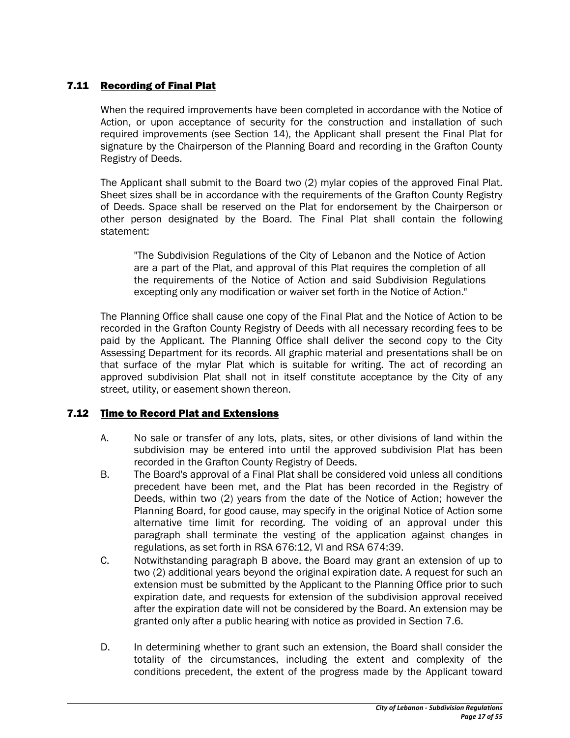## 7.11 Recording of Final Plat

When the required improvements have been completed in accordance with the Notice of Action, or upon acceptance of security for the construction and installation of such required improvements (see Section 14), the Applicant shall present the Final Plat for signature by the Chairperson of the Planning Board and recording in the Grafton County Registry of Deeds.

The Applicant shall submit to the Board two (2) mylar copies of the approved Final Plat. Sheet sizes shall be in accordance with the requirements of the Grafton County Registry of Deeds. Space shall be reserved on the Plat for endorsement by the Chairperson or other person designated by the Board. The Final Plat shall contain the following statement:

> "The Subdivision Regulations of the City of Lebanon and the Notice of Action are a part of the Plat, and approval of this Plat requires the completion of all the requirements of the Notice of Action and said Subdivision Regulations excepting only any modification or waiver set forth in the Notice of Action."

The Planning Office shall cause one copy of the Final Plat and the Notice of Action to be recorded in the Grafton County Registry of Deeds with all necessary recording fees to be paid by the Applicant. The Planning Office shall deliver the second copy to the City Assessing Department for its records. All graphic material and presentations shall be on that surface of the mylar Plat which is suitable for writing. The act of recording an approved subdivision Plat shall not in itself constitute acceptance by the City of any street, utility, or easement shown thereon.

## 7.12 Time to Record Plat and Extensions

A. No sale or transfer of any lots, plats, sites, or other divisions of land within the subdivision may be entered into until the approved subdivision Plat has been recorded in the Grafton County Registry of Deeds.

B. The Board's approval of a Final Plat shall be considered void unless all conditions precedent have been met, and the Plat has been recorded in the Registry of Deeds, within two (2) years from the date of the Notice of Action; however the Planning Board, for good cause, may specify in the original Notice of Action some alternative time limit for recording. The voiding of an approval under this paragraph shall terminate the vesting of the application against changes in regulations, as set forth in RSA 676:12, VI and RSA 674:39.

C. Notwithstanding paragraph B above, the Board may grant an extension of up to two (2) additional years beyond the original expiration date. A request for such an extension must be submitted by the Applicant to the Planning Office prior to such expiration date, and requests for extension of the subdivision approval received after the expiration date will not be considered by the Board. An extension may be granted only after a public hearing with notice as provided in Section 7.6.

D. In determining whether to grant such an extension, the Board shall consider the totality of the circumstances, including the extent and complexity of the conditions precedent, the extent of the progress made by the Applicant toward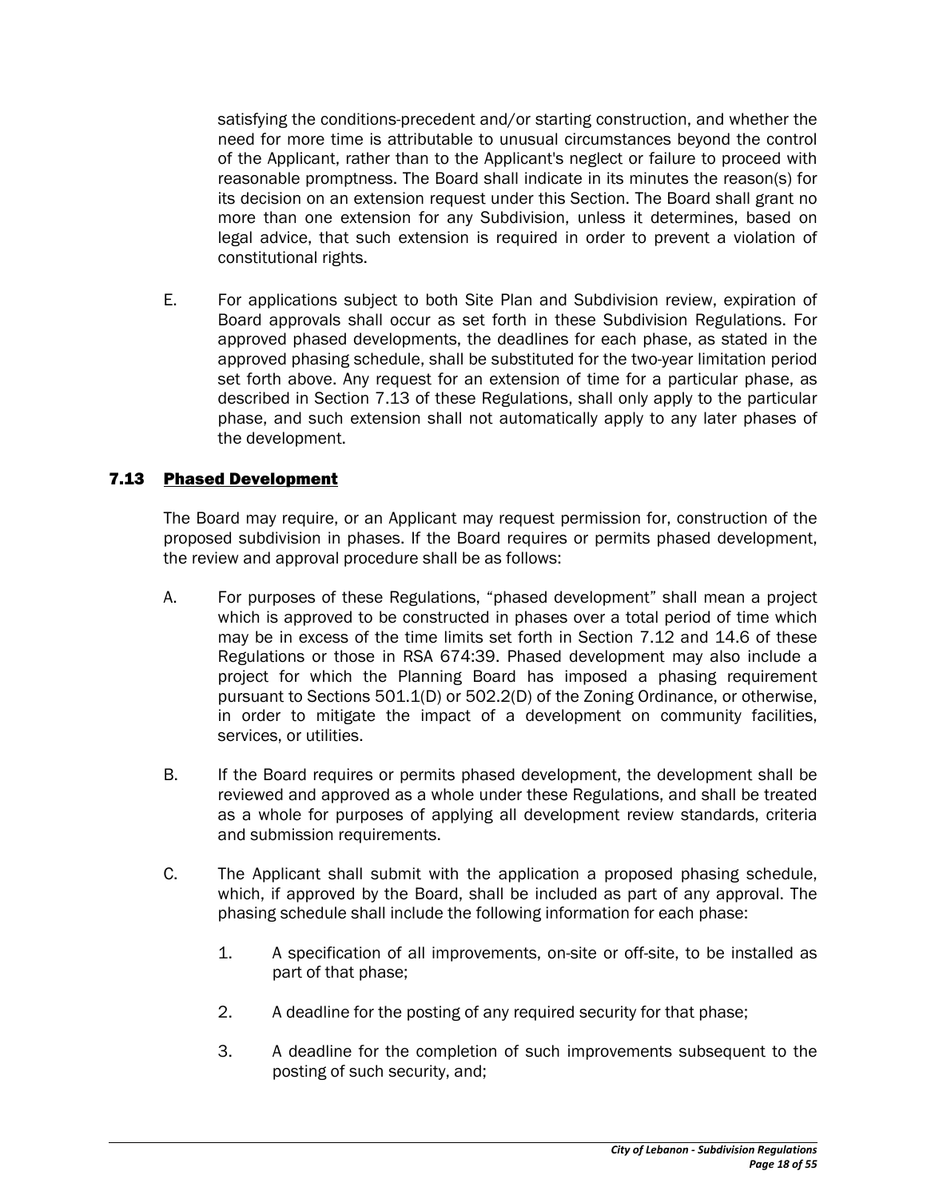satisfying the conditions-precedent and/or starting construction, and whether the need for more time is attributable to unusual circumstances beyond the control of the Applicant, rather than to the Applicant's neglect or failure to proceed with reasonable promptness. The Board shall indicate in its minutes the reason(s) for its decision on an extension request under this Section. The Board shall grant no more than one extension for any Subdivision, unless it determines, based on legal advice, that such extension is required in order to prevent a violation of constitutional rights.

E. For applications subject to both Site Plan and Subdivision review, expiration of Board approvals shall occur as set forth in these Subdivision Regulations. For approved phased developments, the deadlines for each phase, as stated in the approved phasing schedule, shall be substituted for the two-year limitation period set forth above. Any request for an extension of time for a particular phase, as described in Section 7.13 of these Regulations, shall only apply to the particular phase, and such extension shall not automatically apply to any later phases of the development.

## 7.13 Phased Development

The Board may require, or an Applicant may request permission for, construction of the proposed subdivision in phases. If the Board requires or permits phased development, the review and approval procedure shall be as follows:

A. For purposes of these Regulations, "phased development" shall mean a project which is approved to be constructed in phases over a total period of time which may be in excess of the time limits set forth in Section 7.12 and 14.6 of these Regulations or those in RSA 674:39. Phased development may also include a project for which the Planning Board has imposed a phasing requirement pursuant to Sections 501.1(D) or 502.2(D) of the Zoning Ordinance, or otherwise, in order to mitigate the impact of a development on community facilities, services, or utilities.

B. If the Board requires or permits phased development, the development shall be reviewed and approved as a whole under these Regulations, and shall be treated as a whole for purposes of applying all development review standards, criteria and submission requirements.

C. The Applicant shall submit with the application a proposed phasing schedule, which, if approved by the Board, shall be included as part of any approval. The phasing schedule shall include the following information for each phase:

1. A specification of all improvements, on-site or off-site, to be installed as part of that phase;

2. A deadline for the posting of any required security for that phase;

3. A deadline for the completion of such improvements subsequent to the posting of such security, and;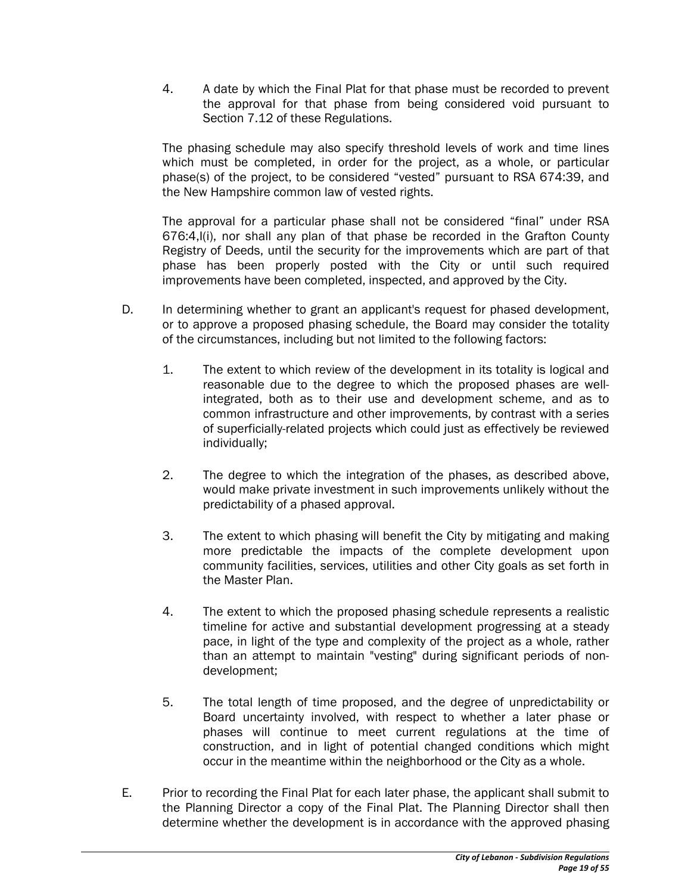4. A date by which the Final Plat for that phase must be recorded to prevent the approval for that phase from being considered void pursuant to Section 7.12 of these Regulations.

The phasing schedule may also specify threshold levels of work and time lines which must be completed, in order for the project, as a whole, or particular phase(s) of the project, to be considered "vested" pursuant to RSA 674:39, and the New Hampshire common law of vested rights.

The approval for a particular phase shall not be considered "final" under RSA 676:4,I(i), nor shall any plan of that phase be recorded in the Grafton County Registry of Deeds, until the security for the improvements which are part of that phase has been properly posted with the City or until such required improvements have been completed, inspected, and approved by the City.

D. In determining whether to grant an applicant's request for phased development, or to approve a proposed phasing schedule, the Board may consider the totality of the circumstances, including but not limited to the following factors:

1. The extent to which review of the development in its totality is logical and reasonable due to the degree to which the proposed phases are well-integrated, both as to their use and development scheme, and as to common infrastructure and other improvements, by contrast with a series of superficially-related projects which could just as effectively be reviewed individually;

2. The degree to which the integration of the phases, as described above, would make private investment in such improvements unlikely without the predictability of a phased approval.

3. The extent to which phasing will benefit the City by mitigating and making more predictable the impacts of the complete development upon community facilities, services, utilities and other City goals as set forth in the Master Plan.

4. The extent to which the proposed phasing schedule represents a realistic timeline for active and substantial development progressing at a steady pace, in light of the type and complexity of the project as a whole, rather than an attempt to maintain "vesting" during significant periods of non-development;

5. The total length of time proposed, and the degree of unpredictability or Board uncertainty involved, with respect to whether a later phase or phases will continue to meet current regulations at the time of construction, and in light of potential changed conditions which might occur in the meantime within the neighborhood or the City as a whole.

E. Prior to recording the Final Plat for each later phase, the applicant shall submit to the Planning Director a copy of the Final Plat. The Planning Director shall then determine whether the development is in accordance with the approved phasing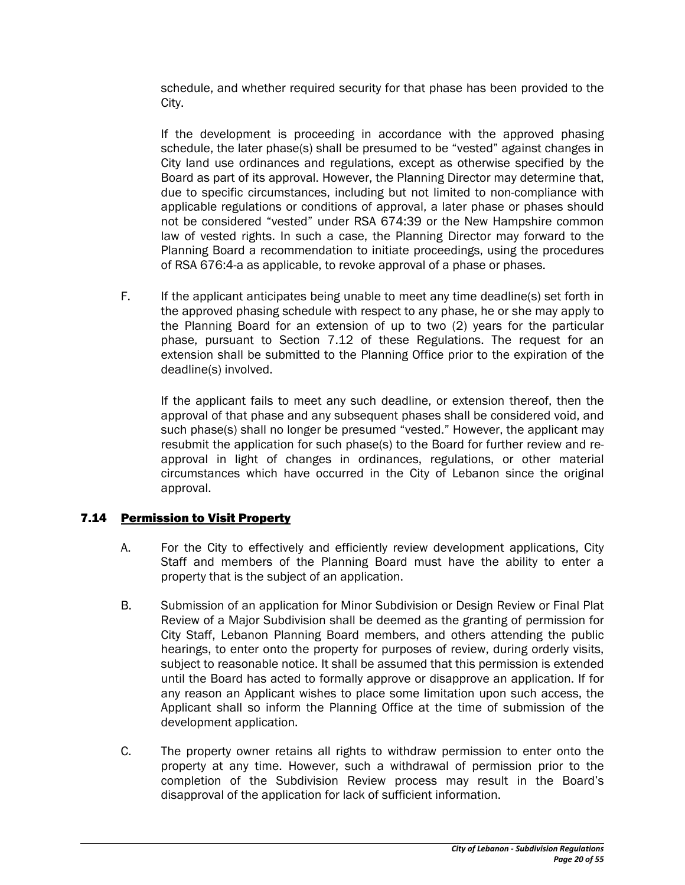schedule, and whether required security for that phase has been provided to the City.

If the development is proceeding in accordance with the approved phasing schedule, the later phase(s) shall be presumed to be "vested" against changes in City land use ordinances and regulations, except as otherwise specified by the Board as part of its approval. However, the Planning Director may determine that, due to specific circumstances, including but not limited to non-compliance with applicable regulations or conditions of approval, a later phase or phases should not be considered "vested" under RSA 674:39 or the New Hampshire common law of vested rights. In such a case, the Planning Director may forward to the Planning Board a recommendation to initiate proceedings, using the procedures of RSA 676:4-a as applicable, to revoke approval of a phase or phases.

F. If the applicant anticipates being unable to meet any time deadline(s) set forth in the approved phasing schedule with respect to any phase, he or she may apply to the Planning Board for an extension of up to two (2) years for the particular phase, pursuant to Section 7.12 of these Regulations. The request for an extension shall be submitted to the Planning Office prior to the expiration of the deadline(s) involved.

If the applicant fails to meet any such deadline, or extension thereof, then the approval of that phase and any subsequent phases shall be considered void, and such phase(s) shall no longer be presumed "vested." However, the applicant may resubmit the application for such phase(s) to the Board for further review and re-approval in light of changes in ordinances, regulations, or other material circumstances which have occurred in the City of Lebanon since the original approval.

## 7.14 Permission to Visit Property

A. For the City to effectively and efficiently review development applications, City Staff and members of the Planning Board must have the ability to enter a property that is the subject of an application.

B. Submission of an application for Minor Subdivision or Design Review or Final Plat Review of a Major Subdivision shall be deemed as the granting of permission for City Staff, Lebanon Planning Board members, and others attending the public hearings, to enter onto the property for purposes of review, during orderly visits, subject to reasonable notice. It shall be assumed that this permission is extended until the Board has acted to formally approve or disapprove an application. If for any reason an Applicant wishes to place some limitation upon such access, the Applicant shall so inform the Planning Office at the time of submission of the development application.

C. The property owner retains all rights to withdraw permission to enter onto the property at any time. However, such a withdrawal of permission prior to the completion of the Subdivision Review process may result in the Board's disapproval of the application for lack of sufficient information.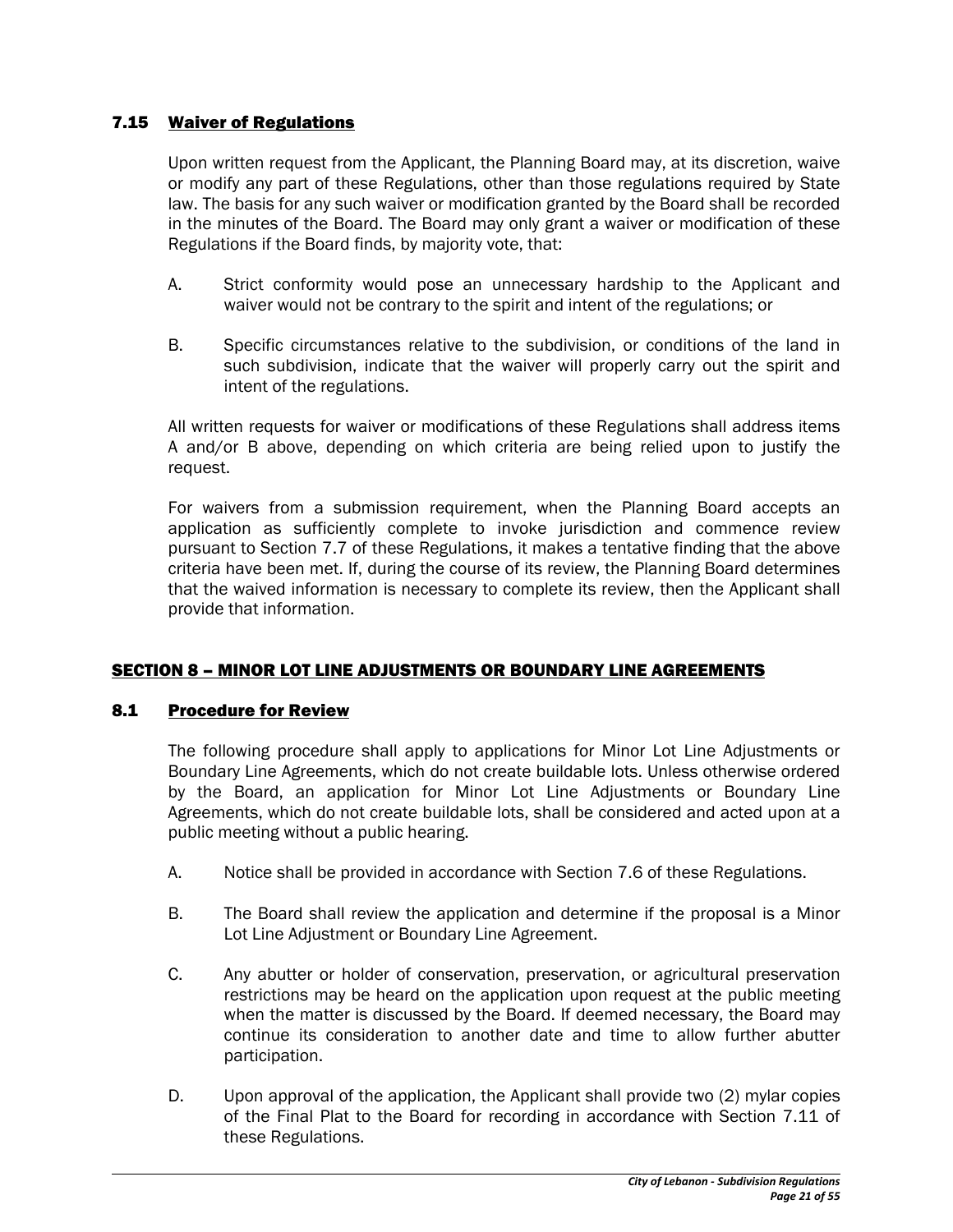### 7.15 Waiver of Regulations

Upon written request from the Applicant, the Planning Board may, at its discretion, waive or modify any part of these Regulations, other than those regulations required by State law. The basis for any such waiver or modification granted by the Board shall be recorded in the minutes of the Board. The Board may only grant a waiver or modification of these Regulations if the Board finds, by majority vote, that:

A. Strict conformity would pose an unnecessary hardship to the Applicant and waiver would not be contrary to the spirit and intent of the regulations; or

B. Specific circumstances relative to the subdivision, or conditions of the land in such subdivision, indicate that the waiver will properly carry out the spirit and intent of the regulations.

All written requests for waiver or modifications of these Regulations shall address items A and/or B above, depending on which criteria are being relied upon to justify the request.

For waivers from a submission requirement, when the Planning Board accepts an application as sufficiently complete to invoke jurisdiction and commence review pursuant to Section 7.7 of these Regulations, it makes a tentative finding that the above criteria have been met. If, during the course of its review, the Planning Board determines that the waived information is necessary to complete its review, then the Applicant shall provide that information.

## SECTION 8 – MINOR LOT LINE ADJUSTMENTS OR BOUNDARY LINE AGREEMENTS

### 8.1 Procedure for Review

The following procedure shall apply to applications for Minor Lot Line Adjustments or Boundary Line Agreements, which do not create buildable lots. Unless otherwise ordered by the Board, an application for Minor Lot Line Adjustments or Boundary Line Agreements, which do not create buildable lots, shall be considered and acted upon at a public meeting without a public hearing.

A. Notice shall be provided in accordance with Section 7.6 of these Regulations.

B. The Board shall review the application and determine if the proposal is a Minor Lot Line Adjustment or Boundary Line Agreement.

C. Any abutter or holder of conservation, preservation, or agricultural preservation restrictions may be heard on the application upon request at the public meeting when the matter is discussed by the Board. If deemed necessary, the Board may continue its consideration to another date and time to allow further abutter participation.

D. Upon approval of the application, the Applicant shall provide two (2) mylar copies of the Final Plat to the Board for recording in accordance with Section 7.11 of these Regulations.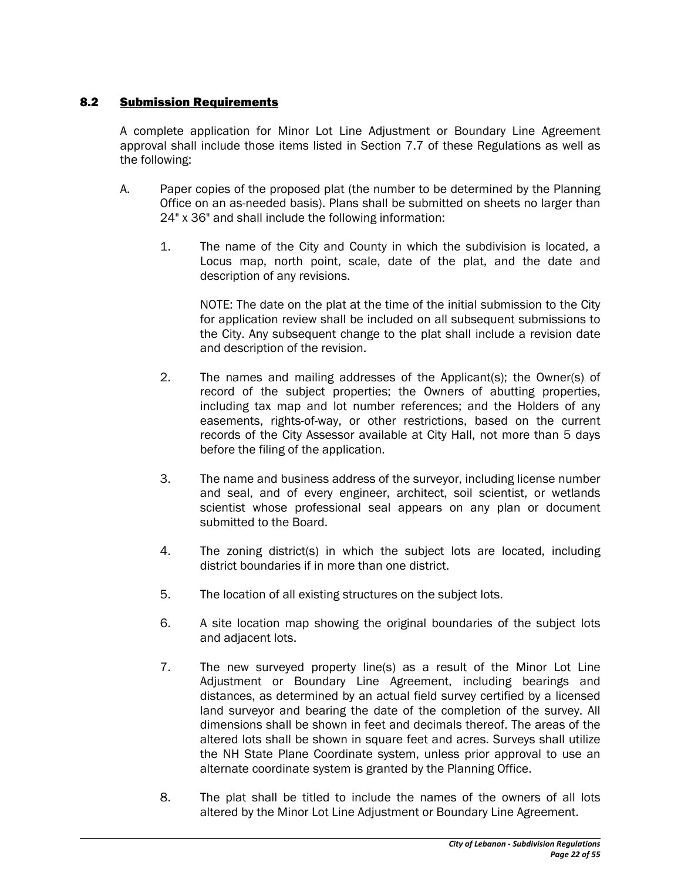## 8.2 Submission Requirements

A complete application for Minor Lot Line Adjustment or Boundary Line Agreement approval shall include those items listed in Section 7.7 of these Regulations as well as the following:

A. Paper copies of the proposed plat (the number to be determined by the Planning Office on an as-needed basis). Plans shall be submitted on sheets no larger than 24" x 36" and shall include the following information:

   1. The name of the City and County in which the subdivision is located, a Locus map, north point, scale, date of the plat, and the date and description of any revisions.

      NOTE: The date on the plat at the time of the initial submission to the City for application review shall be included on all subsequent submissions to the City. Any subsequent change to the plat shall include a revision date and description of the revision.

   2. The names and mailing addresses of the Applicant(s); the Owner(s) of record of the subject properties; the Owners of abutting properties, including tax map and lot number references; and the Holders of any easements, rights-of-way, or other restrictions, based on the current records of the City Assessor available at City Hall, not more than 5 days before the filing of the application.

   3. The name and business address of the surveyor, including license number and seal, and of every engineer, architect, soil scientist, or wetlands scientist whose professional seal appears on any plan or document submitted to the Board.

   4. The zoning district(s) in which the subject lots are located, including district boundaries if in more than one district.

   5. The location of all existing structures on the subject lots.

   6. A site location map showing the original boundaries of the subject lots and adjacent lots.

   7. The new surveyed property line(s) as a result of the Minor Lot Line Adjustment or Boundary Line Agreement, including bearings and distances, as determined by an actual field survey certified by a licensed land surveyor and bearing the date of the completion of the survey. All dimensions shall be shown in feet and decimals thereof. The areas of the altered lots shall be shown in square feet and acres. Surveys shall utilize the NH State Plane Coordinate system, unless prior approval to use an alternate coordinate system is granted by the Planning Office.

   8. The plat shall be titled to include the names of the owners of all lots altered by the Minor Lot Line Adjustment or Boundary Line Agreement.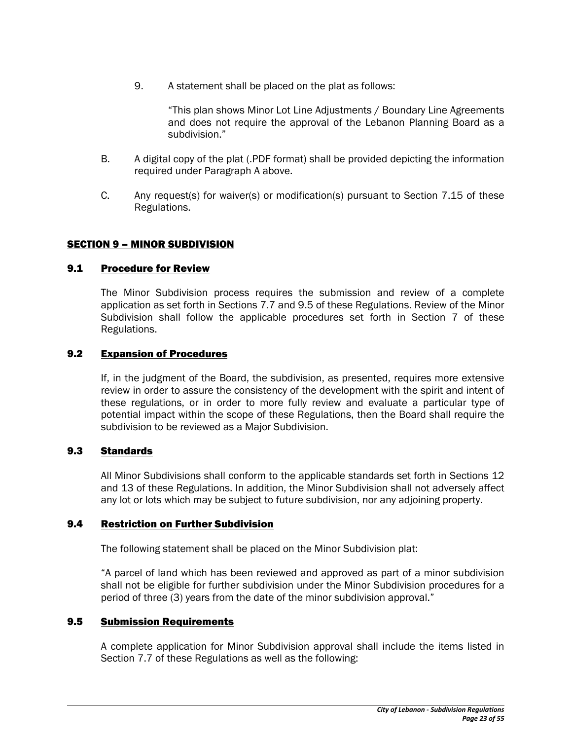9. A statement shall be placed on the plat as follows:

   "This plan shows Minor Lot Line Adjustments / Boundary Line Agreements and does not require the approval of the Lebanon Planning Board as a subdivision."

B. A digital copy of the plat (.PDF format) shall be provided depicting the information required under Paragraph A above.

C. Any request(s) for waiver(s) or modification(s) pursuant to Section 7.15 of these Regulations.

## SECTION 9 – MINOR SUBDIVISION

### 9.1 Procedure for Review

The Minor Subdivision process requires the submission and review of a complete application as set forth in Sections 7.7 and 9.5 of these Regulations. Review of the Minor Subdivision shall follow the applicable procedures set forth in Section 7 of these Regulations.

### 9.2 Expansion of Procedures

If, in the judgment of the Board, the subdivision, as presented, requires more extensive review in order to assure the consistency of the development with the spirit and intent of these regulations, or in order to more fully review and evaluate a particular type of potential impact within the scope of these Regulations, then the Board shall require the subdivision to be reviewed as a Major Subdivision.

### 9.3 Standards

All Minor Subdivisions shall conform to the applicable standards set forth in Sections 12 and 13 of these Regulations. In addition, the Minor Subdivision shall not adversely affect any lot or lots which may be subject to future subdivision, nor any adjoining property.

### 9.4 Restriction on Further Subdivision

The following statement shall be placed on the Minor Subdivision plat:

"A parcel of land which has been reviewed and approved as part of a minor subdivision shall not be eligible for further subdivision under the Minor Subdivision procedures for a period of three (3) years from the date of the minor subdivision approval."

### 9.5 Submission Requirements

A complete application for Minor Subdivision approval shall include the items listed in Section 7.7 of these Regulations as well as the following: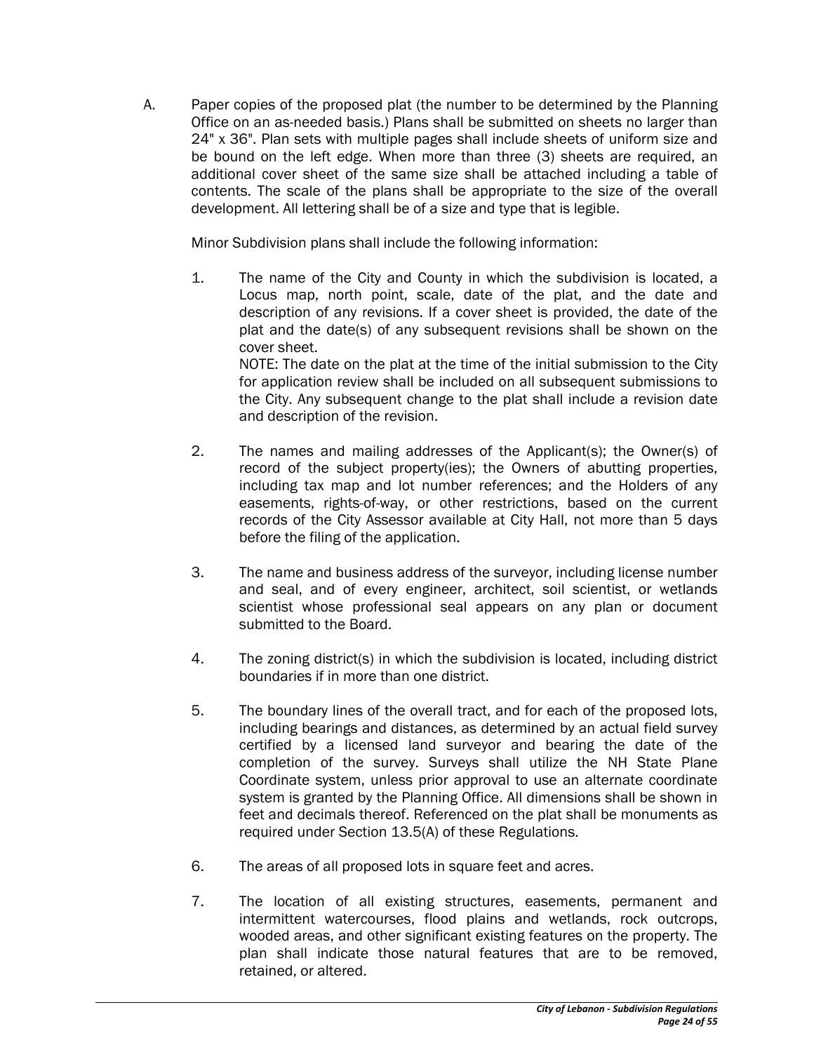A. Paper copies of the proposed plat (the number to be determined by the Planning Office on an as-needed basis.) Plans shall be submitted on sheets no larger than 24" x 36". Plan sets with multiple pages shall include sheets of uniform size and be bound on the left edge. When more than three (3) sheets are required, an additional cover sheet of the same size shall be attached including a table of contents. The scale of the plans shall be appropriate to the size of the overall development. All lettering shall be of a size and type that is legible.

   Minor Subdivision plans shall include the following information:

   1. The name of the City and County in which the subdivision is located, a Locus map, north point, scale, date of the plat, and the date and description of any revisions. If a cover sheet is provided, the date of the plat and the date(s) of any subsequent revisions shall be shown on the cover sheet.
      NOTE: The date on the plat at the time of the initial submission to the City for application review shall be included on all subsequent submissions to the City. Any subsequent change to the plat shall include a revision date and description of the revision.

   2. The names and mailing addresses of the Applicant(s); the Owner(s) of record of the subject property(ies); the Owners of abutting properties, including tax map and lot number references; and the Holders of any easements, rights-of-way, or other restrictions, based on the current records of the City Assessor available at City Hall, not more than 5 days before the filing of the application.

   3. The name and business address of the surveyor, including license number and seal, and of every engineer, architect, soil scientist, or wetlands scientist whose professional seal appears on any plan or document submitted to the Board.

   4. The zoning district(s) in which the subdivision is located, including district boundaries if in more than one district.

   5. The boundary lines of the overall tract, and for each of the proposed lots, including bearings and distances, as determined by an actual field survey certified by a licensed land surveyor and bearing the date of the completion of the survey. Surveys shall utilize the NH State Plane Coordinate system, unless prior approval to use an alternate coordinate system is granted by the Planning Office. All dimensions shall be shown in feet and decimals thereof. Referenced on the plat shall be monuments as required under Section 13.5(A) of these Regulations.

   6. The areas of all proposed lots in square feet and acres.

   7. The location of all existing structures, easements, permanent and intermittent watercourses, flood plains and wetlands, rock outcrops, wooded areas, and other significant existing features on the property. The plan shall indicate those natural features that are to be removed, retained, or altered.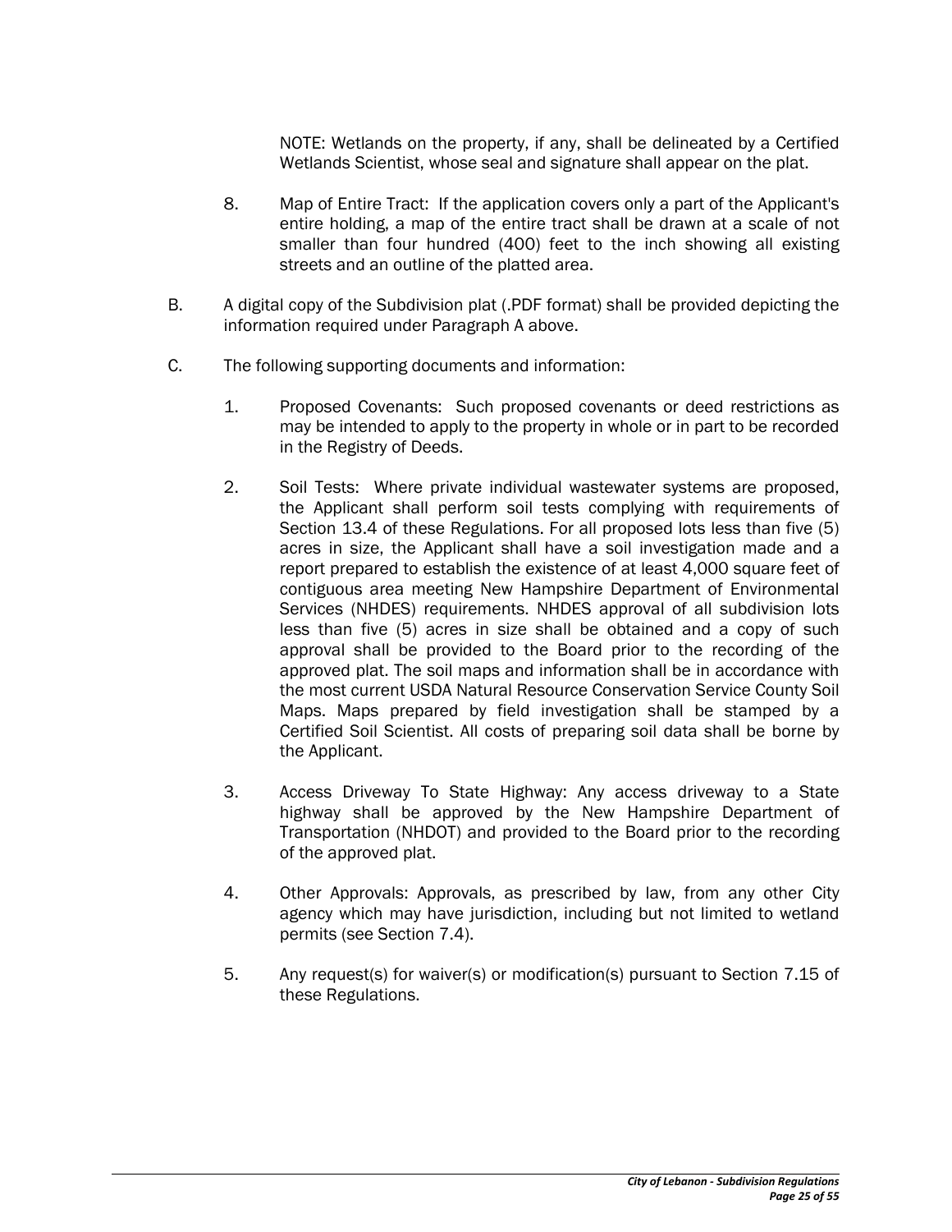NOTE: Wetlands on the property, if any, shall be delineated by a Certified Wetlands Scientist, whose seal and signature shall appear on the plat.

8. Map of Entire Tract: If the application covers only a part of the Applicant's entire holding, a map of the entire tract shall be drawn at a scale of not smaller than four hundred (400) feet to the inch showing all existing streets and an outline of the platted area.

B. A digital copy of the Subdivision plat (.PDF format) shall be provided depicting the information required under Paragraph A above.

C. The following supporting documents and information:

1. Proposed Covenants: Such proposed covenants or deed restrictions as may be intended to apply to the property in whole or in part to be recorded in the Registry of Deeds.

2. Soil Tests: Where private individual wastewater systems are proposed, the Applicant shall perform soil tests complying with requirements of Section 13.4 of these Regulations. For all proposed lots less than five (5) acres in size, the Applicant shall have a soil investigation made and a report prepared to establish the existence of at least 4,000 square feet of contiguous area meeting New Hampshire Department of Environmental Services (NHDES) requirements. NHDES approval of all subdivision lots less than five (5) acres in size shall be obtained and a copy of such approval shall be provided to the Board prior to the recording of the approved plat. The soil maps and information shall be in accordance with the most current USDA Natural Resource Conservation Service County Soil Maps. Maps prepared by field investigation shall be stamped by a Certified Soil Scientist. All costs of preparing soil data shall be borne by the Applicant.

3. Access Driveway To State Highway: Any access driveway to a State highway shall be approved by the New Hampshire Department of Transportation (NHDOT) and provided to the Board prior to the recording of the approved plat.

4. Other Approvals: Approvals, as prescribed by law, from any other City agency which may have jurisdiction, including but not limited to wetland permits (see Section 7.4).

5. Any request(s) for waiver(s) or modification(s) pursuant to Section 7.15 of these Regulations.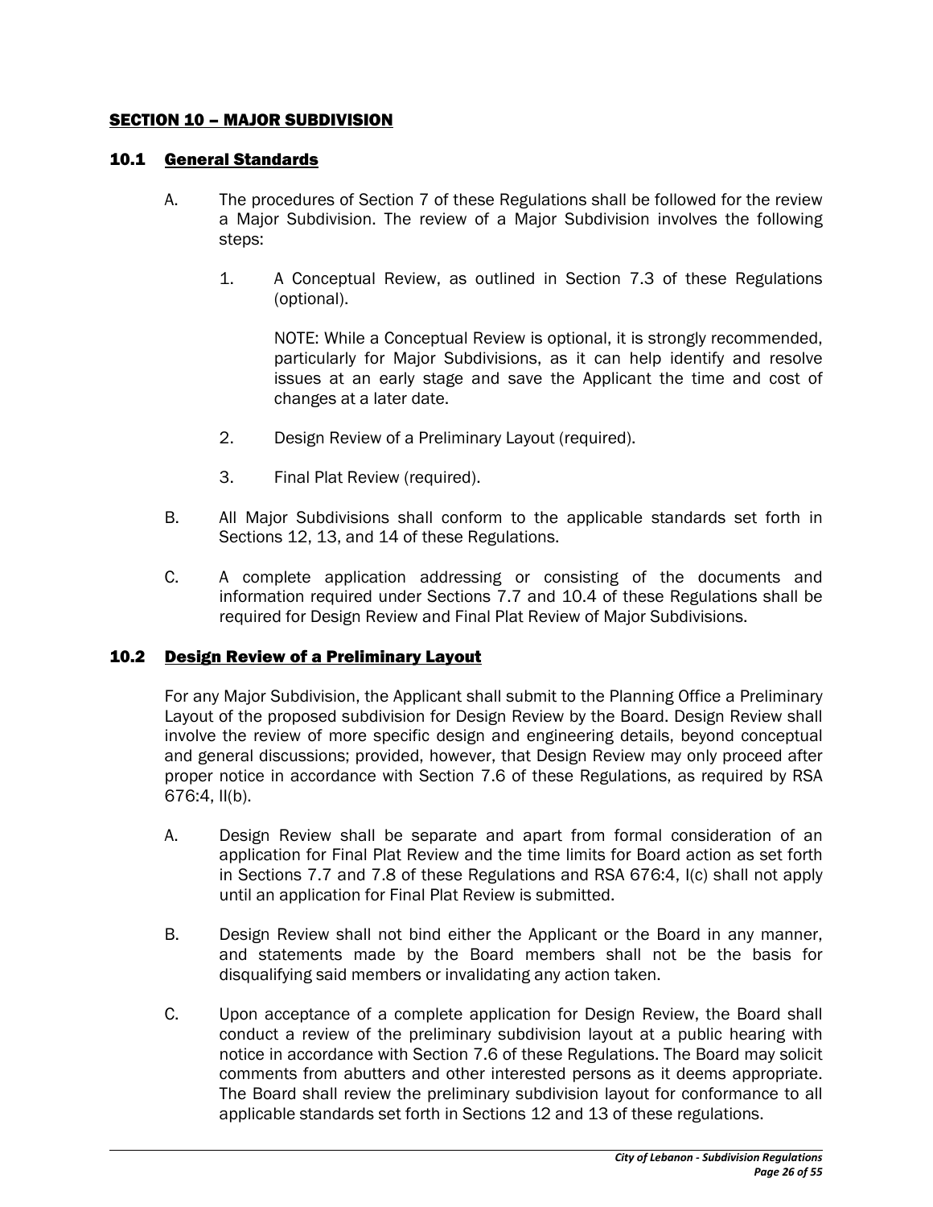# SECTION 10 – MAJOR SUBDIVISION

## 10.1 General Standards

A. The procedures of Section 7 of these Regulations shall be followed for the review a Major Subdivision. The review of a Major Subdivision involves the following steps:

   1. A Conceptual Review, as outlined in Section 7.3 of these Regulations (optional).

      NOTE: While a Conceptual Review is optional, it is strongly recommended, particularly for Major Subdivisions, as it can help identify and resolve issues at an early stage and save the Applicant the time and cost of changes at a later date.

   2. Design Review of a Preliminary Layout (required).

   3. Final Plat Review (required).

B. All Major Subdivisions shall conform to the applicable standards set forth in Sections 12, 13, and 14 of these Regulations.

C. A complete application addressing or consisting of the documents and information required under Sections 7.7 and 10.4 of these Regulations shall be required for Design Review and Final Plat Review of Major Subdivisions.

## 10.2 Design Review of a Preliminary Layout

For any Major Subdivision, the Applicant shall submit to the Planning Office a Preliminary Layout of the proposed subdivision for Design Review by the Board. Design Review shall involve the review of more specific design and engineering details, beyond conceptual and general discussions; provided, however, that Design Review may only proceed after proper notice in accordance with Section 7.6 of these Regulations, as required by RSA 676:4, II(b).

A. Design Review shall be separate and apart from formal consideration of an application for Final Plat Review and the time limits for Board action as set forth in Sections 7.7 and 7.8 of these Regulations and RSA 676:4, I(c) shall not apply until an application for Final Plat Review is submitted.

B. Design Review shall not bind either the Applicant or the Board in any manner, and statements made by the Board members shall not be the basis for disqualifying said members or invalidating any action taken.

C. Upon acceptance of a complete application for Design Review, the Board shall conduct a review of the preliminary subdivision layout at a public hearing with notice in accordance with Section 7.6 of these Regulations. The Board may solicit comments from abutters and other interested persons as it deems appropriate. The Board shall review the preliminary subdivision layout for conformance to all applicable standards set forth in Sections 12 and 13 of these regulations.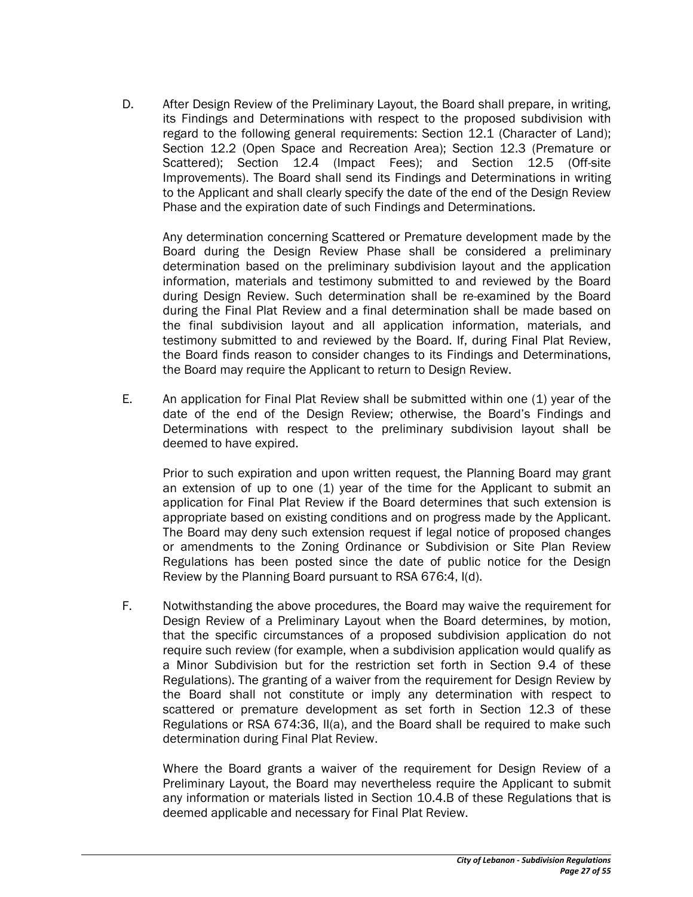D. After Design Review of the Preliminary Layout, the Board shall prepare, in writing, its Findings and Determinations with respect to the proposed subdivision with regard to the following general requirements: Section 12.1 (Character of Land); Section 12.2 (Open Space and Recreation Area); Section 12.3 (Premature or Scattered); Section 12.4 (Impact Fees); and Section 12.5 (Off-site Improvements). The Board shall send its Findings and Determinations in writing to the Applicant and shall clearly specify the date of the end of the Design Review Phase and the expiration date of such Findings and Determinations.

   Any determination concerning Scattered or Premature development made by the Board during the Design Review Phase shall be considered a preliminary determination based on the preliminary subdivision layout and the application information, materials and testimony submitted to and reviewed by the Board during Design Review. Such determination shall be re-examined by the Board during the Final Plat Review and a final determination shall be made based on the final subdivision layout and all application information, materials, and testimony submitted to and reviewed by the Board. If, during Final Plat Review, the Board finds reason to consider changes to its Findings and Determinations, the Board may require the Applicant to return to Design Review.

E. An application for Final Plat Review shall be submitted within one (1) year of the date of the end of the Design Review; otherwise, the Board's Findings and Determinations with respect to the preliminary subdivision layout shall be deemed to have expired.

   Prior to such expiration and upon written request, the Planning Board may grant an extension of up to one (1) year of the time for the Applicant to submit an application for Final Plat Review if the Board determines that such extension is appropriate based on existing conditions and on progress made by the Applicant. The Board may deny such extension request if legal notice of proposed changes or amendments to the Zoning Ordinance or Subdivision or Site Plan Review Regulations has been posted since the date of public notice for the Design Review by the Planning Board pursuant to RSA 676:4, I(d).

F. Notwithstanding the above procedures, the Board may waive the requirement for Design Review of a Preliminary Layout when the Board determines, by motion, that the specific circumstances of a proposed subdivision application do not require such review (for example, when a subdivision application would qualify as a Minor Subdivision but for the restriction set forth in Section 9.4 of these Regulations). The granting of a waiver from the requirement for Design Review by the Board shall not constitute or imply any determination with respect to scattered or premature development as set forth in Section 12.3 of these Regulations or RSA 674:36, II(a), and the Board shall be required to make such determination during Final Plat Review.

   Where the Board grants a waiver of the requirement for Design Review of a Preliminary Layout, the Board may nevertheless require the Applicant to submit any information or materials listed in Section 10.4.B of these Regulations that is deemed applicable and necessary for Final Plat Review.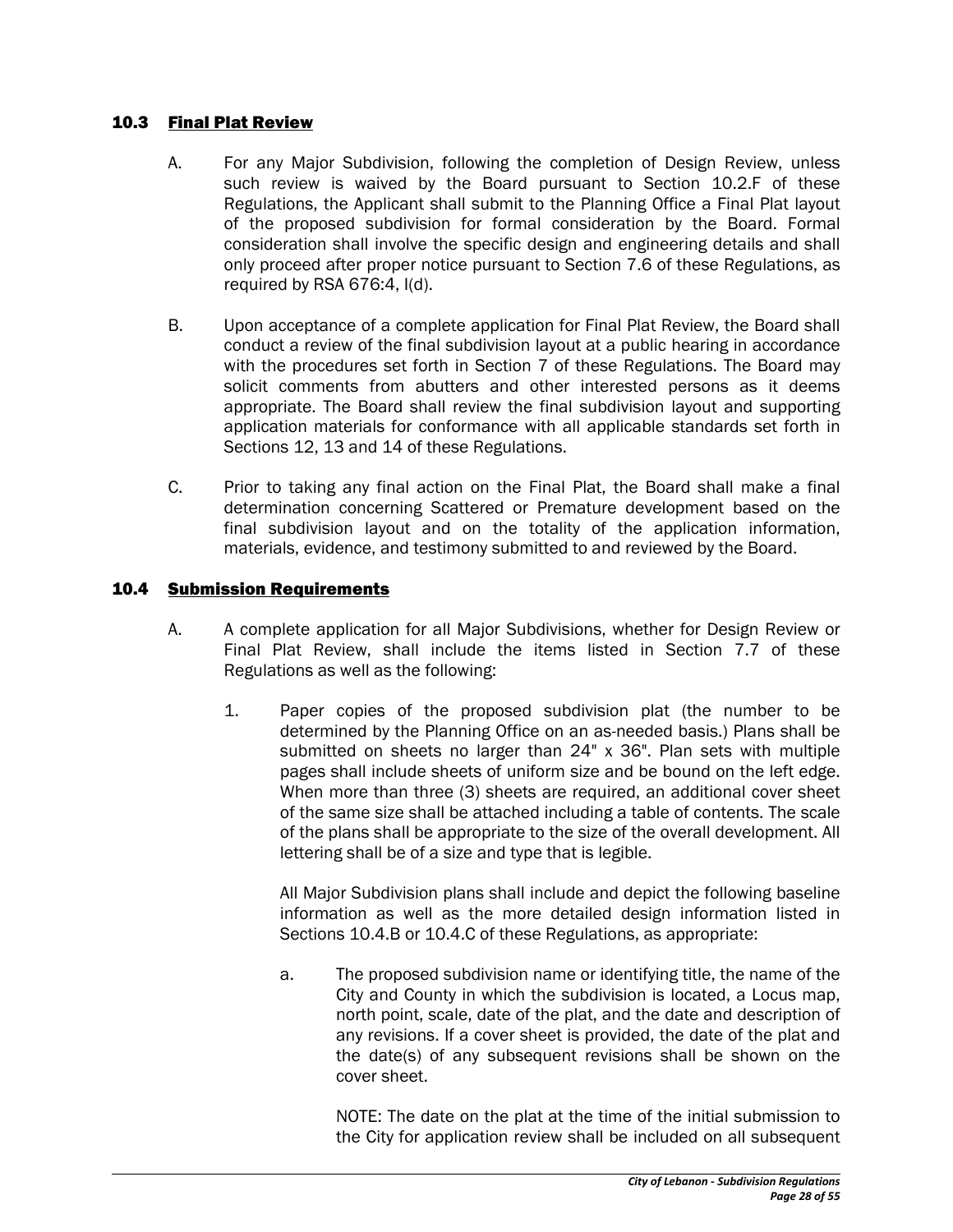## 10.3 Final Plat Review

A. For any Major Subdivision, following the completion of Design Review, unless such review is waived by the Board pursuant to Section 10.2.F of these Regulations, the Applicant shall submit to the Planning Office a Final Plat layout of the proposed subdivision for formal consideration by the Board. Formal consideration shall involve the specific design and engineering details and shall only proceed after proper notice pursuant to Section 7.6 of these Regulations, as required by RSA 676:4, I(d).

B. Upon acceptance of a complete application for Final Plat Review, the Board shall conduct a review of the final subdivision layout at a public hearing in accordance with the procedures set forth in Section 7 of these Regulations. The Board may solicit comments from abutters and other interested persons as it deems appropriate. The Board shall review the final subdivision layout and supporting application materials for conformance with all applicable standards set forth in Sections 12, 13 and 14 of these Regulations.

C. Prior to taking any final action on the Final Plat, the Board shall make a final determination concerning Scattered or Premature development based on the final subdivision layout and on the totality of the application information, materials, evidence, and testimony submitted to and reviewed by the Board.

## 10.4 Submission Requirements

A. A complete application for all Major Subdivisions, whether for Design Review or Final Plat Review, shall include the items listed in Section 7.7 of these Regulations as well as the following:

1. Paper copies of the proposed subdivision plat (the number to be determined by the Planning Office on an as-needed basis.) Plans shall be submitted on sheets no larger than 24" x 36". Plan sets with multiple pages shall include sheets of uniform size and be bound on the left edge. When more than three (3) sheets are required, an additional cover sheet of the same size shall be attached including a table of contents. The scale of the plans shall be appropriate to the size of the overall development. All lettering shall be of a size and type that is legible.

   All Major Subdivision plans shall include and depict the following baseline information as well as the more detailed design information listed in Sections 10.4.B or 10.4.C of these Regulations, as appropriate:

   a. The proposed subdivision name or identifying title, the name of the City and County in which the subdivision is located, a Locus map, north point, scale, date of the plat, and the date and description of any revisions. If a cover sheet is provided, the date of the plat and the date(s) of any subsequent revisions shall be shown on the cover sheet.

      NOTE: The date on the plat at the time of the initial submission to the City for application review shall be included on all subsequent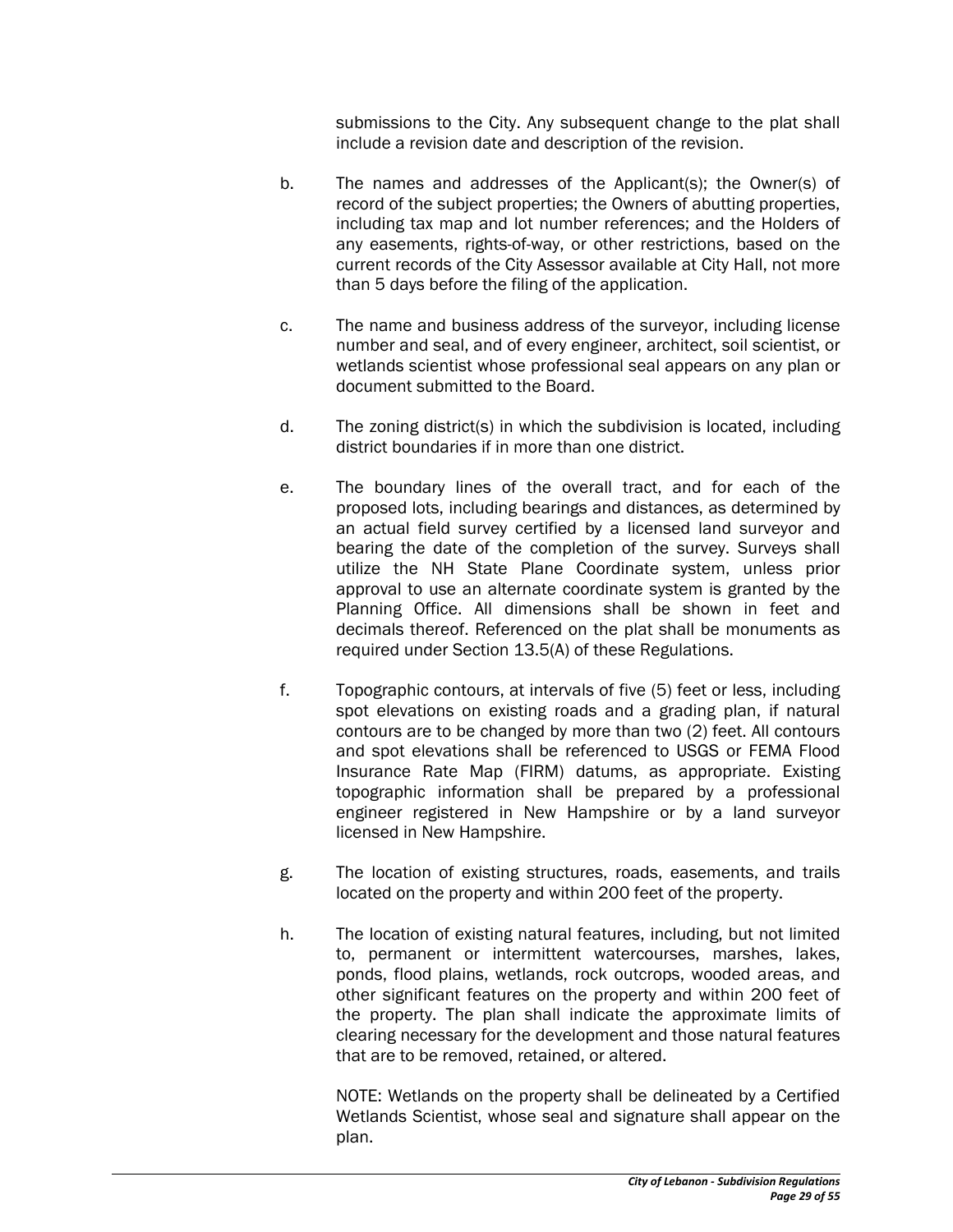submissions to the City. Any subsequent change to the plat shall include a revision date and description of the revision.

b. The names and addresses of the Applicant(s); the Owner(s) of record of the subject properties; the Owners of abutting properties, including tax map and lot number references; and the Holders of any easements, rights-of-way, or other restrictions, based on the current records of the City Assessor available at City Hall, not more than 5 days before the filing of the application.

c. The name and business address of the surveyor, including license number and seal, and of every engineer, architect, soil scientist, or wetlands scientist whose professional seal appears on any plan or document submitted to the Board.

d. The zoning district(s) in which the subdivision is located, including district boundaries if in more than one district.

e. The boundary lines of the overall tract, and for each of the proposed lots, including bearings and distances, as determined by an actual field survey certified by a licensed land surveyor and bearing the date of the completion of the survey. Surveys shall utilize the NH State Plane Coordinate system, unless prior approval to use an alternate coordinate system is granted by the Planning Office. All dimensions shall be shown in feet and decimals thereof. Referenced on the plat shall be monuments as required under Section 13.5(A) of these Regulations.

f. Topographic contours, at intervals of five (5) feet or less, including spot elevations on existing roads and a grading plan, if natural contours are to be changed by more than two (2) feet. All contours and spot elevations shall be referenced to USGS or FEMA Flood Insurance Rate Map (FIRM) datums, as appropriate. Existing topographic information shall be prepared by a professional engineer registered in New Hampshire or by a land surveyor licensed in New Hampshire.

g. The location of existing structures, roads, easements, and trails located on the property and within 200 feet of the property.

h. The location of existing natural features, including, but not limited to, permanent or intermittent watercourses, marshes, lakes, ponds, flood plains, wetlands, rock outcrops, wooded areas, and other significant features on the property and within 200 feet of the property. The plan shall indicate the approximate limits of clearing necessary for the development and those natural features that are to be removed, retained, or altered.

NOTE: Wetlands on the property shall be delineated by a Certified Wetlands Scientist, whose seal and signature shall appear on the plan.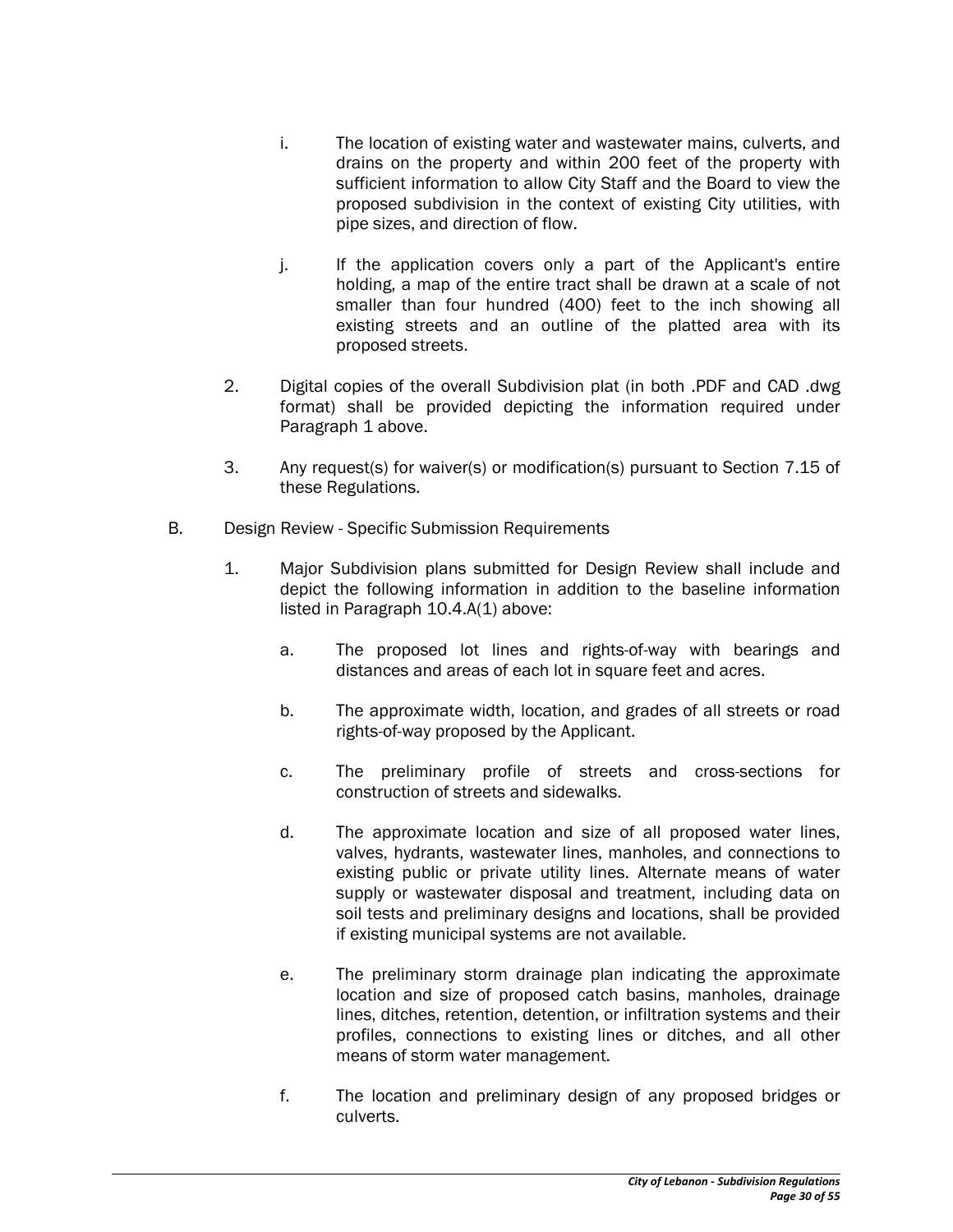i. The location of existing water and wastewater mains, culverts, and drains on the property and within 200 feet of the property with sufficient information to allow City Staff and the Board to view the proposed subdivision in the context of existing City utilities, with pipe sizes, and direction of flow.

j. If the application covers only a part of the Applicant's entire holding, a map of the entire tract shall be drawn at a scale of not smaller than four hundred (400) feet to the inch showing all existing streets and an outline of the platted area with its proposed streets.

2. Digital copies of the overall Subdivision plat (in both .PDF and CAD .dwg format) shall be provided depicting the information required under Paragraph 1 above.

3. Any request(s) for waiver(s) or modification(s) pursuant to Section 7.15 of these Regulations.

B. Design Review - Specific Submission Requirements

1. Major Subdivision plans submitted for Design Review shall include and depict the following information in addition to the baseline information listed in Paragraph 10.4.A(1) above:

   a. The proposed lot lines and rights-of-way with bearings and distances and areas of each lot in square feet and acres.

   b. The approximate width, location, and grades of all streets or road rights-of-way proposed by the Applicant.

   c. The preliminary profile of streets and cross-sections for construction of streets and sidewalks.

   d. The approximate location and size of all proposed water lines, valves, hydrants, wastewater lines, manholes, and connections to existing public or private utility lines. Alternate means of water supply or wastewater disposal and treatment, including data on soil tests and preliminary designs and locations, shall be provided if existing municipal systems are not available.

   e. The preliminary storm drainage plan indicating the approximate location and size of proposed catch basins, manholes, drainage lines, ditches, retention, detention, or infiltration systems and their profiles, connections to existing lines or ditches, and all other means of storm water management.

   f. The location and preliminary design of any proposed bridges or culverts.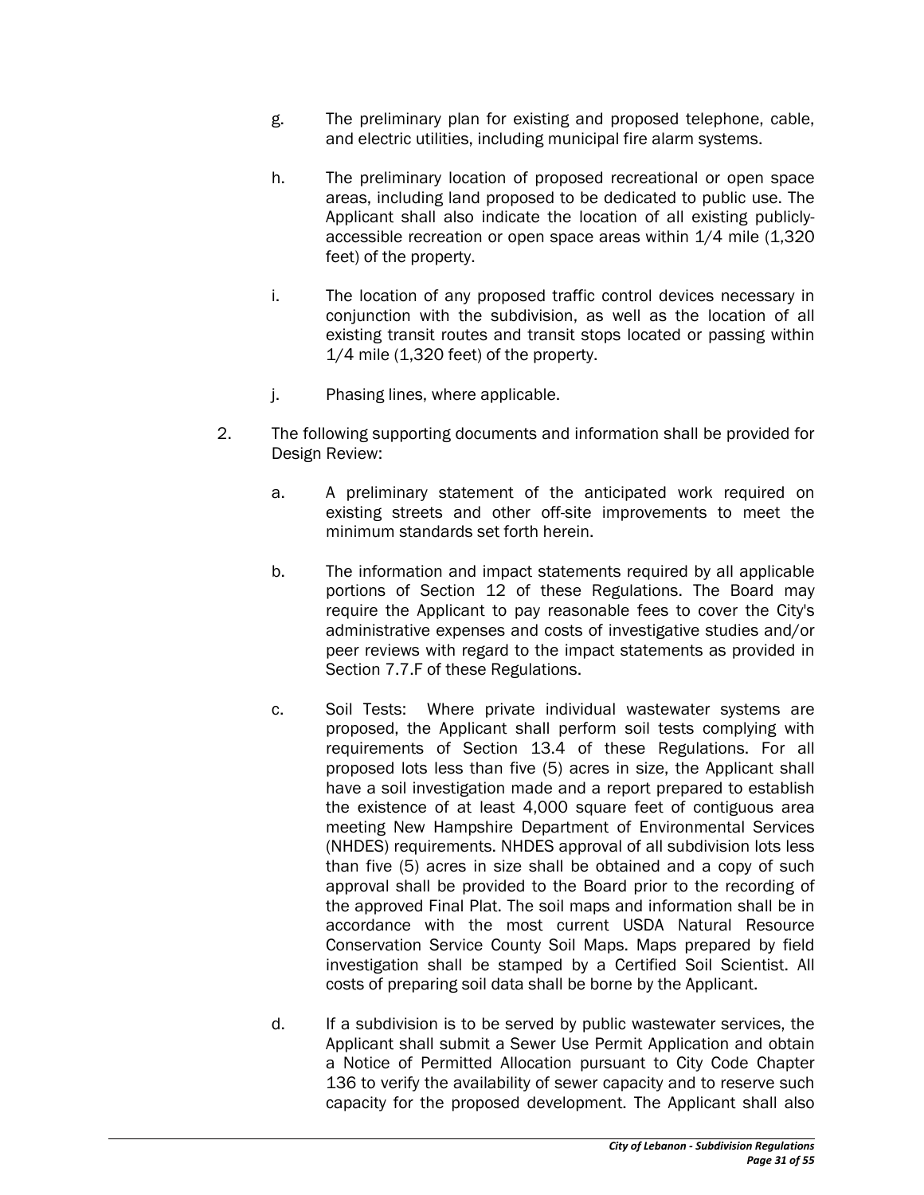g. The preliminary plan for existing and proposed telephone, cable, and electric utilities, including municipal fire alarm systems.

h. The preliminary location of proposed recreational or open space areas, including land proposed to be dedicated to public use. The Applicant shall also indicate the location of all existing publicly-accessible recreation or open space areas within 1/4 mile (1,320 feet) of the property.

i. The location of any proposed traffic control devices necessary in conjunction with the subdivision, as well as the location of all existing transit routes and transit stops located or passing within 1/4 mile (1,320 feet) of the property.

j. Phasing lines, where applicable.

2. The following supporting documents and information shall be provided for Design Review:

   a. A preliminary statement of the anticipated work required on existing streets and other off-site improvements to meet the minimum standards set forth herein.

   b. The information and impact statements required by all applicable portions of Section 12 of these Regulations. The Board may require the Applicant to pay reasonable fees to cover the City's administrative expenses and costs of investigative studies and/or peer reviews with regard to the impact statements as provided in Section 7.7.F of these Regulations.

   c. Soil Tests: Where private individual wastewater systems are proposed, the Applicant shall perform soil tests complying with requirements of Section 13.4 of these Regulations. For all proposed lots less than five (5) acres in size, the Applicant shall have a soil investigation made and a report prepared to establish the existence of at least 4,000 square feet of contiguous area meeting New Hampshire Department of Environmental Services (NHDES) requirements. NHDES approval of all subdivision lots less than five (5) acres in size shall be obtained and a copy of such approval shall be provided to the Board prior to the recording of the approved Final Plat. The soil maps and information shall be in accordance with the most current USDA Natural Resource Conservation Service County Soil Maps. Maps prepared by field investigation shall be stamped by a Certified Soil Scientist. All costs of preparing soil data shall be borne by the Applicant.

   d. If a subdivision is to be served by public wastewater services, the Applicant shall submit a Sewer Use Permit Application and obtain a Notice of Permitted Allocation pursuant to City Code Chapter 136 to verify the availability of sewer capacity and to reserve such capacity for the proposed development. The Applicant shall also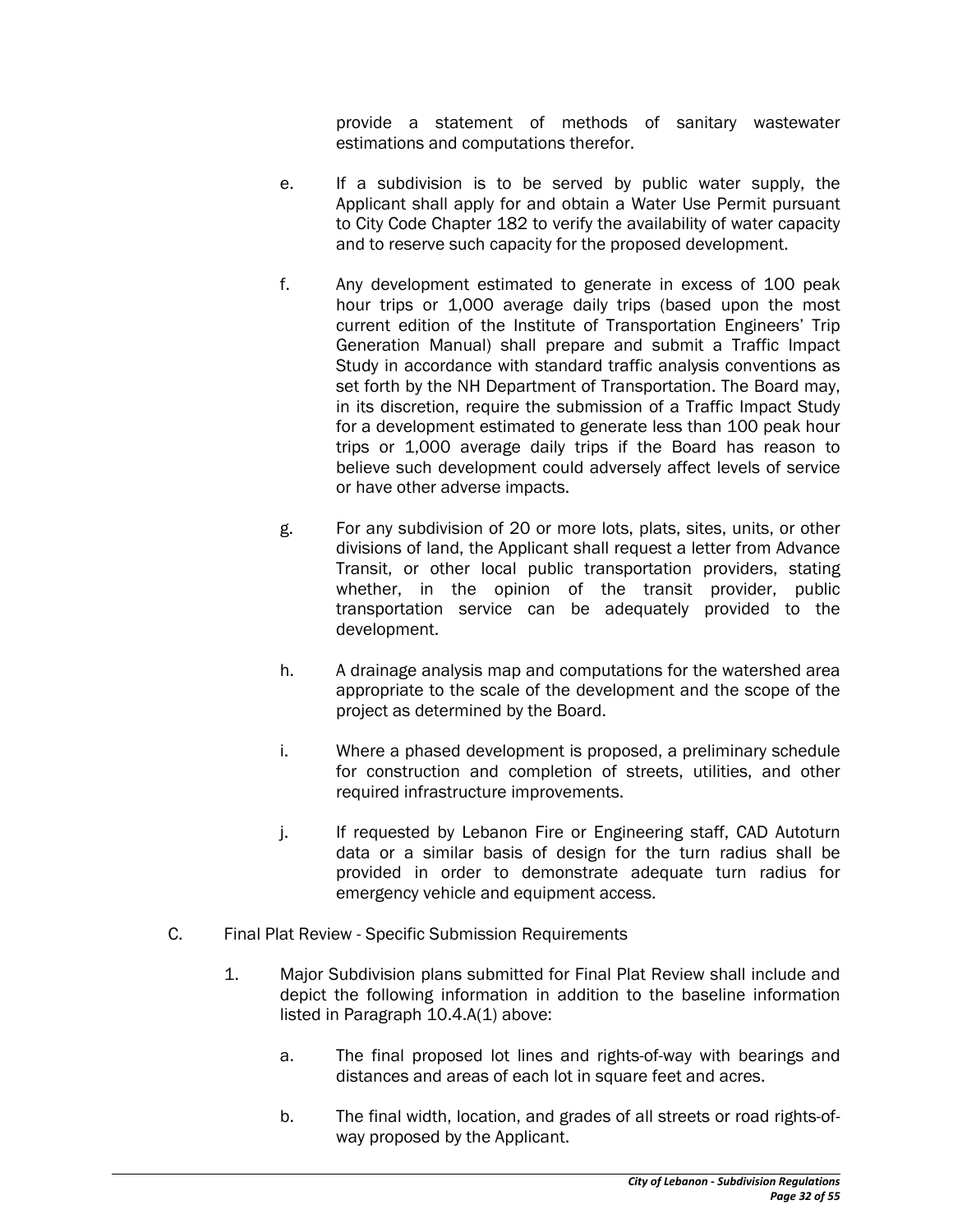provide a statement of methods of sanitary wastewater estimations and computations therefor.

e. If a subdivision is to be served by public water supply, the Applicant shall apply for and obtain a Water Use Permit pursuant to City Code Chapter 182 to verify the availability of water capacity and to reserve such capacity for the proposed development.

f. Any development estimated to generate in excess of 100 peak hour trips or 1,000 average daily trips (based upon the most current edition of the Institute of Transportation Engineers' Trip Generation Manual) shall prepare and submit a Traffic Impact Study in accordance with standard traffic analysis conventions as set forth by the NH Department of Transportation. The Board may, in its discretion, require the submission of a Traffic Impact Study for a development estimated to generate less than 100 peak hour trips or 1,000 average daily trips if the Board has reason to believe such development could adversely affect levels of service or have other adverse impacts.

g. For any subdivision of 20 or more lots, plats, sites, units, or other divisions of land, the Applicant shall request a letter from Advance Transit, or other local public transportation providers, stating whether, in the opinion of the transit provider, public transportation service can be adequately provided to the development.

h. A drainage analysis map and computations for the watershed area appropriate to the scale of the development and the scope of the project as determined by the Board.

i. Where a phased development is proposed, a preliminary schedule for construction and completion of streets, utilities, and other required infrastructure improvements.

j. If requested by Lebanon Fire or Engineering staff, CAD Autoturn data or a similar basis of design for the turn radius shall be provided in order to demonstrate adequate turn radius for emergency vehicle and equipment access.

C. Final Plat Review - Specific Submission Requirements

1. Major Subdivision plans submitted for Final Plat Review shall include and depict the following information in addition to the baseline information listed in Paragraph 10.4.A(1) above:

   a. The final proposed lot lines and rights-of-way with bearings and distances and areas of each lot in square feet and acres.

   b. The final width, location, and grades of all streets or road rights-of-way proposed by the Applicant.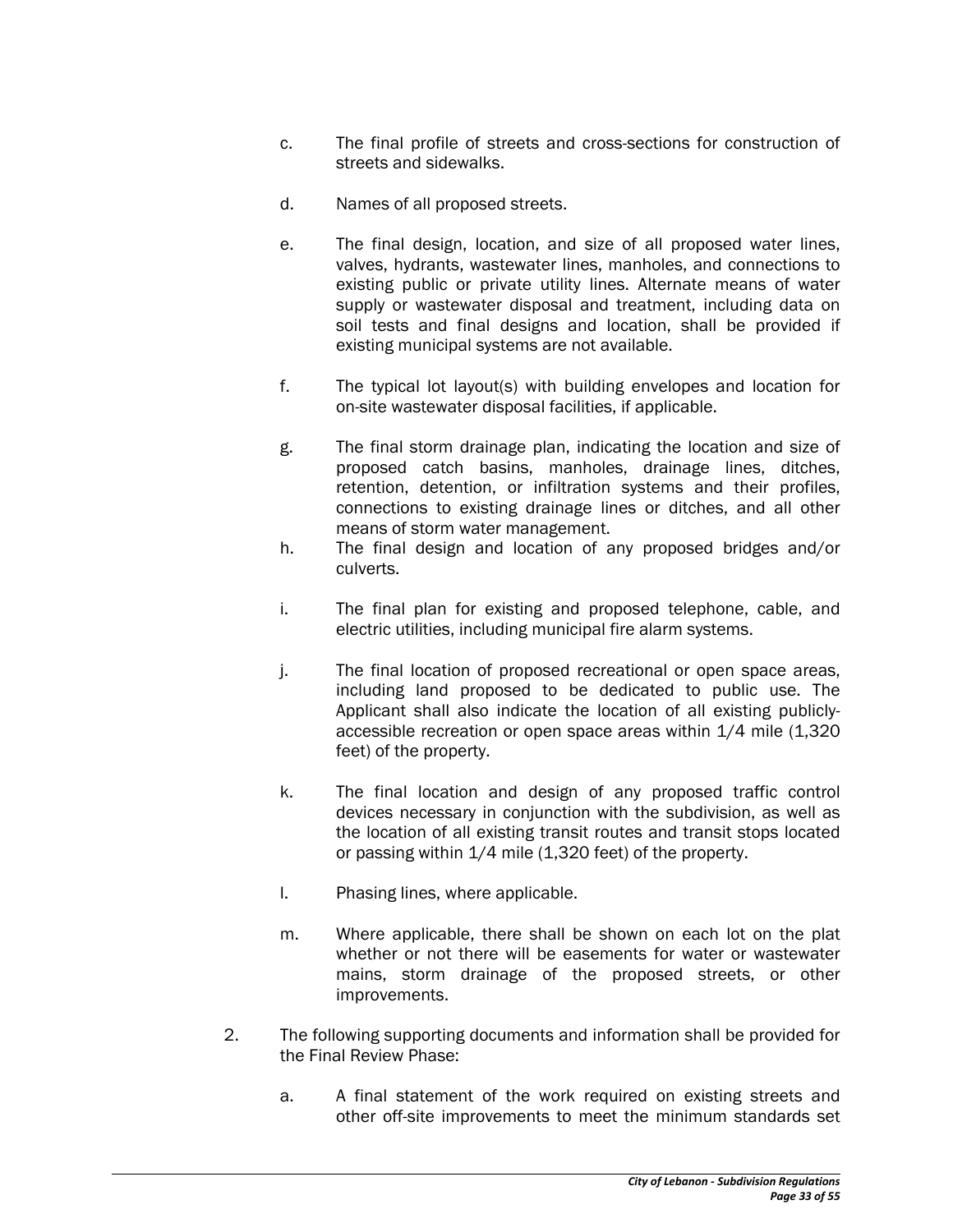c. The final profile of streets and cross-sections for construction of streets and sidewalks.

d. Names of all proposed streets.

e. The final design, location, and size of all proposed water lines, valves, hydrants, wastewater lines, manholes, and connections to existing public or private utility lines. Alternate means of water supply or wastewater disposal and treatment, including data on soil tests and final designs and location, shall be provided if existing municipal systems are not available.

f. The typical lot layout(s) with building envelopes and location for on-site wastewater disposal facilities, if applicable.

g. The final storm drainage plan, indicating the location and size of proposed catch basins, manholes, drainage lines, ditches, retention, detention, or infiltration systems and their profiles, connections to existing drainage lines or ditches, and all other means of storm water management.

h. The final design and location of any proposed bridges and/or culverts.

i. The final plan for existing and proposed telephone, cable, and electric utilities, including municipal fire alarm systems.

j. The final location of proposed recreational or open space areas, including land proposed to be dedicated to public use. The Applicant shall also indicate the location of all existing publicly-accessible recreation or open space areas within 1/4 mile (1,320 feet) of the property.

k. The final location and design of any proposed traffic control devices necessary in conjunction with the subdivision, as well as the location of all existing transit routes and transit stops located or passing within 1/4 mile (1,320 feet) of the property.

l. Phasing lines, where applicable.

m. Where applicable, there shall be shown on each lot on the plat whether or not there will be easements for water or wastewater mains, storm drainage of the proposed streets, or other improvements.

2. The following supporting documents and information shall be provided for the Final Review Phase:

   a. A final statement of the work required on existing streets and other off-site improvements to meet the minimum standards set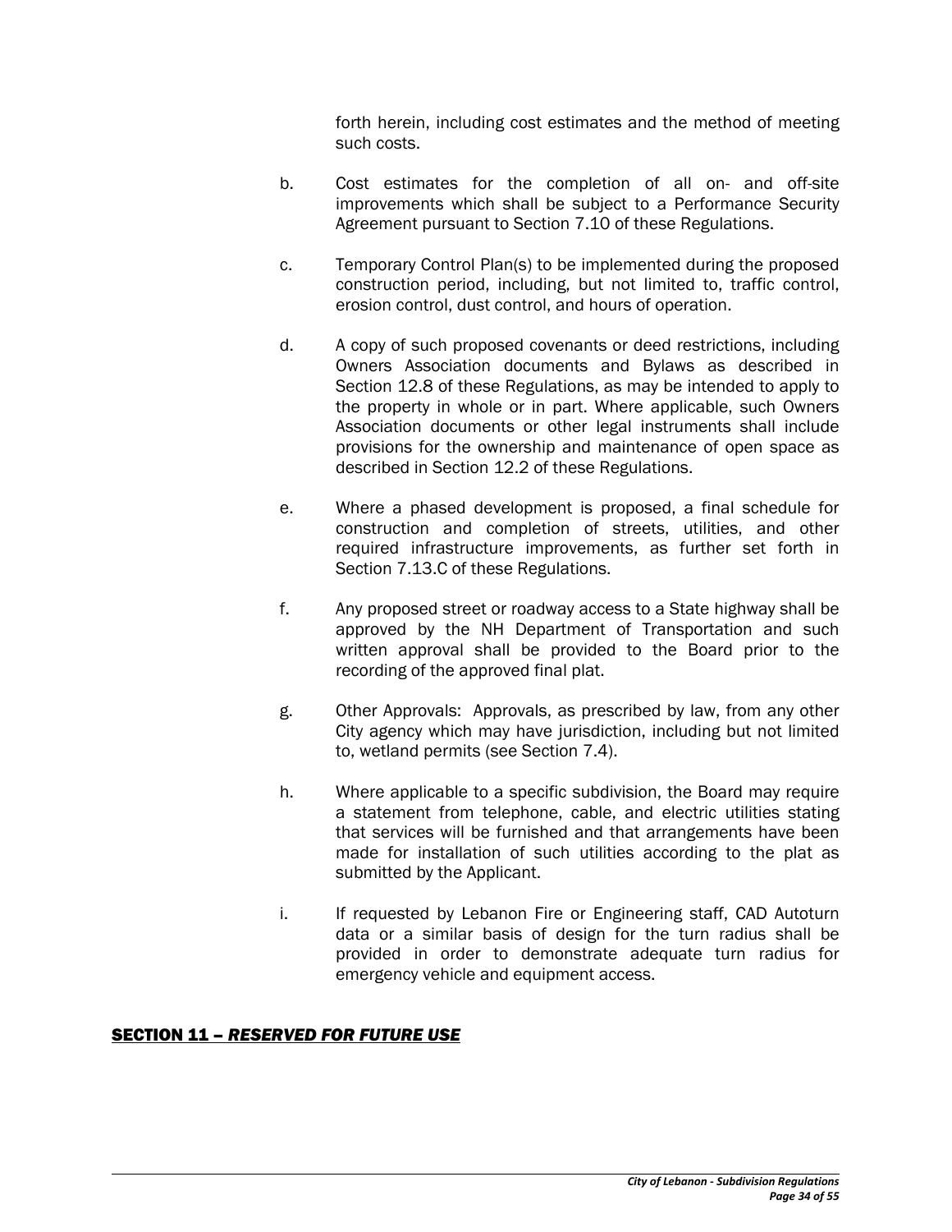forth herein, including cost estimates and the method of meeting such costs.

b. Cost estimates for the completion of all on- and off-site improvements which shall be subject to a Performance Security Agreement pursuant to Section 7.10 of these Regulations.

c. Temporary Control Plan(s) to be implemented during the proposed construction period, including, but not limited to, traffic control, erosion control, dust control, and hours of operation.

d. A copy of such proposed covenants or deed restrictions, including Owners Association documents and Bylaws as described in Section 12.8 of these Regulations, as may be intended to apply to the property in whole or in part. Where applicable, such Owners Association documents or other legal instruments shall include provisions for the ownership and maintenance of open space as described in Section 12.2 of these Regulations.

e. Where a phased development is proposed, a final schedule for construction and completion of streets, utilities, and other required infrastructure improvements, as further set forth in Section 7.13.C of these Regulations.

f. Any proposed street or roadway access to a State highway shall be approved by the NH Department of Transportation and such written approval shall be provided to the Board prior to the recording of the approved final plat.

g. Other Approvals: Approvals, as prescribed by law, from any other City agency which may have jurisdiction, including but not limited to, wetland permits (see Section 7.4).

h. Where applicable to a specific subdivision, the Board may require a statement from telephone, cable, and electric utilities stating that services will be furnished and that arrangements have been made for installation of such utilities according to the plat as submitted by the Applicant.

i. If requested by Lebanon Fire or Engineering staff, CAD Autoturn data or a similar basis of design for the turn radius shall be provided in order to demonstrate adequate turn radius for emergency vehicle and equipment access.

## SECTION 11 – *RESERVED FOR FUTURE USE*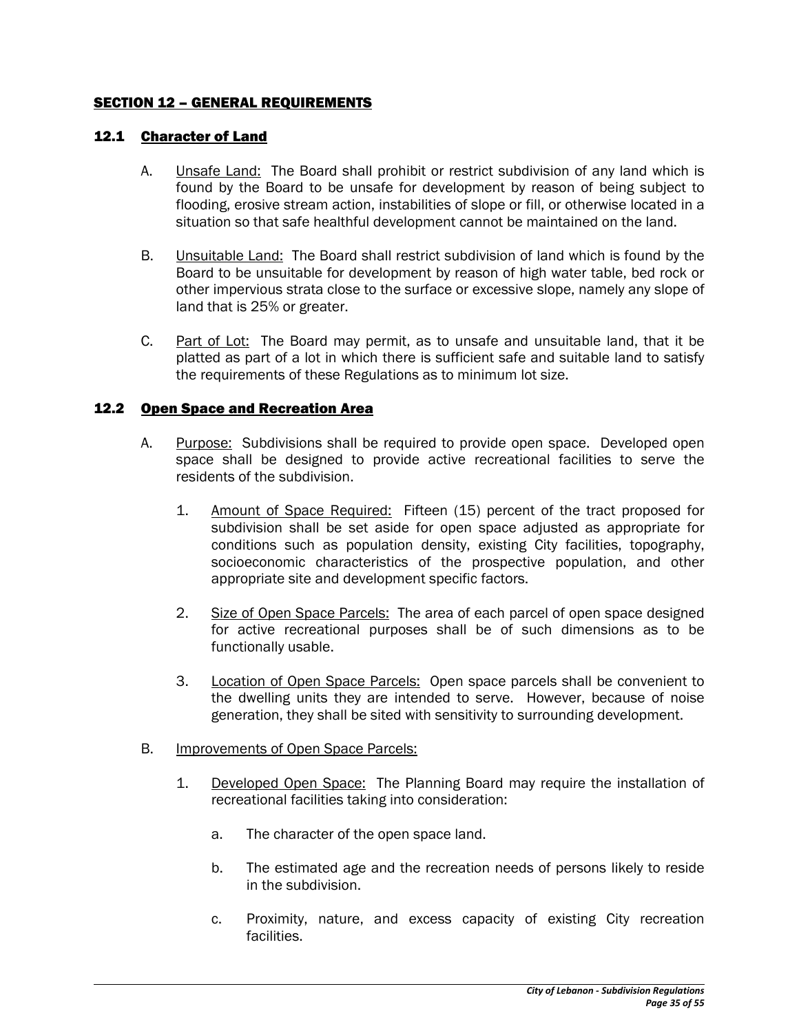## SECTION 12 – GENERAL REQUIREMENTS

### 12.1 Character of Land

A. Unsafe Land: The Board shall prohibit or restrict subdivision of any land which is found by the Board to be unsafe for development by reason of being subject to flooding, erosive stream action, instabilities of slope or fill, or otherwise located in a situation so that safe healthful development cannot be maintained on the land.

B. Unsuitable Land: The Board shall restrict subdivision of land which is found by the Board to be unsuitable for development by reason of high water table, bed rock or other impervious strata close to the surface or excessive slope, namely any slope of land that is 25% or greater.

C. Part of Lot: The Board may permit, as to unsafe and unsuitable land, that it be platted as part of a lot in which there is sufficient safe and suitable land to satisfy the requirements of these Regulations as to minimum lot size.

### 12.2 Open Space and Recreation Area

A. Purpose: Subdivisions shall be required to provide open space. Developed open space shall be designed to provide active recreational facilities to serve the residents of the subdivision.

1. Amount of Space Required: Fifteen (15) percent of the tract proposed for subdivision shall be set aside for open space adjusted as appropriate for conditions such as population density, existing City facilities, topography, socioeconomic characteristics of the prospective population, and other appropriate site and development specific factors.

2. Size of Open Space Parcels: The area of each parcel of open space designed for active recreational purposes shall be of such dimensions as to be functionally usable.

3. Location of Open Space Parcels: Open space parcels shall be convenient to the dwelling units they are intended to serve. However, because of noise generation, they shall be sited with sensitivity to surrounding development.

B. Improvements of Open Space Parcels:

1. Developed Open Space: The Planning Board may require the installation of recreational facilities taking into consideration:

   a. The character of the open space land.

   b. The estimated age and the recreation needs of persons likely to reside in the subdivision.

   c. Proximity, nature, and excess capacity of existing City recreation facilities.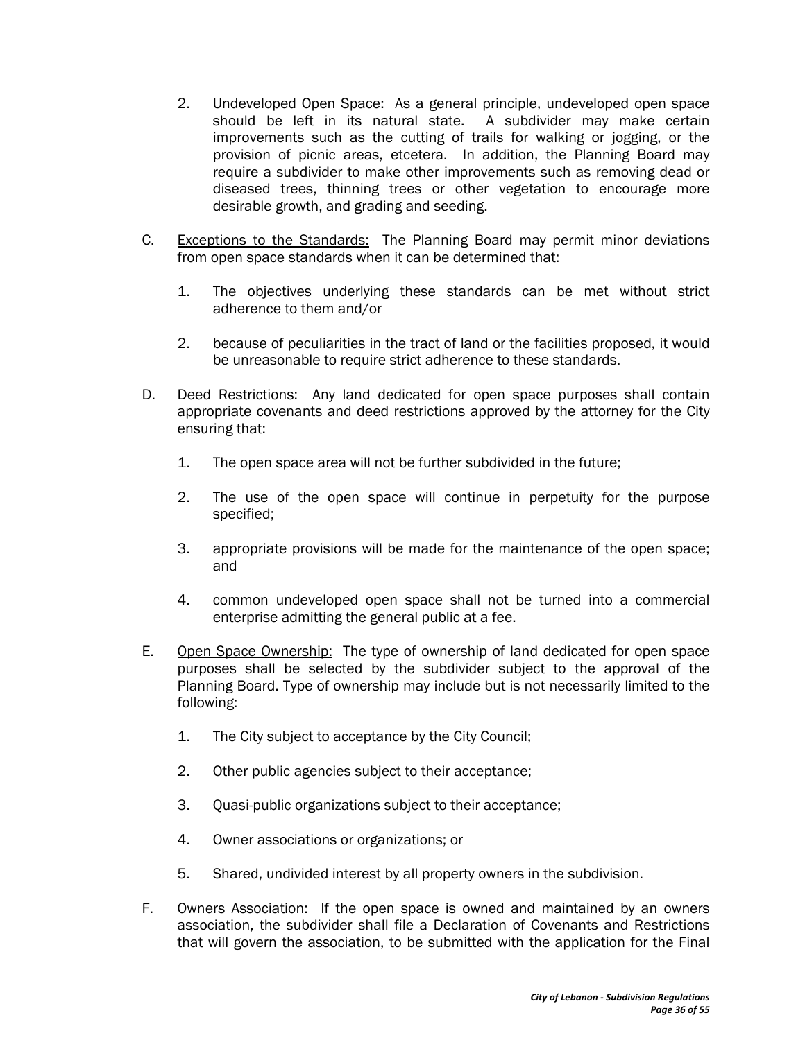2. <u>Undeveloped Open Space:</u> As a general principle, undeveloped open space should be left in its natural state. A subdivider may make certain improvements such as the cutting of trails for walking or jogging, or the provision of picnic areas, etcetera. In addition, the Planning Board may require a subdivider to make other improvements such as removing dead or diseased trees, thinning trees or other vegetation to encourage more desirable growth, and grading and seeding.

C. <u>Exceptions to the Standards:</u> The Planning Board may permit minor deviations from open space standards when it can be determined that:

   1. The objectives underlying these standards can be met without strict adherence to them and/or

   2. because of peculiarities in the tract of land or the facilities proposed, it would be unreasonable to require strict adherence to these standards.

D. <u>Deed Restrictions:</u> Any land dedicated for open space purposes shall contain appropriate covenants and deed restrictions approved by the attorney for the City ensuring that:

   1. The open space area will not be further subdivided in the future;

   2. The use of the open space will continue in perpetuity for the purpose specified;

   3. appropriate provisions will be made for the maintenance of the open space; and

   4. common undeveloped open space shall not be turned into a commercial enterprise admitting the general public at a fee.

E. <u>Open Space Ownership:</u> The type of ownership of land dedicated for open space purposes shall be selected by the subdivider subject to the approval of the Planning Board. Type of ownership may include but is not necessarily limited to the following:

   1. The City subject to acceptance by the City Council;

   2. Other public agencies subject to their acceptance;

   3. Quasi-public organizations subject to their acceptance;

   4. Owner associations or organizations; or

   5. Shared, undivided interest by all property owners in the subdivision.

F. <u>Owners Association:</u> If the open space is owned and maintained by an owners association, the subdivider shall file a Declaration of Covenants and Restrictions that will govern the association, to be submitted with the application for the Final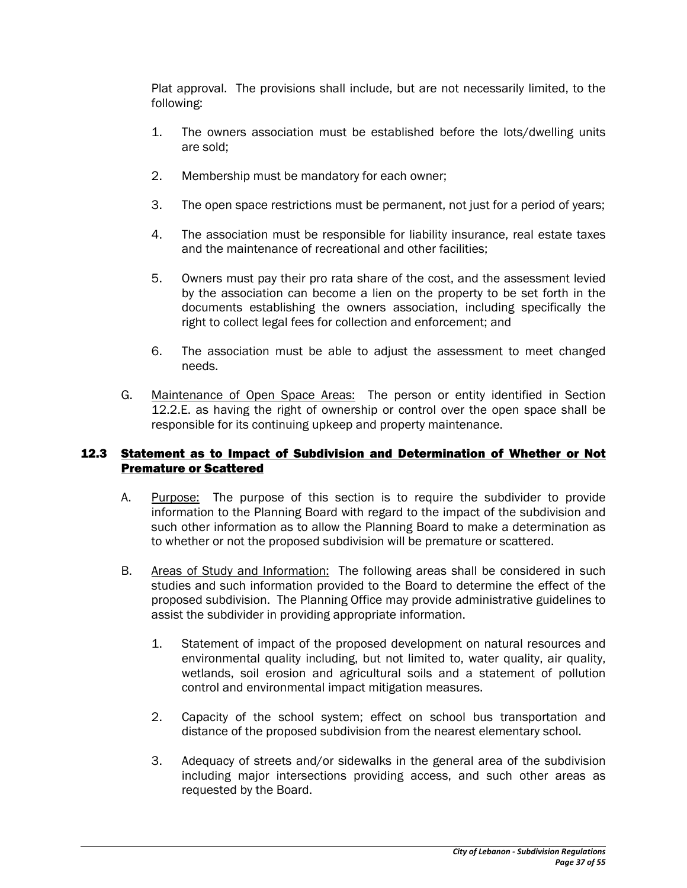Plat approval. The provisions shall include, but are not necessarily limited, to the following:

1. The owners association must be established before the lots/dwelling units are sold;

2. Membership must be mandatory for each owner;

3. The open space restrictions must be permanent, not just for a period of years;

4. The association must be responsible for liability insurance, real estate taxes and the maintenance of recreational and other facilities;

5. Owners must pay their pro rata share of the cost, and the assessment levied by the association can become a lien on the property to be set forth in the documents establishing the owners association, including specifically the right to collect legal fees for collection and enforcement; and

6. The association must be able to adjust the assessment to meet changed needs.

G. Maintenance of Open Space Areas: The person or entity identified in Section 12.2.E. as having the right of ownership or control over the open space shall be responsible for its continuing upkeep and property maintenance.

## 12.3 Statement as to Impact of Subdivision and Determination of Whether or Not Premature or Scattered

A. Purpose: The purpose of this section is to require the subdivider to provide information to the Planning Board with regard to the impact of the subdivision and such other information as to allow the Planning Board to make a determination as to whether or not the proposed subdivision will be premature or scattered.

B. Areas of Study and Information: The following areas shall be considered in such studies and such information provided to the Board to determine the effect of the proposed subdivision. The Planning Office may provide administrative guidelines to assist the subdivider in providing appropriate information.

1. Statement of impact of the proposed development on natural resources and environmental quality including, but not limited to, water quality, air quality, wetlands, soil erosion and agricultural soils and a statement of pollution control and environmental impact mitigation measures.

2. Capacity of the school system; effect on school bus transportation and distance of the proposed subdivision from the nearest elementary school.

3. Adequacy of streets and/or sidewalks in the general area of the subdivision including major intersections providing access, and such other areas as requested by the Board.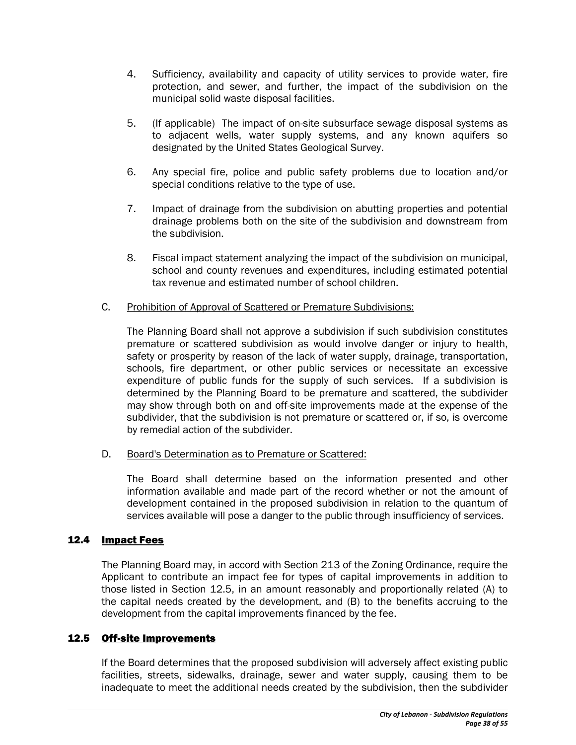4. Sufficiency, availability and capacity of utility services to provide water, fire protection, and sewer, and further, the impact of the subdivision on the municipal solid waste disposal facilities.

5. (If applicable) The impact of on-site subsurface sewage disposal systems as to adjacent wells, water supply systems, and any known aquifers so designated by the United States Geological Survey.

6. Any special fire, police and public safety problems due to location and/or special conditions relative to the type of use.

7. Impact of drainage from the subdivision on abutting properties and potential drainage problems both on the site of the subdivision and downstream from the subdivision.

8. Fiscal impact statement analyzing the impact of the subdivision on municipal, school and county revenues and expenditures, including estimated potential tax revenue and estimated number of school children.

C. <u>Prohibition of Approval of Scattered or Premature Subdivisions:</u>

The Planning Board shall not approve a subdivision if such subdivision constitutes premature or scattered subdivision as would involve danger or injury to health, safety or prosperity by reason of the lack of water supply, drainage, transportation, schools, fire department, or other public services or necessitate an excessive expenditure of public funds for the supply of such services. If a subdivision is determined by the Planning Board to be premature and scattered, the subdivider may show through both on and off-site improvements made at the expense of the subdivider, that the subdivision is not premature or scattered or, if so, is overcome by remedial action of the subdivider.

D. <u>Board's Determination as to Premature or Scattered:</u>

The Board shall determine based on the information presented and other information available and made part of the record whether or not the amount of development contained in the proposed subdivision in relation to the quantum of services available will pose a danger to the public through insufficiency of services.

## 12.4 Impact Fees

The Planning Board may, in accord with Section 213 of the Zoning Ordinance, require the Applicant to contribute an impact fee for types of capital improvements in addition to those listed in Section 12.5, in an amount reasonably and proportionally related (A) to the capital needs created by the development, and (B) to the benefits accruing to the development from the capital improvements financed by the fee.

## 12.5 Off-site Improvements

If the Board determines that the proposed subdivision will adversely affect existing public facilities, streets, sidewalks, drainage, sewer and water supply, causing them to be inadequate to meet the additional needs created by the subdivision, then the subdivider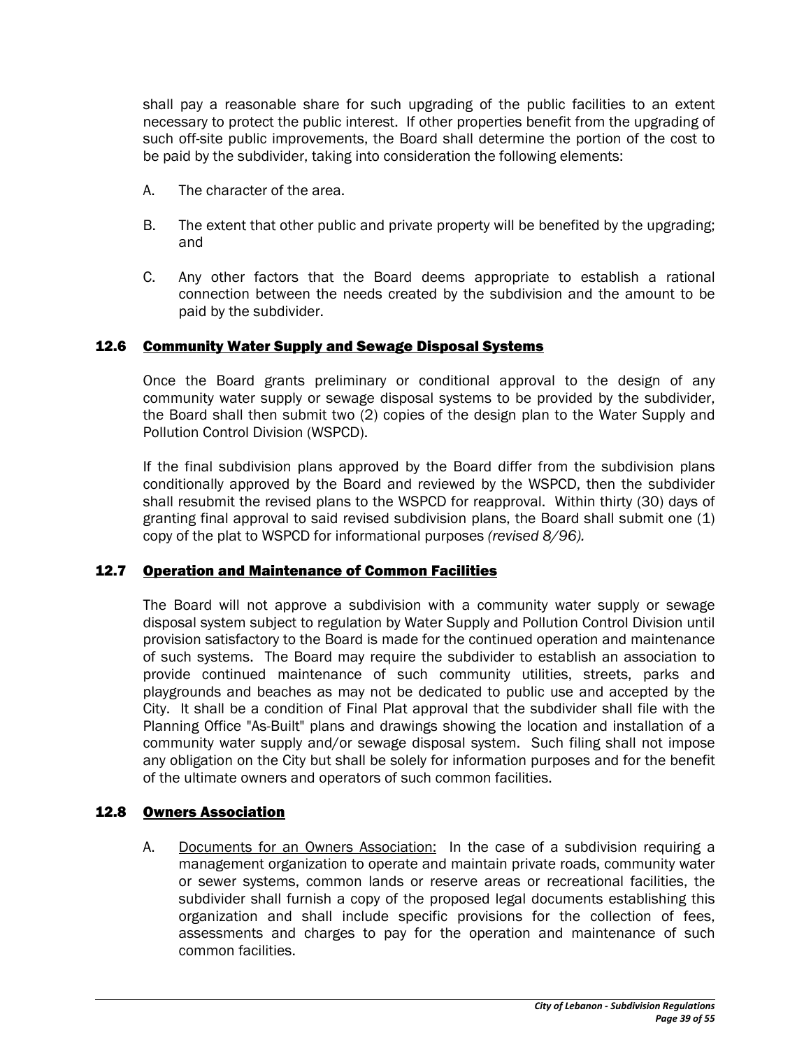shall pay a reasonable share for such upgrading of the public facilities to an extent necessary to protect the public interest. If other properties benefit from the upgrading of such off-site public improvements, the Board shall determine the portion of the cost to be paid by the subdivider, taking into consideration the following elements:

A. The character of the area.

B. The extent that other public and private property will be benefited by the upgrading; and

C. Any other factors that the Board deems appropriate to establish a rational connection between the needs created by the subdivision and the amount to be paid by the subdivider.

## 12.6 Community Water Supply and Sewage Disposal Systems

Once the Board grants preliminary or conditional approval to the design of any community water supply or sewage disposal systems to be provided by the subdivider, the Board shall then submit two (2) copies of the design plan to the Water Supply and Pollution Control Division (WSPCD).

If the final subdivision plans approved by the Board differ from the subdivision plans conditionally approved by the Board and reviewed by the WSPCD, then the subdivider shall resubmit the revised plans to the WSPCD for reapproval. Within thirty (30) days of granting final approval to said revised subdivision plans, the Board shall submit one (1) copy of the plat to WSPCD for informational purposes *(revised 8/96)*.

## 12.7 Operation and Maintenance of Common Facilities

The Board will not approve a subdivision with a community water supply or sewage disposal system subject to regulation by Water Supply and Pollution Control Division until provision satisfactory to the Board is made for the continued operation and maintenance of such systems. The Board may require the subdivider to establish an association to provide continued maintenance of such community utilities, streets, parks and playgrounds and beaches as may not be dedicated to public use and accepted by the City. It shall be a condition of Final Plat approval that the subdivider shall file with the Planning Office "As-Built" plans and drawings showing the location and installation of a community water supply and/or sewage disposal system. Such filing shall not impose any obligation on the City but shall be solely for information purposes and for the benefit of the ultimate owners and operators of such common facilities.

## 12.8 Owners Association

A. Documents for an Owners Association: In the case of a subdivision requiring a management organization to operate and maintain private roads, community water or sewer systems, common lands or reserve areas or recreational facilities, the subdivider shall furnish a copy of the proposed legal documents establishing this organization and shall include specific provisions for the collection of fees, assessments and charges to pay for the operation and maintenance of such common facilities.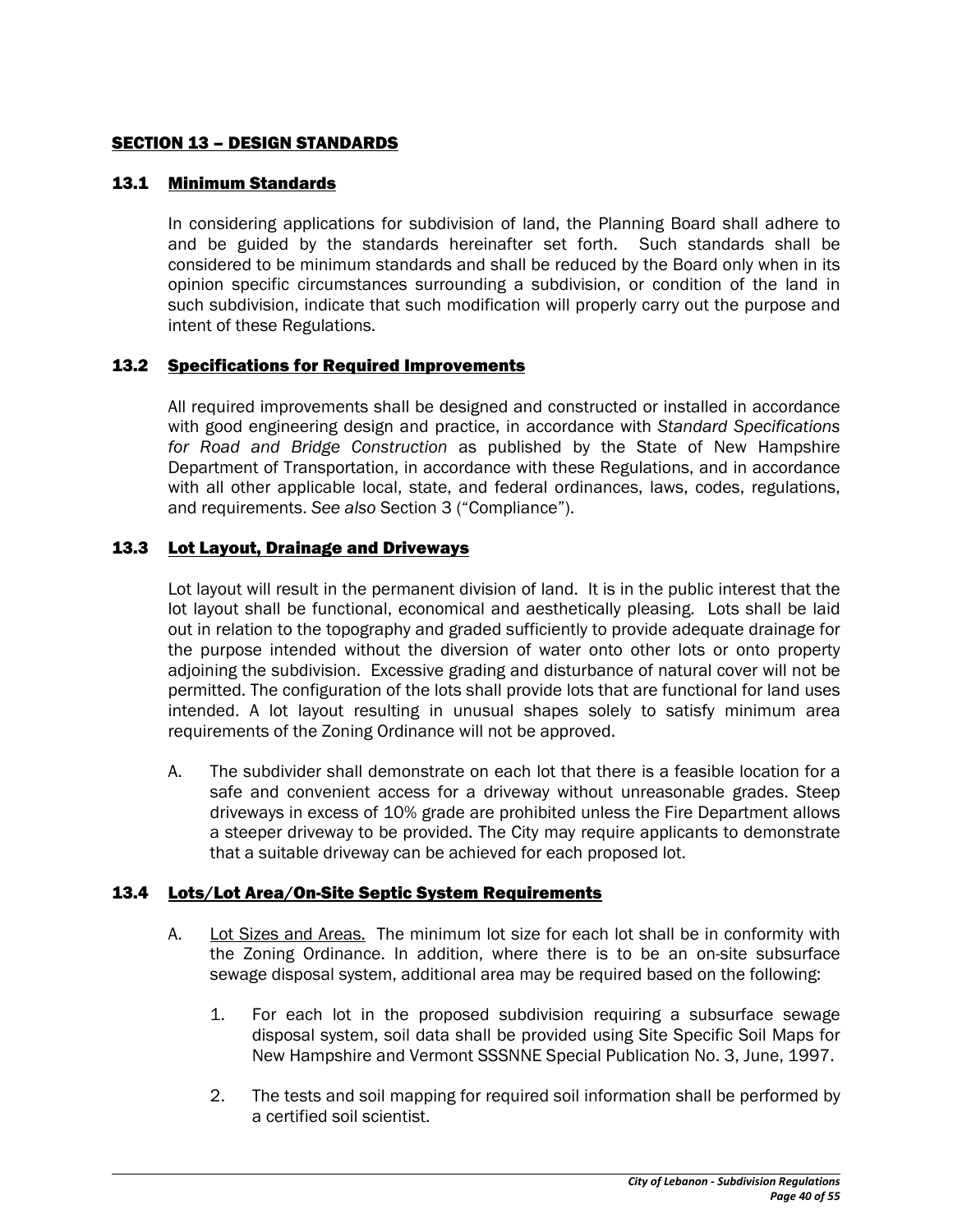## SECTION 13 – DESIGN STANDARDS

### 13.1 Minimum Standards

In considering applications for subdivision of land, the Planning Board shall adhere to and be guided by the standards hereinafter set forth. Such standards shall be considered to be minimum standards and shall be reduced by the Board only when in its opinion specific circumstances surrounding a subdivision, or condition of the land in such subdivision, indicate that such modification will properly carry out the purpose and intent of these Regulations.

### 13.2 Specifications for Required Improvements

All required improvements shall be designed and constructed or installed in accordance with good engineering design and practice, in accordance with *Standard Specifications for Road and Bridge Construction* as published by the State of New Hampshire Department of Transportation, in accordance with these Regulations, and in accordance with all other applicable local, state, and federal ordinances, laws, codes, regulations, and requirements. *See also* Section 3 ("Compliance").

### 13.3 Lot Layout, Drainage and Driveways

Lot layout will result in the permanent division of land. It is in the public interest that the lot layout shall be functional, economical and aesthetically pleasing. Lots shall be laid out in relation to the topography and graded sufficiently to provide adequate drainage for the purpose intended without the diversion of water onto other lots or onto property adjoining the subdivision. Excessive grading and disturbance of natural cover will not be permitted. The configuration of the lots shall provide lots that are functional for land uses intended. A lot layout resulting in unusual shapes solely to satisfy minimum area requirements of the Zoning Ordinance will not be approved.

A. The subdivider shall demonstrate on each lot that there is a feasible location for a safe and convenient access for a driveway without unreasonable grades. Steep driveways in excess of 10% grade are prohibited unless the Fire Department allows a steeper driveway to be provided. The City may require applicants to demonstrate that a suitable driveway can be achieved for each proposed lot.

### 13.4 Lots/Lot Area/On-Site Septic System Requirements

A. Lot Sizes and Areas. The minimum lot size for each lot shall be in conformity with the Zoning Ordinance. In addition, where there is to be an on-site subsurface sewage disposal system, additional area may be required based on the following:

   1. For each lot in the proposed subdivision requiring a subsurface sewage disposal system, soil data shall be provided using Site Specific Soil Maps for New Hampshire and Vermont SSSNNE Special Publication No. 3, June, 1997.

   2. The tests and soil mapping for required soil information shall be performed by a certified soil scientist.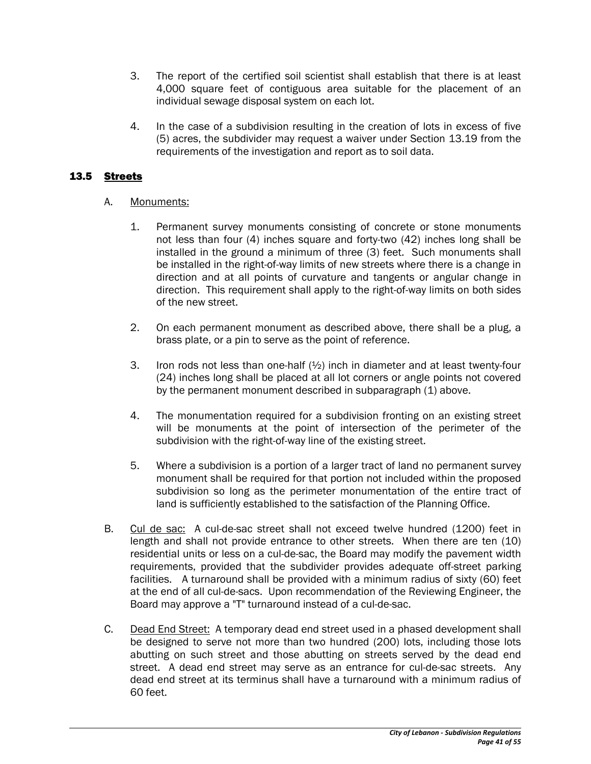3. The report of the certified soil scientist shall establish that there is at least 4,000 square feet of contiguous area suitable for the placement of an individual sewage disposal system on each lot.

4. In the case of a subdivision resulting in the creation of lots in excess of five (5) acres, the subdivider may request a waiver under Section 13.19 from the requirements of the investigation and report as to soil data.

## 13.5 <u>Streets</u>

A. <u>Monuments:</u>

1. Permanent survey monuments consisting of concrete or stone monuments not less than four (4) inches square and forty-two (42) inches long shall be installed in the ground a minimum of three (3) feet. Such monuments shall be installed in the right-of-way limits of new streets where there is a change in direction and at all points of curvature and tangents or angular change in direction. This requirement shall apply to the right-of-way limits on both sides of the new street.

2. On each permanent monument as described above, there shall be a plug, a brass plate, or a pin to serve as the point of reference.

3. Iron rods not less than one-half (½) inch in diameter and at least twenty-four (24) inches long shall be placed at all lot corners or angle points not covered by the permanent monument described in subparagraph (1) above.

4. The monumentation required for a subdivision fronting on an existing street will be monuments at the point of intersection of the perimeter of the subdivision with the right-of-way line of the existing street.

5. Where a subdivision is a portion of a larger tract of land no permanent survey monument shall be required for that portion not included within the proposed subdivision so long as the perimeter monumentation of the entire tract of land is sufficiently established to the satisfaction of the Planning Office.

B. <u>Cul de sac:</u> A cul-de-sac street shall not exceed twelve hundred (1200) feet in length and shall not provide entrance to other streets. When there are ten (10) residential units or less on a cul-de-sac, the Board may modify the pavement width requirements, provided that the subdivider provides adequate off-street parking facilities. A turnaround shall be provided with a minimum radius of sixty (60) feet at the end of all cul-de-sacs. Upon recommendation of the Reviewing Engineer, the Board may approve a "T" turnaround instead of a cul-de-sac.

C. <u>Dead End Street:</u> A temporary dead end street used in a phased development shall be designed to serve not more than two hundred (200) lots, including those lots abutting on such street and those abutting on streets served by the dead end street. A dead end street may serve as an entrance for cul-de-sac streets. Any dead end street at its terminus shall have a turnaround with a minimum radius of 60 feet.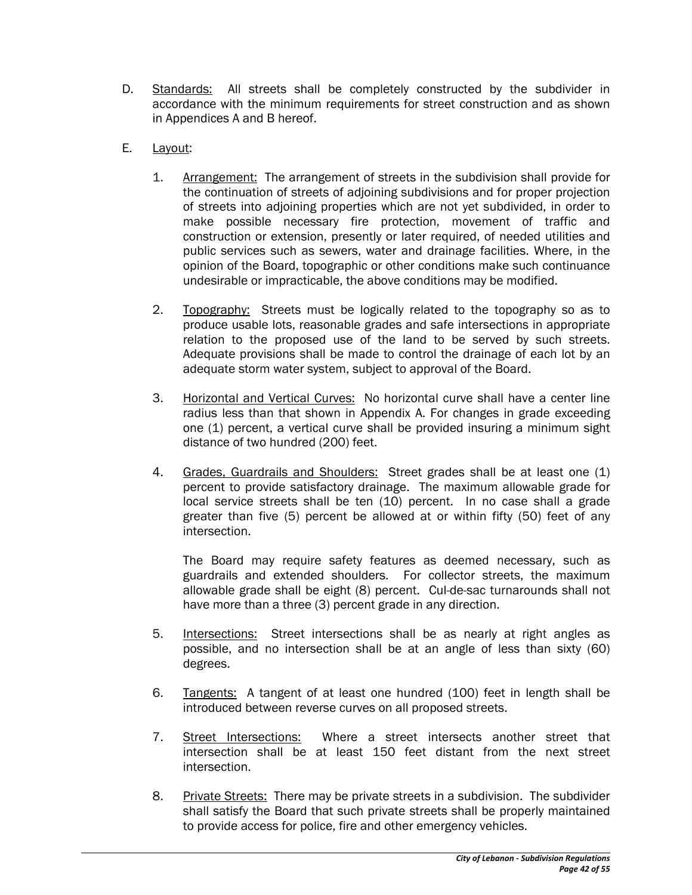D. Standards: All streets shall be completely constructed by the subdivider in accordance with the minimum requirements for street construction and as shown in Appendices A and B hereof.

E. Layout:

1. Arrangement: The arrangement of streets in the subdivision shall provide for the continuation of streets of adjoining subdivisions and for proper projection of streets into adjoining properties which are not yet subdivided, in order to make possible necessary fire protection, movement of traffic and construction or extension, presently or later required, of needed utilities and public services such as sewers, water and drainage facilities. Where, in the opinion of the Board, topographic or other conditions make such continuance undesirable or impracticable, the above conditions may be modified.

2. Topography: Streets must be logically related to the topography so as to produce usable lots, reasonable grades and safe intersections in appropriate relation to the proposed use of the land to be served by such streets. Adequate provisions shall be made to control the drainage of each lot by an adequate storm water system, subject to approval of the Board.

3. Horizontal and Vertical Curves: No horizontal curve shall have a center line radius less than that shown in Appendix A. For changes in grade exceeding one (1) percent, a vertical curve shall be provided insuring a minimum sight distance of two hundred (200) feet.

4. Grades, Guardrails and Shoulders: Street grades shall be at least one (1) percent to provide satisfactory drainage. The maximum allowable grade for local service streets shall be ten (10) percent. In no case shall a grade greater than five (5) percent be allowed at or within fifty (50) feet of any intersection.

   The Board may require safety features as deemed necessary, such as guardrails and extended shoulders. For collector streets, the maximum allowable grade shall be eight (8) percent. Cul-de-sac turnarounds shall not have more than a three (3) percent grade in any direction.

5. Intersections: Street intersections shall be as nearly at right angles as possible, and no intersection shall be at an angle of less than sixty (60) degrees.

6. Tangents: A tangent of at least one hundred (100) feet in length shall be introduced between reverse curves on all proposed streets.

7. Street Intersections: Where a street intersects another street that intersection shall be at least 150 feet distant from the next street intersection.

8. Private Streets: There may be private streets in a subdivision. The subdivider shall satisfy the Board that such private streets shall be properly maintained to provide access for police, fire and other emergency vehicles.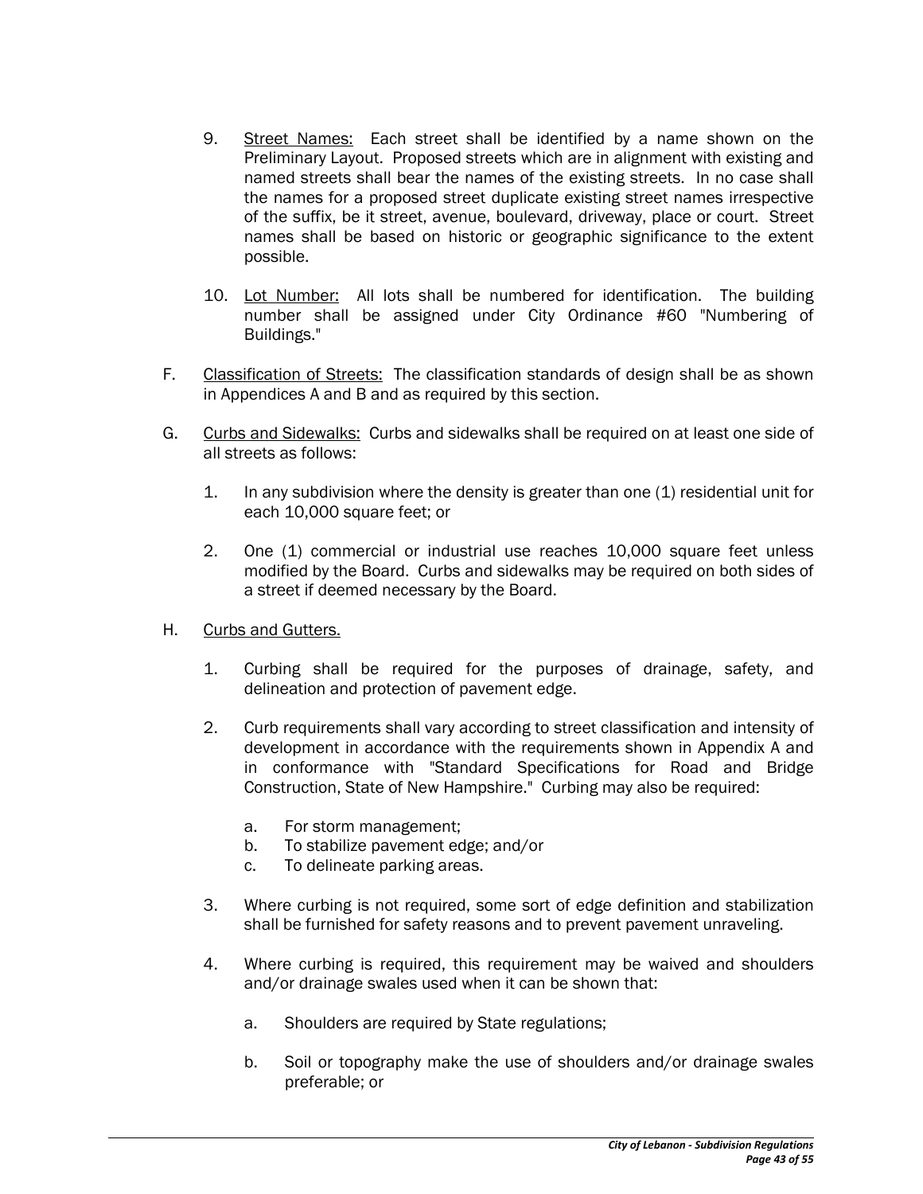9. Street Names: Each street shall be identified by a name shown on the Preliminary Layout. Proposed streets which are in alignment with existing and named streets shall bear the names of the existing streets. In no case shall the names for a proposed street duplicate existing street names irrespective of the suffix, be it street, avenue, boulevard, driveway, place or court. Street names shall be based on historic or geographic significance to the extent possible.

10. Lot Number: All lots shall be numbered for identification. The building number shall be assigned under City Ordinance #60 "Numbering of Buildings."

F. Classification of Streets: The classification standards of design shall be as shown in Appendices A and B and as required by this section.

G. Curbs and Sidewalks: Curbs and sidewalks shall be required on at least one side of all streets as follows:

   1. In any subdivision where the density is greater than one (1) residential unit for each 10,000 square feet; or

   2. One (1) commercial or industrial use reaches 10,000 square feet unless modified by the Board. Curbs and sidewalks may be required on both sides of a street if deemed necessary by the Board.

H. Curbs and Gutters.

   1. Curbing shall be required for the purposes of drainage, safety, and delineation and protection of pavement edge.

   2. Curb requirements shall vary according to street classification and intensity of development in accordance with the requirements shown in Appendix A and in conformance with "Standard Specifications for Road and Bridge Construction, State of New Hampshire." Curbing may also be required:

      a. For storm management;
      b. To stabilize pavement edge; and/or
      c. To delineate parking areas.

   3. Where curbing is not required, some sort of edge definition and stabilization shall be furnished for safety reasons and to prevent pavement unraveling.

   4. Where curbing is required, this requirement may be waived and shoulders and/or drainage swales used when it can be shown that:

      a. Shoulders are required by State regulations;

      b. Soil or topography make the use of shoulders and/or drainage swales preferable; or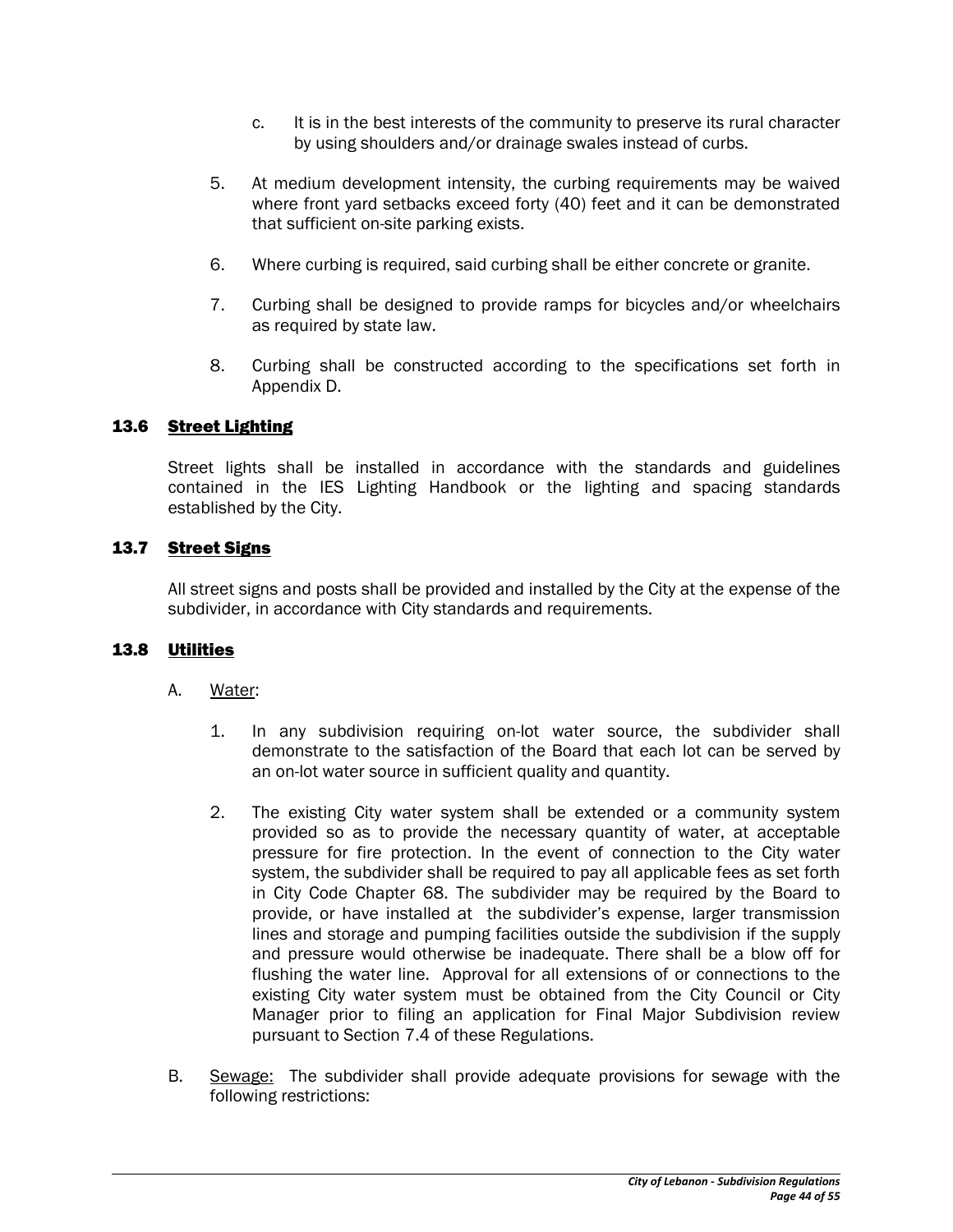c. It is in the best interests of the community to preserve its rural character by using shoulders and/or drainage swales instead of curbs.

5. At medium development intensity, the curbing requirements may be waived where front yard setbacks exceed forty (40) feet and it can be demonstrated that sufficient on-site parking exists.

6. Where curbing is required, said curbing shall be either concrete or granite.

7. Curbing shall be designed to provide ramps for bicycles and/or wheelchairs as required by state law.

8. Curbing shall be constructed according to the specifications set forth in Appendix D.

### 13.6 Street Lighting

Street lights shall be installed in accordance with the standards and guidelines contained in the IES Lighting Handbook or the lighting and spacing standards established by the City.

### 13.7 Street Signs

All street signs and posts shall be provided and installed by the City at the expense of the subdivider, in accordance with City standards and requirements.

### 13.8 Utilities

A. Water:

1. In any subdivision requiring on-lot water source, the subdivider shall demonstrate to the satisfaction of the Board that each lot can be served by an on-lot water source in sufficient quality and quantity.

2. The existing City water system shall be extended or a community system provided so as to provide the necessary quantity of water, at acceptable pressure for fire protection. In the event of connection to the City water system, the subdivider shall be required to pay all applicable fees as set forth in City Code Chapter 68. The subdivider may be required by the Board to provide, or have installed at the subdivider's expense, larger transmission lines and storage and pumping facilities outside the subdivision if the supply and pressure would otherwise be inadequate. There shall be a blow off for flushing the water line. Approval for all extensions of or connections to the existing City water system must be obtained from the City Council or City Manager prior to filing an application for Final Major Subdivision review pursuant to Section 7.4 of these Regulations.

B. Sewage: The subdivider shall provide adequate provisions for sewage with the following restrictions: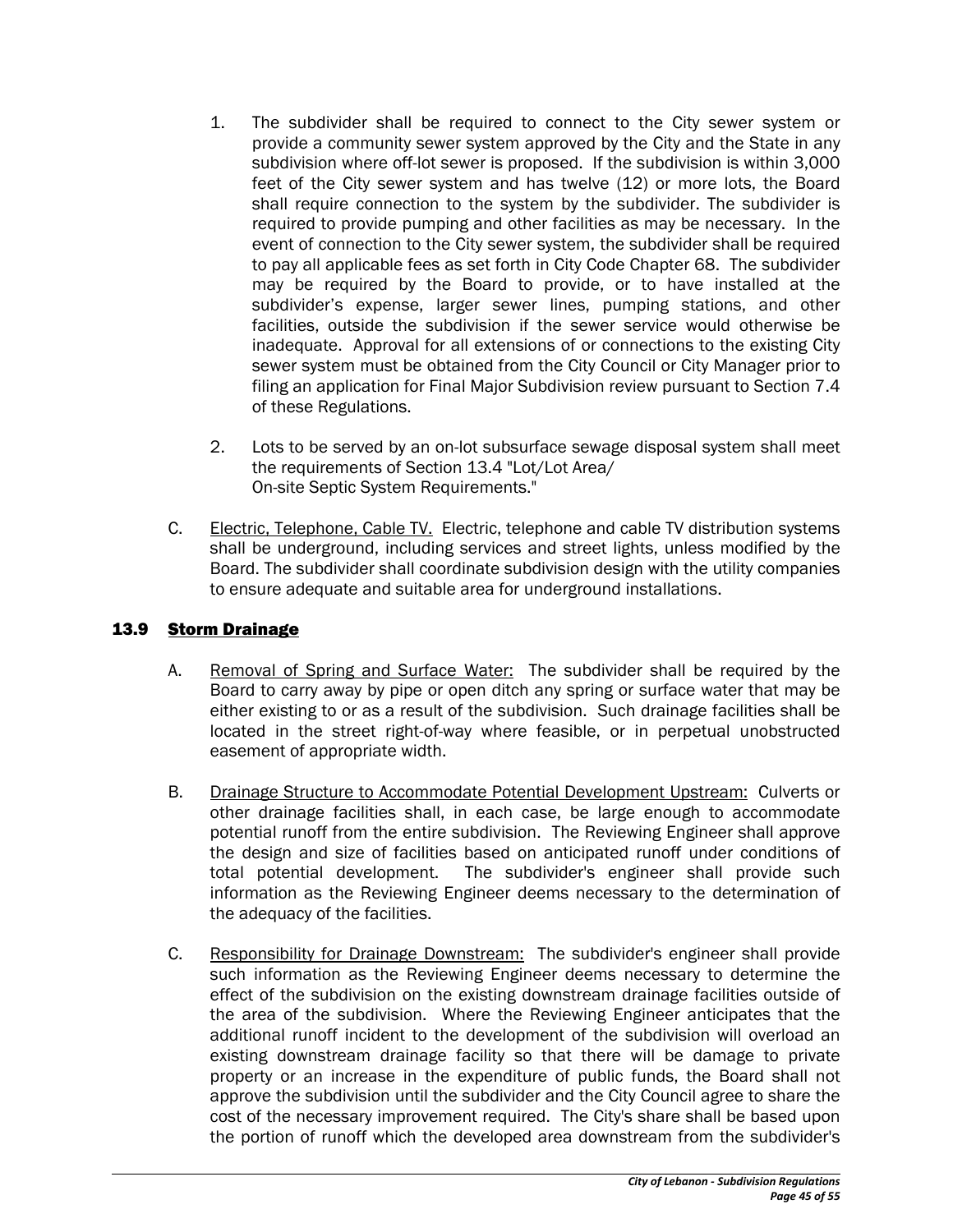1. The subdivider shall be required to connect to the City sewer system or provide a community sewer system approved by the City and the State in any subdivision where off-lot sewer is proposed. If the subdivision is within 3,000 feet of the City sewer system and has twelve (12) or more lots, the Board shall require connection to the system by the subdivider. The subdivider is required to provide pumping and other facilities as may be necessary. In the event of connection to the City sewer system, the subdivider shall be required to pay all applicable fees as set forth in City Code Chapter 68. The subdivider may be required by the Board to provide, or to have installed at the subdivider's expense, larger sewer lines, pumping stations, and other facilities, outside the subdivision if the sewer service would otherwise be inadequate. Approval for all extensions of or connections to the existing City sewer system must be obtained from the City Council or City Manager prior to filing an application for Final Major Subdivision review pursuant to Section 7.4 of these Regulations.

2. Lots to be served by an on-lot subsurface sewage disposal system shall meet the requirements of Section 13.4 "Lot/Lot Area/ On-site Septic System Requirements."

C. Electric, Telephone, Cable TV. Electric, telephone and cable TV distribution systems shall be underground, including services and street lights, unless modified by the Board. The subdivider shall coordinate subdivision design with the utility companies to ensure adequate and suitable area for underground installations.

## 13.9 Storm Drainage

A. Removal of Spring and Surface Water: The subdivider shall be required by the Board to carry away by pipe or open ditch any spring or surface water that may be either existing to or as a result of the subdivision. Such drainage facilities shall be located in the street right-of-way where feasible, or in perpetual unobstructed easement of appropriate width.

B. Drainage Structure to Accommodate Potential Development Upstream: Culverts or other drainage facilities shall, in each case, be large enough to accommodate potential runoff from the entire subdivision. The Reviewing Engineer shall approve the design and size of facilities based on anticipated runoff under conditions of total potential development. The subdivider's engineer shall provide such information as the Reviewing Engineer deems necessary to the determination of the adequacy of the facilities.

C. Responsibility for Drainage Downstream: The subdivider's engineer shall provide such information as the Reviewing Engineer deems necessary to determine the effect of the subdivision on the existing downstream drainage facilities outside of the area of the subdivision. Where the Reviewing Engineer anticipates that the additional runoff incident to the development of the subdivision will overload an existing downstream drainage facility so that there will be damage to private property or an increase in the expenditure of public funds, the Board shall not approve the subdivision until the subdivider and the City Council agree to share the cost of the necessary improvement required. The City's share shall be based upon the portion of runoff which the developed area downstream from the subdivider's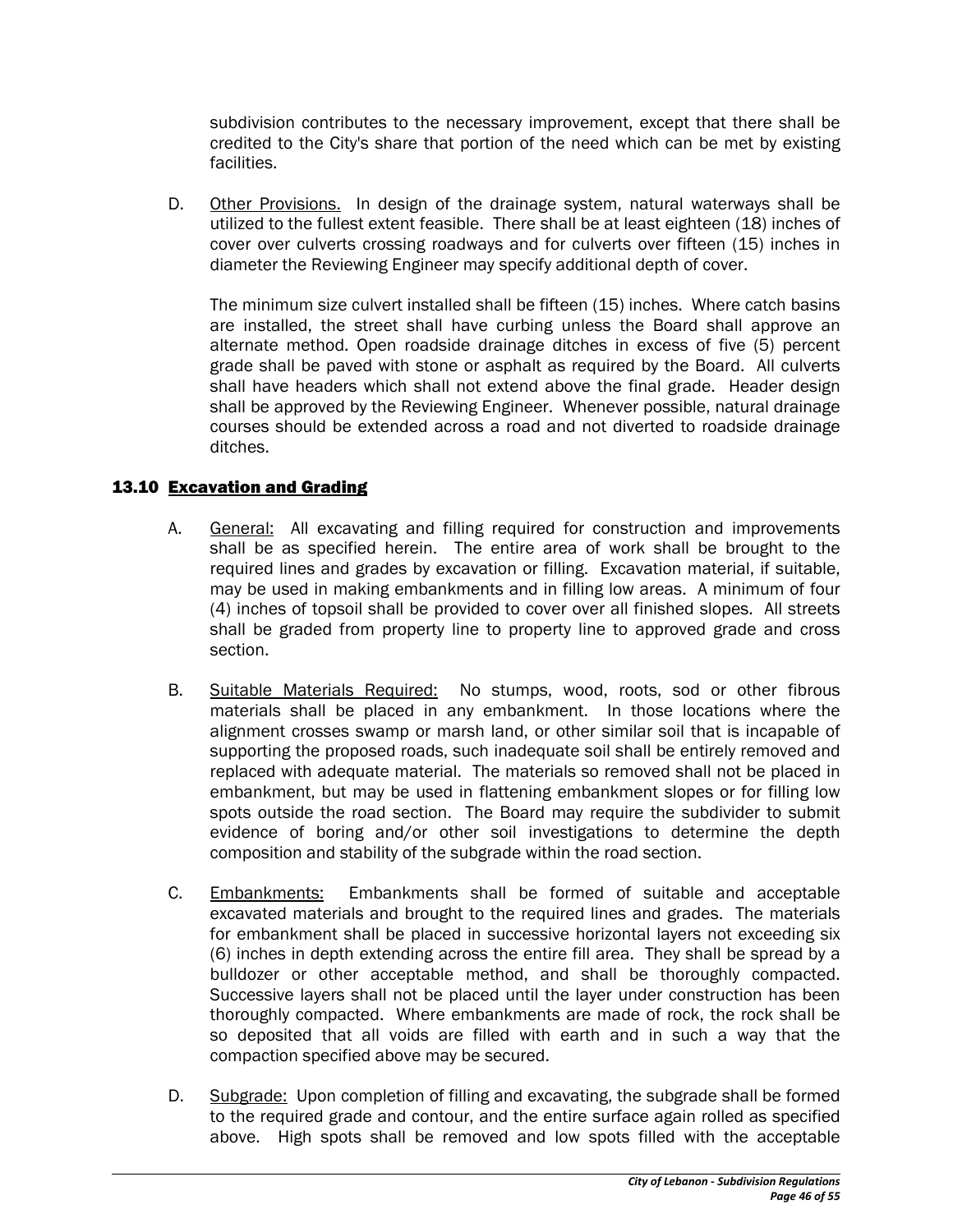subdivision contributes to the necessary improvement, except that there shall be credited to the City's share that portion of the need which can be met by existing facilities.

D. Other Provisions. In design of the drainage system, natural waterways shall be utilized to the fullest extent feasible. There shall be at least eighteen (18) inches of cover over culverts crossing roadways and for culverts over fifteen (15) inches in diameter the Reviewing Engineer may specify additional depth of cover.

The minimum size culvert installed shall be fifteen (15) inches. Where catch basins are installed, the street shall have curbing unless the Board shall approve an alternate method. Open roadside drainage ditches in excess of five (5) percent grade shall be paved with stone or asphalt as required by the Board. All culverts shall have headers which shall not extend above the final grade. Header design shall be approved by the Reviewing Engineer. Whenever possible, natural drainage courses should be extended across a road and not diverted to roadside drainage ditches.

## 13.10 Excavation and Grading

A. General: All excavating and filling required for construction and improvements shall be as specified herein. The entire area of work shall be brought to the required lines and grades by excavation or filling. Excavation material, if suitable, may be used in making embankments and in filling low areas. A minimum of four (4) inches of topsoil shall be provided to cover over all finished slopes. All streets shall be graded from property line to property line to approved grade and cross section.

B. Suitable Materials Required: No stumps, wood, roots, sod or other fibrous materials shall be placed in any embankment. In those locations where the alignment crosses swamp or marsh land, or other similar soil that is incapable of supporting the proposed roads, such inadequate soil shall be entirely removed and replaced with adequate material. The materials so removed shall not be placed in embankment, but may be used in flattening embankment slopes or for filling low spots outside the road section. The Board may require the subdivider to submit evidence of boring and/or other soil investigations to determine the depth composition and stability of the subgrade within the road section.

C. Embankments: Embankments shall be formed of suitable and acceptable excavated materials and brought to the required lines and grades. The materials for embankment shall be placed in successive horizontal layers not exceeding six (6) inches in depth extending across the entire fill area. They shall be spread by a bulldozer or other acceptable method, and shall be thoroughly compacted. Successive layers shall not be placed until the layer under construction has been thoroughly compacted. Where embankments are made of rock, the rock shall be so deposited that all voids are filled with earth and in such a way that the compaction specified above may be secured.

D. Subgrade: Upon completion of filling and excavating, the subgrade shall be formed to the required grade and contour, and the entire surface again rolled as specified above. High spots shall be removed and low spots filled with the acceptable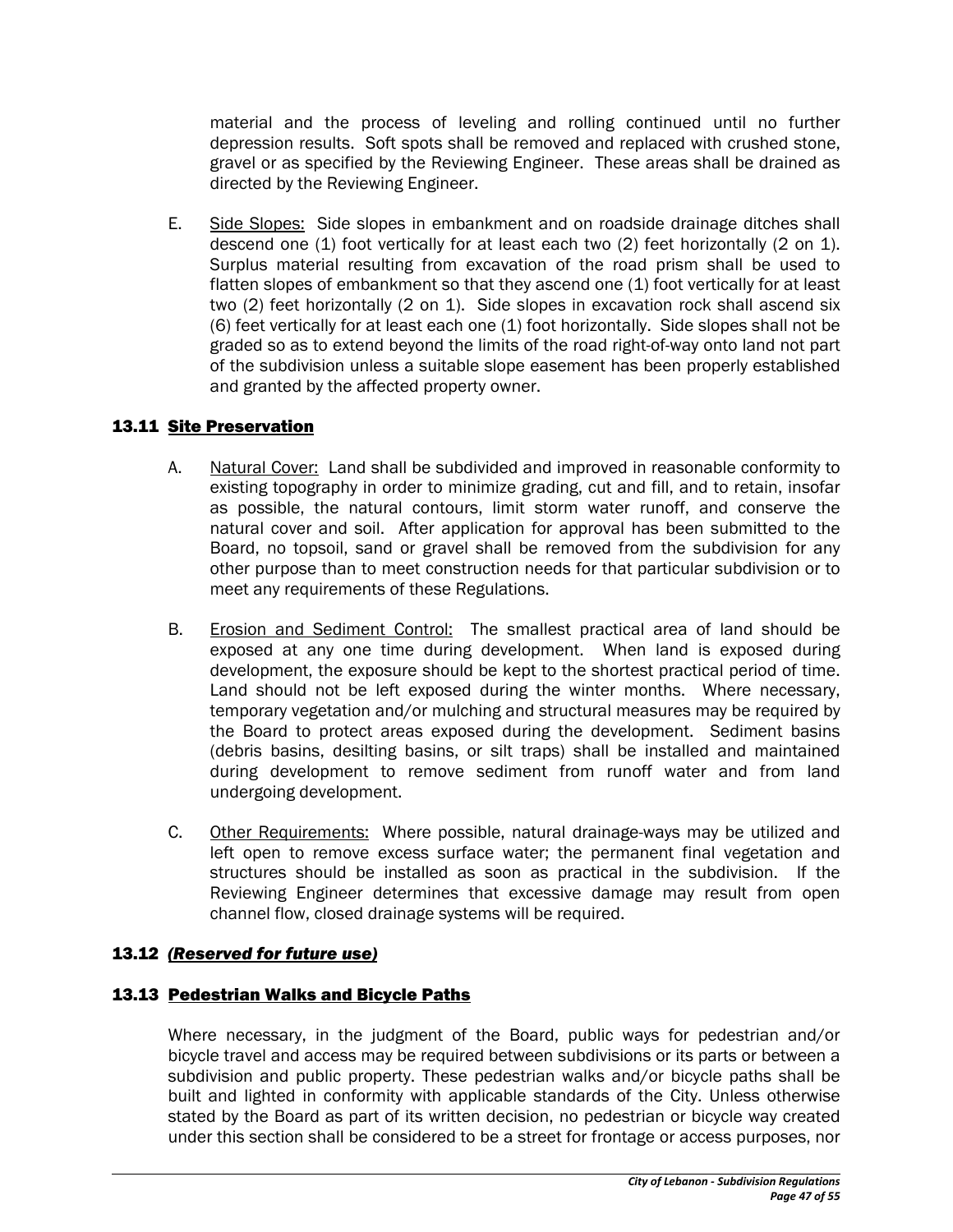material and the process of leveling and rolling continued until no further depression results. Soft spots shall be removed and replaced with crushed stone, gravel or as specified by the Reviewing Engineer. These areas shall be drained as directed by the Reviewing Engineer.

E. Side Slopes: Side slopes in embankment and on roadside drainage ditches shall descend one (1) foot vertically for at least each two (2) feet horizontally (2 on 1). Surplus material resulting from excavation of the road prism shall be used to flatten slopes of embankment so that they ascend one (1) foot vertically for at least two (2) feet horizontally (2 on 1). Side slopes in excavation rock shall ascend six (6) feet vertically for at least each one (1) foot horizontally. Side slopes shall not be graded so as to extend beyond the limits of the road right-of-way onto land not part of the subdivision unless a suitable slope easement has been properly established and granted by the affected property owner.

### 13.11 Site Preservation

A. Natural Cover: Land shall be subdivided and improved in reasonable conformity to existing topography in order to minimize grading, cut and fill, and to retain, insofar as possible, the natural contours, limit storm water runoff, and conserve the natural cover and soil. After application for approval has been submitted to the Board, no topsoil, sand or gravel shall be removed from the subdivision for any other purpose than to meet construction needs for that particular subdivision or to meet any requirements of these Regulations.

B. Erosion and Sediment Control: The smallest practical area of land should be exposed at any one time during development. When land is exposed during development, the exposure should be kept to the shortest practical period of time. Land should not be left exposed during the winter months. Where necessary, temporary vegetation and/or mulching and structural measures may be required by the Board to protect areas exposed during the development. Sediment basins (debris basins, desilting basins, or silt traps) shall be installed and maintained during development to remove sediment from runoff water and from land undergoing development.

C. Other Requirements: Where possible, natural drainage-ways may be utilized and left open to remove excess surface water; the permanent final vegetation and structures should be installed as soon as practical in the subdivision. If the Reviewing Engineer determines that excessive damage may result from open channel flow, closed drainage systems will be required.

### 13.12 *(Reserved for future use)*

### 13.13 Pedestrian Walks and Bicycle Paths

Where necessary, in the judgment of the Board, public ways for pedestrian and/or bicycle travel and access may be required between subdivisions or its parts or between a subdivision and public property. These pedestrian walks and/or bicycle paths shall be built and lighted in conformity with applicable standards of the City. Unless otherwise stated by the Board as part of its written decision, no pedestrian or bicycle way created under this section shall be considered to be a street for frontage or access purposes, nor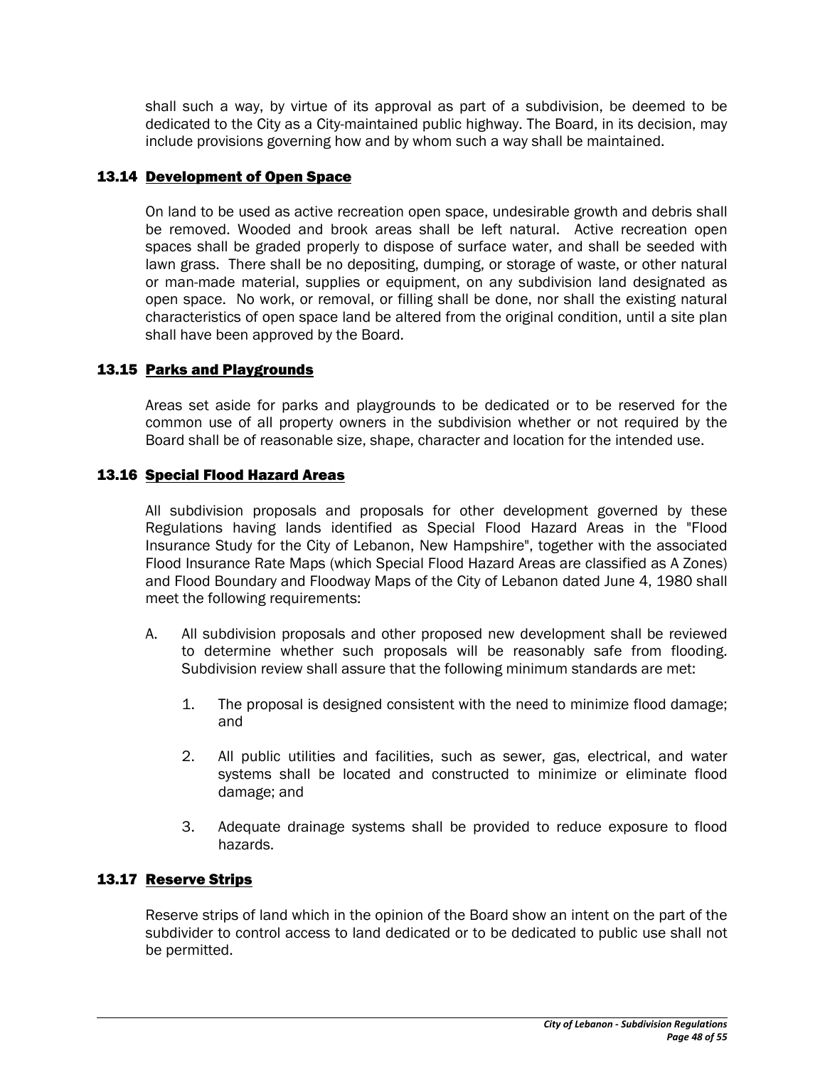shall such a way, by virtue of its approval as part of a subdivision, be deemed to be dedicated to the City as a City-maintained public highway. The Board, in its decision, may include provisions governing how and by whom such a way shall be maintained.

### 13.14 Development of Open Space

On land to be used as active recreation open space, undesirable growth and debris shall be removed. Wooded and brook areas shall be left natural. Active recreation open spaces shall be graded properly to dispose of surface water, and shall be seeded with lawn grass. There shall be no depositing, dumping, or storage of waste, or other natural or man-made material, supplies or equipment, on any subdivision land designated as open space. No work, or removal, or filling shall be done, nor shall the existing natural characteristics of open space land be altered from the original condition, until a site plan shall have been approved by the Board.

### 13.15 Parks and Playgrounds

Areas set aside for parks and playgrounds to be dedicated or to be reserved for the common use of all property owners in the subdivision whether or not required by the Board shall be of reasonable size, shape, character and location for the intended use.

### 13.16 Special Flood Hazard Areas

All subdivision proposals and proposals for other development governed by these Regulations having lands identified as Special Flood Hazard Areas in the "Flood Insurance Study for the City of Lebanon, New Hampshire", together with the associated Flood Insurance Rate Maps (which Special Flood Hazard Areas are classified as A Zones) and Flood Boundary and Floodway Maps of the City of Lebanon dated June 4, 1980 shall meet the following requirements:

A. All subdivision proposals and other proposed new development shall be reviewed to determine whether such proposals will be reasonably safe from flooding. Subdivision review shall assure that the following minimum standards are met:

   1. The proposal is designed consistent with the need to minimize flood damage; and

   2. All public utilities and facilities, such as sewer, gas, electrical, and water systems shall be located and constructed to minimize or eliminate flood damage; and

   3. Adequate drainage systems shall be provided to reduce exposure to flood hazards.

### 13.17 Reserve Strips

Reserve strips of land which in the opinion of the Board show an intent on the part of the subdivider to control access to land dedicated or to be dedicated to public use shall not be permitted.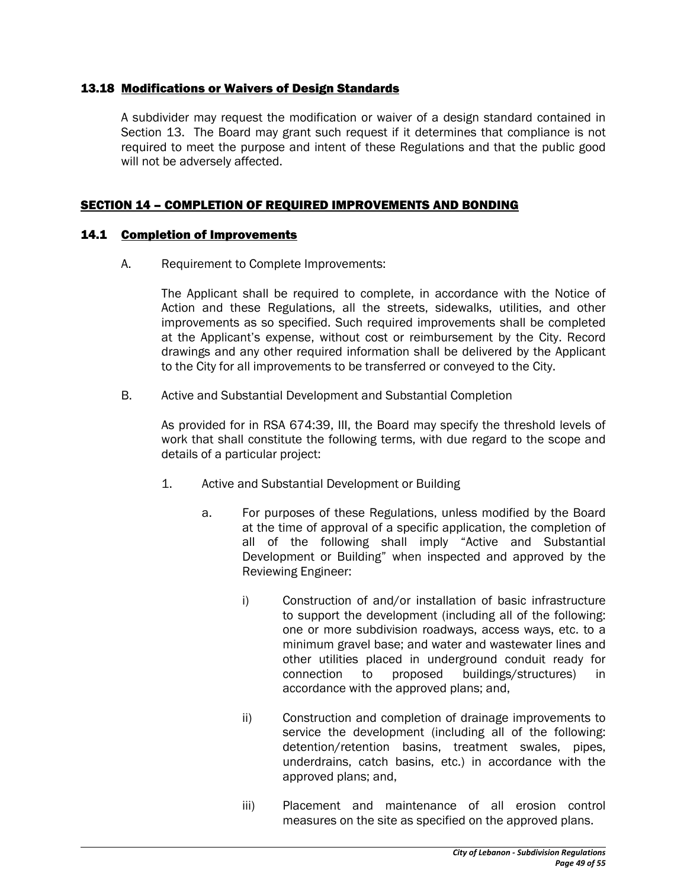### 13.18 Modifications or Waivers of Design Standards

A subdivider may request the modification or waiver of a design standard contained in Section 13. The Board may grant such request if it determines that compliance is not required to meet the purpose and intent of these Regulations and that the public good will not be adversely affected.

## SECTION 14 – COMPLETION OF REQUIRED IMPROVEMENTS AND BONDING

### 14.1 Completion of Improvements

A. Requirement to Complete Improvements:

The Applicant shall be required to complete, in accordance with the Notice of Action and these Regulations, all the streets, sidewalks, utilities, and other improvements as so specified. Such required improvements shall be completed at the Applicant's expense, without cost or reimbursement by the City. Record drawings and any other required information shall be delivered by the Applicant to the City for all improvements to be transferred or conveyed to the City.

B. Active and Substantial Development and Substantial Completion

As provided for in RSA 674:39, III, the Board may specify the threshold levels of work that shall constitute the following terms, with due regard to the scope and details of a particular project:

1. Active and Substantial Development or Building

   a. For purposes of these Regulations, unless modified by the Board at the time of approval of a specific application, the completion of all of the following shall imply "Active and Substantial Development or Building" when inspected and approved by the Reviewing Engineer:

      i) Construction of and/or installation of basic infrastructure to support the development (including all of the following: one or more subdivision roadways, access ways, etc. to a minimum gravel base; and water and wastewater lines and other utilities placed in underground conduit ready for connection to proposed buildings/structures) in accordance with the approved plans; and,

      ii) Construction and completion of drainage improvements to service the development (including all of the following: detention/retention basins, treatment swales, pipes, underdrains, catch basins, etc.) in accordance with the approved plans; and,

      iii) Placement and maintenance of all erosion control measures on the site as specified on the approved plans.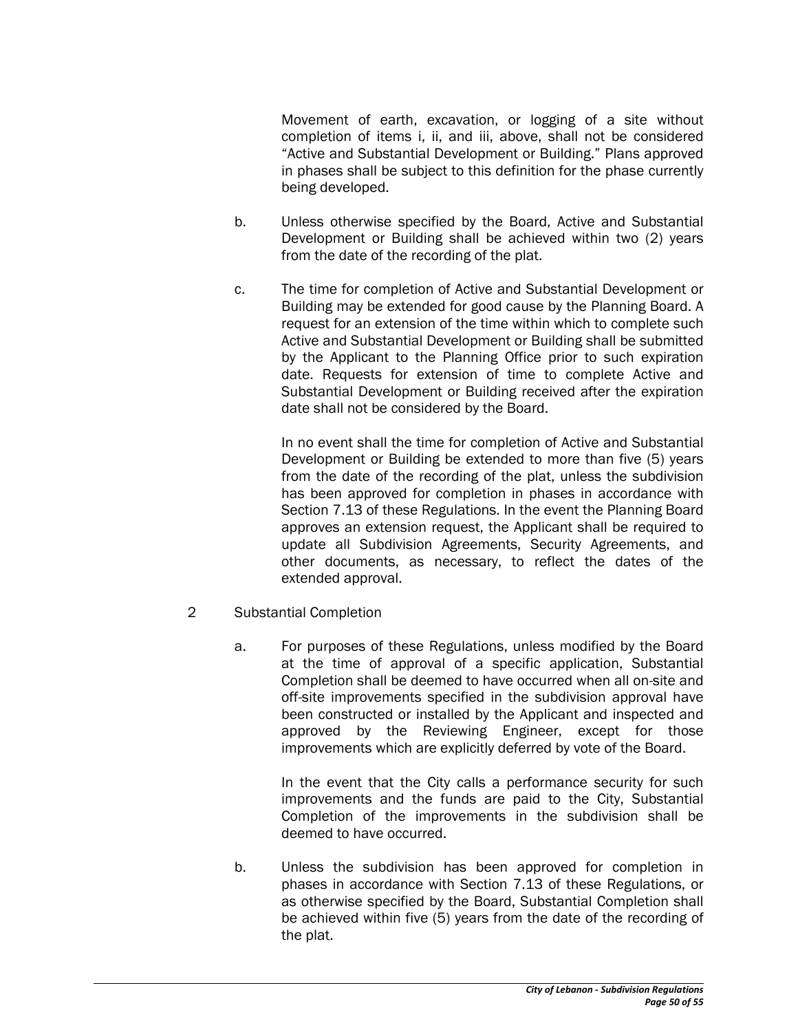Movement of earth, excavation, or logging of a site without completion of items i, ii, and iii, above, shall not be considered "Active and Substantial Development or Building." Plans approved in phases shall be subject to this definition for the phase currently being developed.

b. Unless otherwise specified by the Board, Active and Substantial Development or Building shall be achieved within two (2) years from the date of the recording of the plat.

c. The time for completion of Active and Substantial Development or Building may be extended for good cause by the Planning Board. A request for an extension of the time within which to complete such Active and Substantial Development or Building shall be submitted by the Applicant to the Planning Office prior to such expiration date. Requests for extension of time to complete Active and Substantial Development or Building received after the expiration date shall not be considered by the Board.

   In no event shall the time for completion of Active and Substantial Development or Building be extended to more than five (5) years from the date of the recording of the plat, unless the subdivision has been approved for completion in phases in accordance with Section 7.13 of these Regulations. In the event the Planning Board approves an extension request, the Applicant shall be required to update all Subdivision Agreements, Security Agreements, and other documents, as necessary, to reflect the dates of the extended approval.

2 Substantial Completion

a. For purposes of these Regulations, unless modified by the Board at the time of approval of a specific application, Substantial Completion shall be deemed to have occurred when all on-site and off-site improvements specified in the subdivision approval have been constructed or installed by the Applicant and inspected and approved by the Reviewing Engineer, except for those improvements which are explicitly deferred by vote of the Board.

   In the event that the City calls a performance security for such improvements and the funds are paid to the City, Substantial Completion of the improvements in the subdivision shall be deemed to have occurred.

b. Unless the subdivision has been approved for completion in phases in accordance with Section 7.13 of these Regulations, or as otherwise specified by the Board, Substantial Completion shall be achieved within five (5) years from the date of the recording of the plat.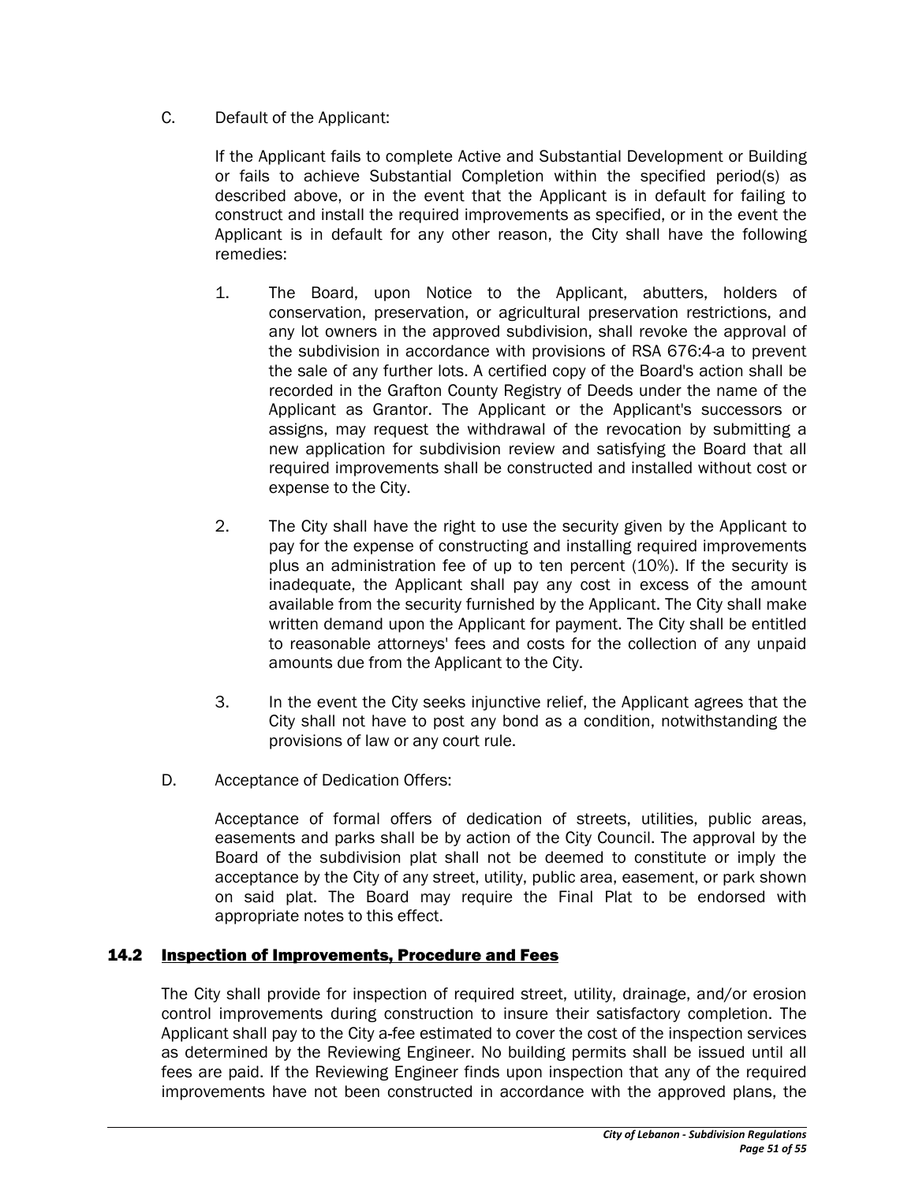C. Default of the Applicant:

If the Applicant fails to complete Active and Substantial Development or Building or fails to achieve Substantial Completion within the specified period(s) as described above, or in the event that the Applicant is in default for failing to construct and install the required improvements as specified, or in the event the Applicant is in default for any other reason, the City shall have the following remedies:

1. The Board, upon Notice to the Applicant, abutters, holders of conservation, preservation, or agricultural preservation restrictions, and any lot owners in the approved subdivision, shall revoke the approval of the subdivision in accordance with provisions of RSA 676:4-a to prevent the sale of any further lots. A certified copy of the Board's action shall be recorded in the Grafton County Registry of Deeds under the name of the Applicant as Grantor. The Applicant or the Applicant's successors or assigns, may request the withdrawal of the revocation by submitting a new application for subdivision review and satisfying the Board that all required improvements shall be constructed and installed without cost or expense to the City.

2. The City shall have the right to use the security given by the Applicant to pay for the expense of constructing and installing required improvements plus an administration fee of up to ten percent (10%). If the security is inadequate, the Applicant shall pay any cost in excess of the amount available from the security furnished by the Applicant. The City shall make written demand upon the Applicant for payment. The City shall be entitled to reasonable attorneys' fees and costs for the collection of any unpaid amounts due from the Applicant to the City.

3. In the event the City seeks injunctive relief, the Applicant agrees that the City shall not have to post any bond as a condition, notwithstanding the provisions of law or any court rule.

D. Acceptance of Dedication Offers:

Acceptance of formal offers of dedication of streets, utilities, public areas, easements and parks shall be by action of the City Council. The approval by the Board of the subdivision plat shall not be deemed to constitute or imply the acceptance by the City of any street, utility, public area, easement, or park shown on said plat. The Board may require the Final Plat to be endorsed with appropriate notes to this effect.

## 14.2 Inspection of Improvements, Procedure and Fees

The City shall provide for inspection of required street, utility, drainage, and/or erosion control improvements during construction to insure their satisfactory completion. The Applicant shall pay to the City a-fee estimated to cover the cost of the inspection services as determined by the Reviewing Engineer. No building permits shall be issued until all fees are paid. If the Reviewing Engineer finds upon inspection that any of the required improvements have not been constructed in accordance with the approved plans, the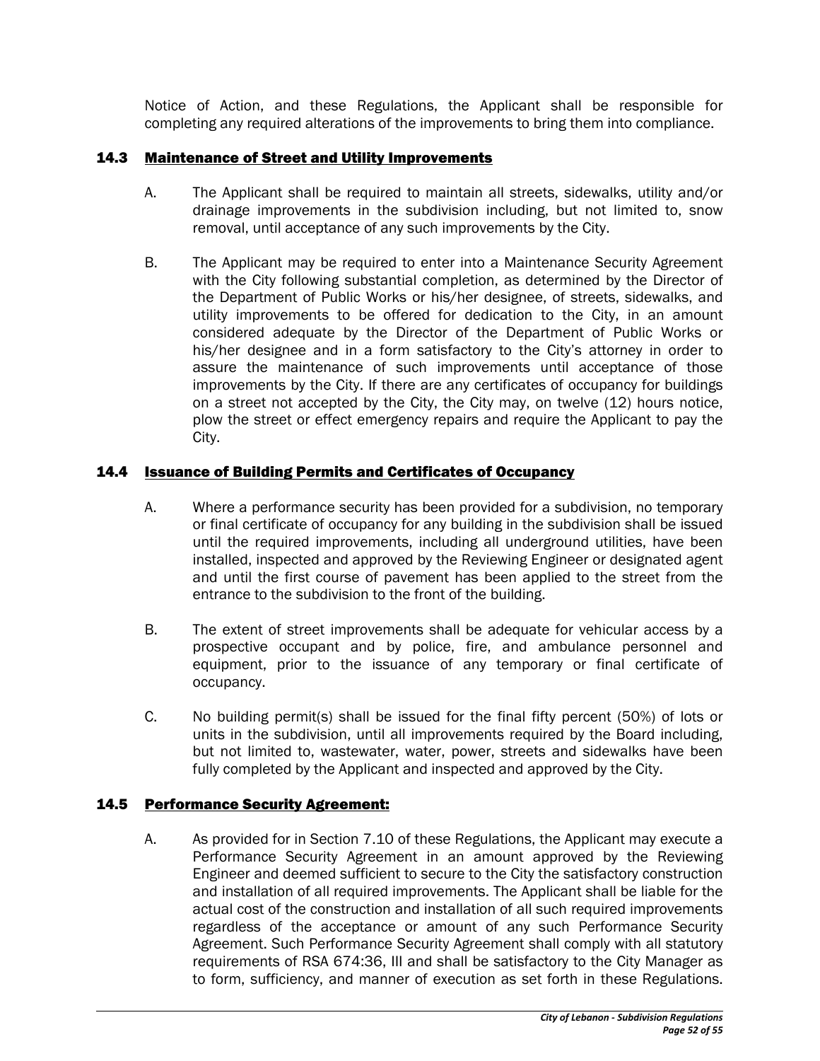Notice of Action, and these Regulations, the Applicant shall be responsible for completing any required alterations of the improvements to bring them into compliance.

## 14.3 Maintenance of Street and Utility Improvements

A. The Applicant shall be required to maintain all streets, sidewalks, utility and/or drainage improvements in the subdivision including, but not limited to, snow removal, until acceptance of any such improvements by the City.

B. The Applicant may be required to enter into a Maintenance Security Agreement with the City following substantial completion, as determined by the Director of the Department of Public Works or his/her designee, of streets, sidewalks, and utility improvements to be offered for dedication to the City, in an amount considered adequate by the Director of the Department of Public Works or his/her designee and in a form satisfactory to the City's attorney in order to assure the maintenance of such improvements until acceptance of those improvements by the City. If there are any certificates of occupancy for buildings on a street not accepted by the City, the City may, on twelve (12) hours notice, plow the street or effect emergency repairs and require the Applicant to pay the City.

## 14.4 Issuance of Building Permits and Certificates of Occupancy

A. Where a performance security has been provided for a subdivision, no temporary or final certificate of occupancy for any building in the subdivision shall be issued until the required improvements, including all underground utilities, have been installed, inspected and approved by the Reviewing Engineer or designated agent and until the first course of pavement has been applied to the street from the entrance to the subdivision to the front of the building.

B. The extent of street improvements shall be adequate for vehicular access by a prospective occupant and by police, fire, and ambulance personnel and equipment, prior to the issuance of any temporary or final certificate of occupancy.

C. No building permit(s) shall be issued for the final fifty percent (50%) of lots or units in the subdivision, until all improvements required by the Board including, but not limited to, wastewater, water, power, streets and sidewalks have been fully completed by the Applicant and inspected and approved by the City.

## 14.5 Performance Security Agreement:

A. As provided for in Section 7.10 of these Regulations, the Applicant may execute a Performance Security Agreement in an amount approved by the Reviewing Engineer and deemed sufficient to secure to the City the satisfactory construction and installation of all required improvements. The Applicant shall be liable for the actual cost of the construction and installation of all such required improvements regardless of the acceptance or amount of any such Performance Security Agreement. Such Performance Security Agreement shall comply with all statutory requirements of RSA 674:36, III and shall be satisfactory to the City Manager as to form, sufficiency, and manner of execution as set forth in these Regulations.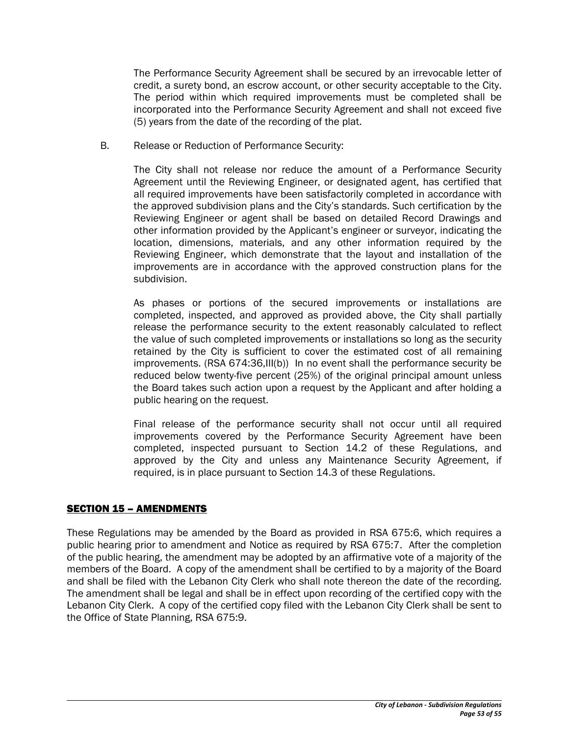The Performance Security Agreement shall be secured by an irrevocable letter of credit, a surety bond, an escrow account, or other security acceptable to the City. The period within which required improvements must be completed shall be incorporated into the Performance Security Agreement and shall not exceed five (5) years from the date of the recording of the plat.

B. Release or Reduction of Performance Security:

The City shall not release nor reduce the amount of a Performance Security Agreement until the Reviewing Engineer, or designated agent, has certified that all required improvements have been satisfactorily completed in accordance with the approved subdivision plans and the City's standards. Such certification by the Reviewing Engineer or agent shall be based on detailed Record Drawings and other information provided by the Applicant's engineer or surveyor, indicating the location, dimensions, materials, and any other information required by the Reviewing Engineer, which demonstrate that the layout and installation of the improvements are in accordance with the approved construction plans for the subdivision.

As phases or portions of the secured improvements or installations are completed, inspected, and approved as provided above, the City shall partially release the performance security to the extent reasonably calculated to reflect the value of such completed improvements or installations so long as the security retained by the City is sufficient to cover the estimated cost of all remaining improvements. (RSA 674:36,III(b)) In no event shall the performance security be reduced below twenty-five percent (25%) of the original principal amount unless the Board takes such action upon a request by the Applicant and after holding a public hearing on the request.

Final release of the performance security shall not occur until all required improvements covered by the Performance Security Agreement have been completed, inspected pursuant to Section 14.2 of these Regulations, and approved by the City and unless any Maintenance Security Agreement, if required, is in place pursuant to Section 14.3 of these Regulations.

## SECTION 15 – AMENDMENTS

These Regulations may be amended by the Board as provided in RSA 675:6, which requires a public hearing prior to amendment and Notice as required by RSA 675:7. After the completion of the public hearing, the amendment may be adopted by an affirmative vote of a majority of the members of the Board. A copy of the amendment shall be certified to by a majority of the Board and shall be filed with the Lebanon City Clerk who shall note thereon the date of the recording. The amendment shall be legal and shall be in effect upon recording of the certified copy with the Lebanon City Clerk. A copy of the certified copy filed with the Lebanon City Clerk shall be sent to the Office of State Planning, RSA 675:9.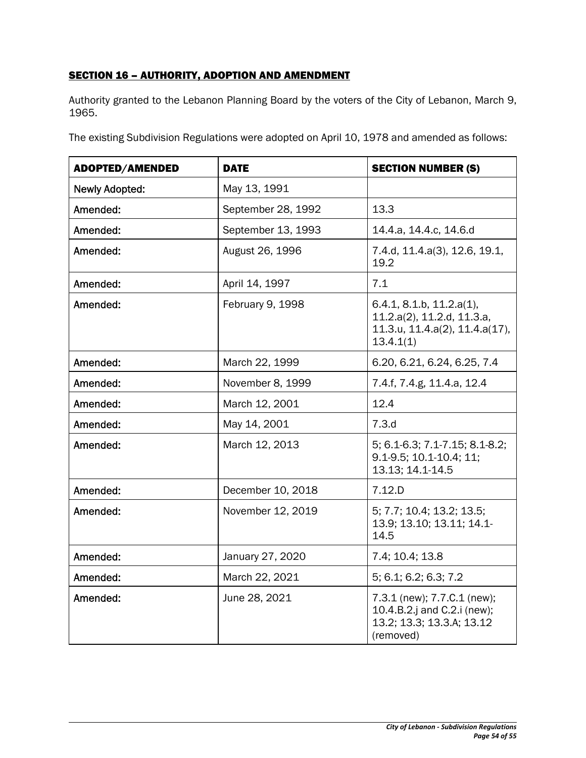## SECTION 16 – AUTHORITY, ADOPTION AND AMENDMENT

Authority granted to the Lebanon Planning Board by the voters of the City of Lebanon, March 9, 1965.

The existing Subdivision Regulations were adopted on April 10, 1978 and amended as follows:

| ADOPTED/AMENDED | DATE | SECTION NUMBER (S) |
|---|---|---|
| Newly Adopted: | May 13, 1991 | |
| Amended: | September 28, 1992 | 13.3 |
| Amended: | September 13, 1993 | 14.4.a, 14.4.c, 14.6.d |
| Amended: | August 26, 1996 | 7.4.d, 11.4.a(3), 12.6, 19.1, 19.2 |
| Amended: | April 14, 1997 | 7.1 |
| Amended: | February 9, 1998 | 6.4.1, 8.1.b, 11.2.a(1), 11.2.a(2), 11.2.d, 11.3.a, 11.3.u, 11.4.a(2), 11.4.a(17), 13.4.1(1) |
| Amended: | March 22, 1999 | 6.20, 6.21, 6.24, 6.25, 7.4 |
| Amended: | November 8, 1999 | 7.4.f, 7.4.g, 11.4.a, 12.4 |
| Amended: | March 12, 2001 | 12.4 |
| Amended: | May 14, 2001 | 7.3.d |
| Amended: | March 12, 2013 | 5; 6.1-6.3; 7.1-7.15; 8.1-8.2; 9.1-9.5; 10.1-10.4; 11; 13.13; 14.1-14.5 |
| Amended: | December 10, 2018 | 7.12.D |
| Amended: | November 12, 2019 | 5; 7.7; 10.4; 13.2; 13.5; 13.9; 13.10; 13.11; 14.1-14.5 |
| Amended: | January 27, 2020 | 7.4; 10.4; 13.8 |
| Amended: | March 22, 2021 | 5; 6.1; 6.2; 6.3; 7.2 |
| Amended: | June 28, 2021 | 7.3.1 (new); 7.7.C.1 (new); 10.4.B.2.j and C.2.i (new); 13.2; 13.3; 13.3.A; 13.12 (removed) |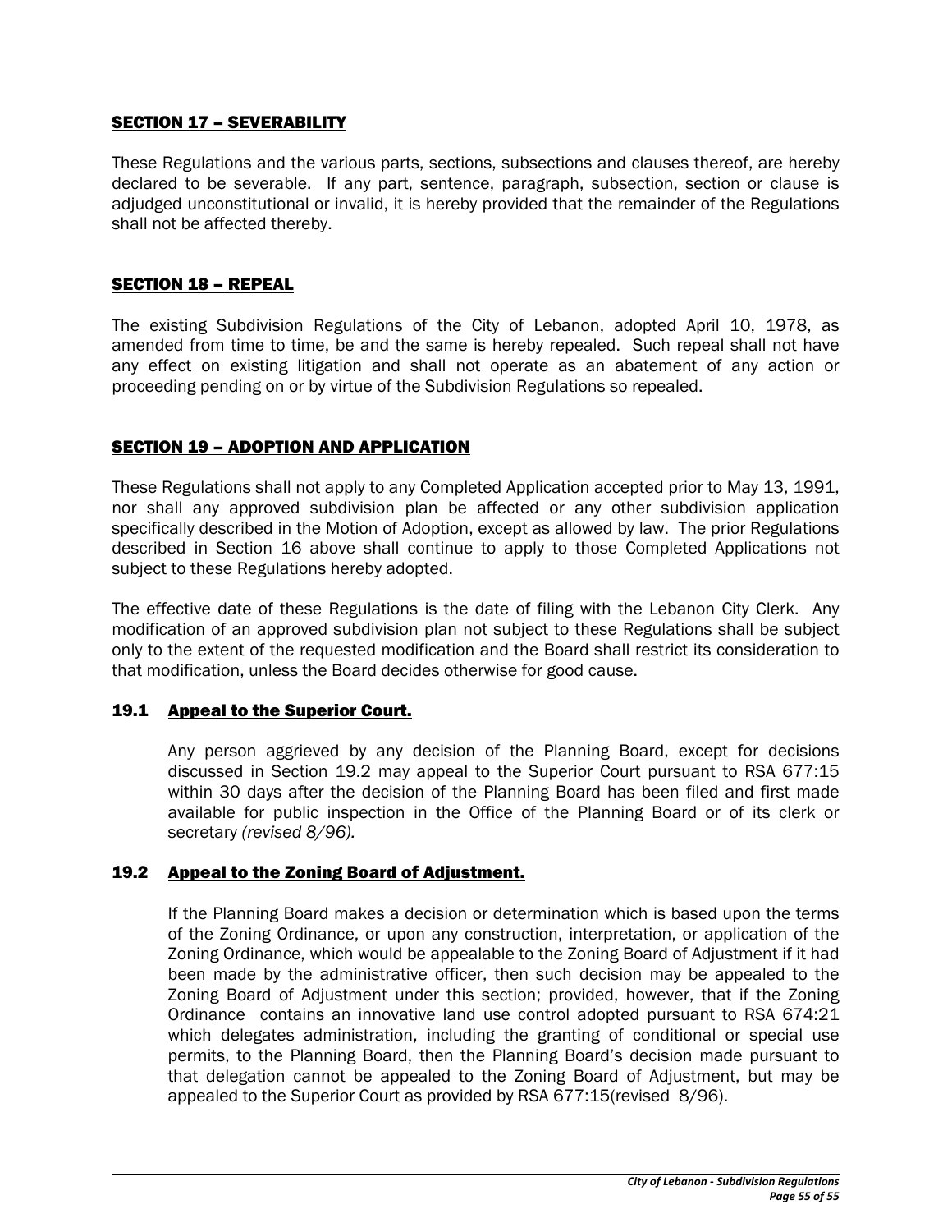## SECTION 17 – SEVERABILITY

These Regulations and the various parts, sections, subsections and clauses thereof, are hereby declared to be severable. If any part, sentence, paragraph, subsection, section or clause is adjudged unconstitutional or invalid, it is hereby provided that the remainder of the Regulations shall not be affected thereby.

## SECTION 18 – REPEAL

The existing Subdivision Regulations of the City of Lebanon, adopted April 10, 1978, as amended from time to time, be and the same is hereby repealed. Such repeal shall not have any effect on existing litigation and shall not operate as an abatement of any action or proceeding pending on or by virtue of the Subdivision Regulations so repealed.

## SECTION 19 – ADOPTION AND APPLICATION

These Regulations shall not apply to any Completed Application accepted prior to May 13, 1991, nor shall any approved subdivision plan be affected or any other subdivision application specifically described in the Motion of Adoption, except as allowed by law. The prior Regulations described in Section 16 above shall continue to apply to those Completed Applications not subject to these Regulations hereby adopted.

The effective date of these Regulations is the date of filing with the Lebanon City Clerk. Any modification of an approved subdivision plan not subject to these Regulations shall be subject only to the extent of the requested modification and the Board shall restrict its consideration to that modification, unless the Board decides otherwise for good cause.

### 19.1 Appeal to the Superior Court.

Any person aggrieved by any decision of the Planning Board, except for decisions discussed in Section 19.2 may appeal to the Superior Court pursuant to RSA 677:15 within 30 days after the decision of the Planning Board has been filed and first made available for public inspection in the Office of the Planning Board or of its clerk or secretary *(revised 8/96)*.

### 19.2 Appeal to the Zoning Board of Adjustment.

If the Planning Board makes a decision or determination which is based upon the terms of the Zoning Ordinance, or upon any construction, interpretation, or application of the Zoning Ordinance, which would be appealable to the Zoning Board of Adjustment if it had been made by the administrative officer, then such decision may be appealed to the Zoning Board of Adjustment under this section; provided, however, that if the Zoning Ordinance contains an innovative land use control adopted pursuant to RSA 674:21 which delegates administration, including the granting of conditional or special use permits, to the Planning Board, then the Planning Board's decision made pursuant to that delegation cannot be appealed to the Zoning Board of Adjustment, but may be appealed to the Superior Court as provided by RSA 677:15(revised 8/96).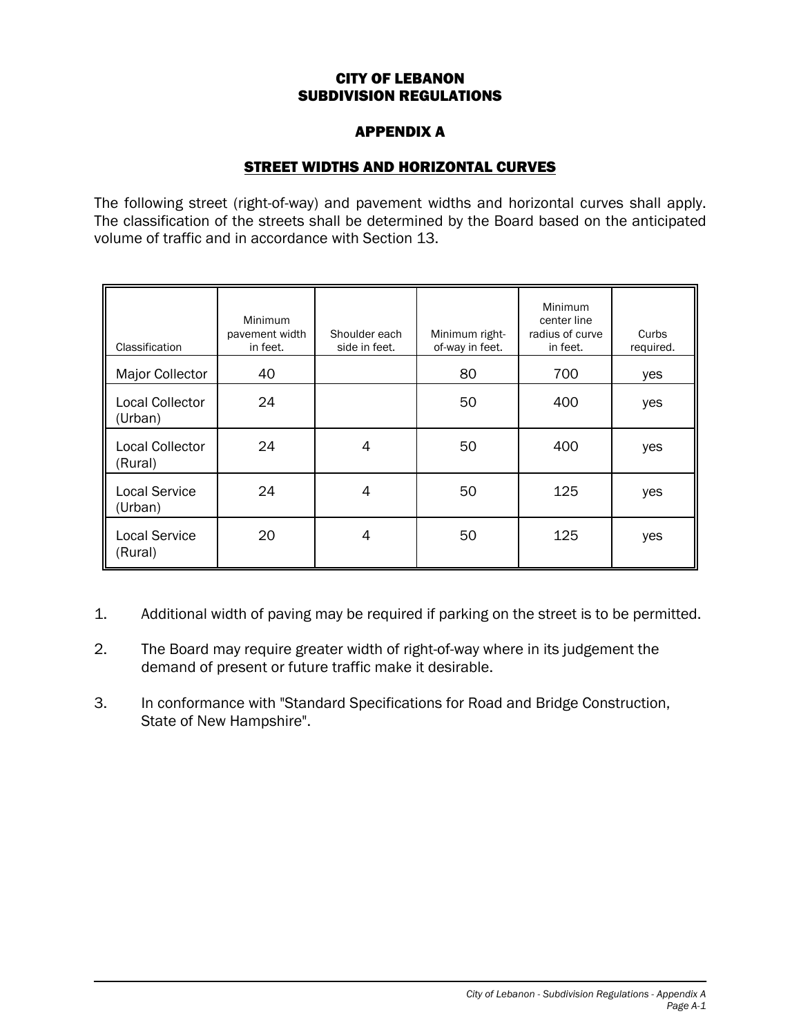# CITY OF LEBANON
# SUBDIVISION REGULATIONS

## APPENDIX A

### STREET WIDTHS AND HORIZONTAL CURVES

The following street (right-of-way) and pavement widths and horizontal curves shall apply. The classification of the streets shall be determined by the Board based on the anticipated volume of traffic and in accordance with Section 13.

| Classification | Minimum pavement width in feet. | Shoulder each side in feet. | Minimum right-of-way in feet. | Minimum center line radius of curve in feet. | Curbs required. |
|---|---|---|---|---|---|
| Major Collector | 40 | | 80 | 700 | yes |
| Local Collector (Urban) | 24 | | 50 | 400 | yes |
| Local Collector (Rural) | 24 | 4 | 50 | 400 | yes |
| Local Service (Urban) | 24 | 4 | 50 | 125 | yes |
| Local Service (Rural) | 20 | 4 | 50 | 125 | yes |

1. Additional width of paving may be required if parking on the street is to be permitted.

2. The Board may require greater width of right-of-way where in its judgement the demand of present or future traffic make it desirable.

3. In conformance with "Standard Specifications for Road and Bridge Construction, State of New Hampshire".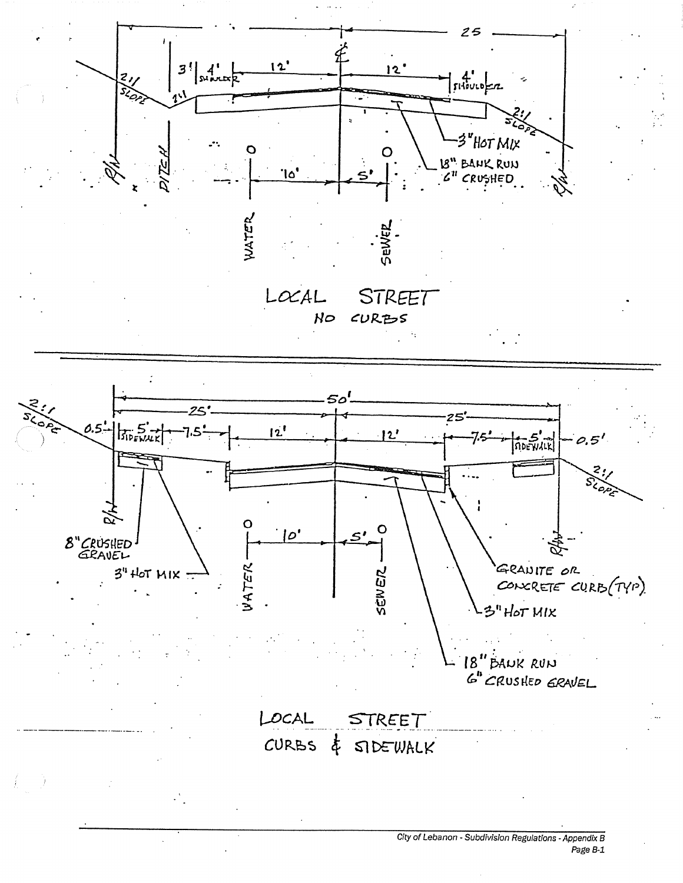25

3' | 4' SHOULDER | 12' | ℄ | 12' | 4' SHOULDER

2:1 SLOPE

2:1

2:1 SLOPE

3" HOT MIX

18" BANK RUN
6" CRUSHED

R/W

DITCH

10' | 5'

WATER

SEWER

R/W

LOCAL STREET
NO CURBS

---

50'

25' | 25'

2:1 SLOPE

0.5' | 5' SIDEWALK | 7.5' | 12' | 12' | 7.5' | 5' SIDEWALK | 0.5'

2:1 SLOPE

R/W

8" CRUSHED GRAVEL

3" HOT MIX

10' | 5'

WATER

SEWER

R/W

GRANITE OR CONCRETE CURB (TYP)

3" HOT MIX

18" BANK RUN
6" CRUSHED GRAVEL

LOCAL STREET
CURBS & SIDEWALK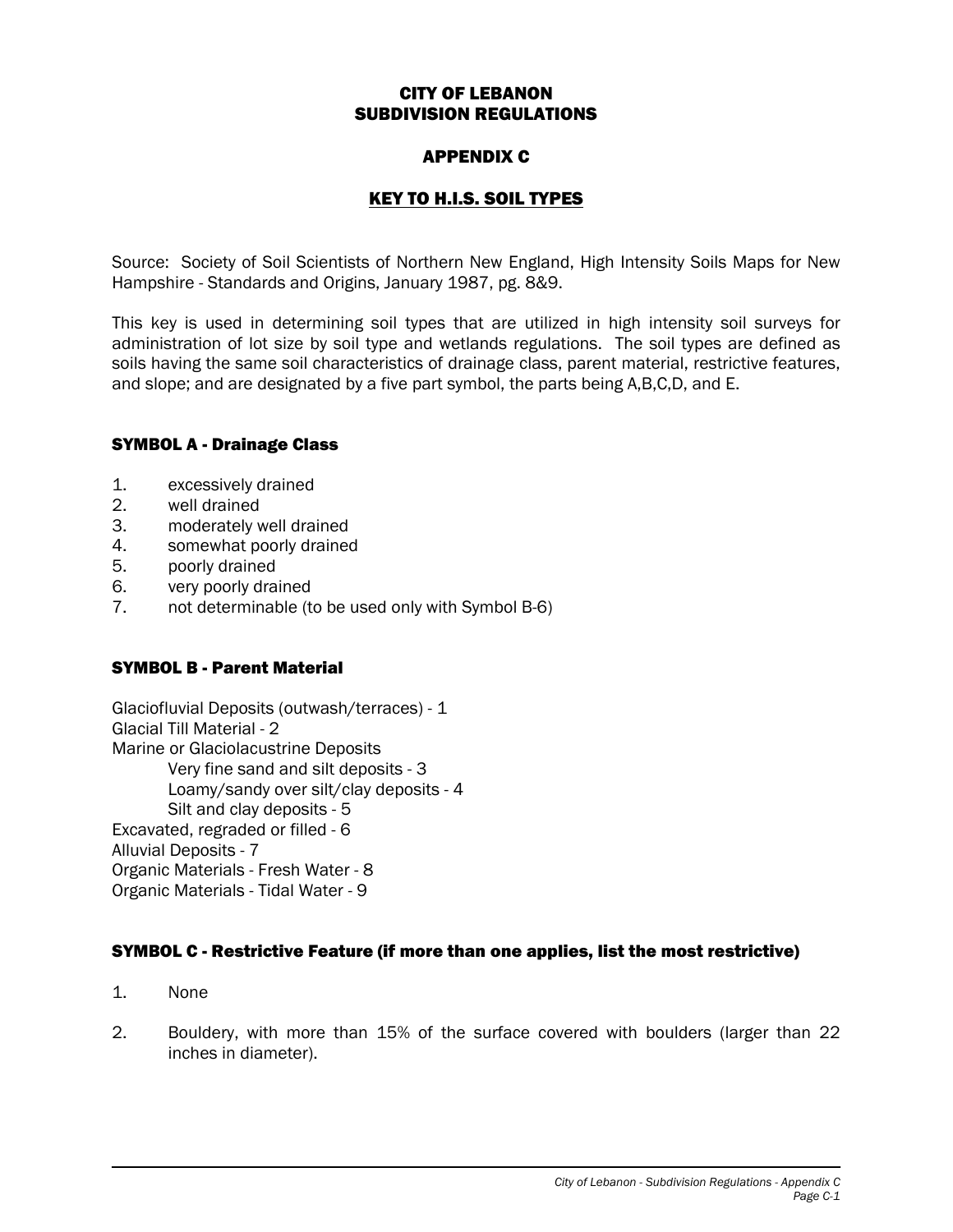# CITY OF LEBANON
# SUBDIVISION REGULATIONS

## APPENDIX C

## KEY TO H.I.S. SOIL TYPES

Source: Society of Soil Scientists of Northern New England, High Intensity Soils Maps for New Hampshire - Standards and Origins, January 1987, pg. 8&9.

This key is used in determining soil types that are utilized in high intensity soil surveys for administration of lot size by soil type and wetlands regulations. The soil types are defined as soils having the same soil characteristics of drainage class, parent material, restrictive features, and slope; and are designated by a five part symbol, the parts being A,B,C,D, and E.

### SYMBOL A - Drainage Class

1. excessively drained
2. well drained
3. moderately well drained
4. somewhat poorly drained
5. poorly drained
6. very poorly drained
7. not determinable (to be used only with Symbol B-6)

### SYMBOL B - Parent Material

Glaciofluvial Deposits (outwash/terraces) - 1
Glacial Till Material - 2
Marine or Glaciolacustrine Deposits
- Very fine sand and silt deposits - 3
- Loamy/sandy over silt/clay deposits - 4
- Silt and clay deposits - 5

Excavated, regraded or filled - 6
Alluvial Deposits - 7
Organic Materials - Fresh Water - 8
Organic Materials - Tidal Water - 9

### SYMBOL C - Restrictive Feature (if more than one applies, list the most restrictive)

1. None
2. Bouldery, with more than 15% of the surface covered with boulders (larger than 22 inches in diameter).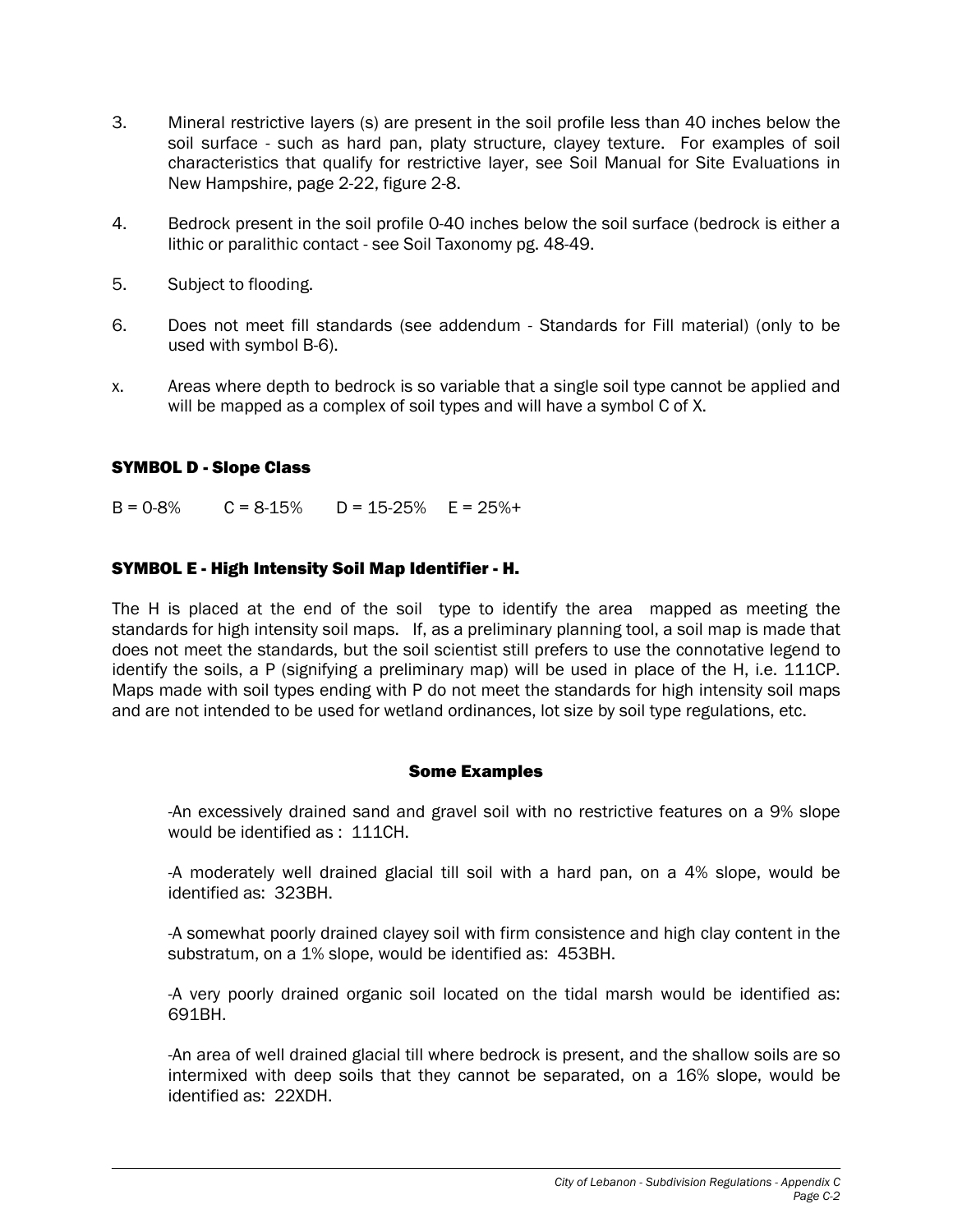3. Mineral restrictive layers (s) are present in the soil profile less than 40 inches below the soil surface - such as hard pan, platy structure, clayey texture. For examples of soil characteristics that qualify for restrictive layer, see Soil Manual for Site Evaluations in New Hampshire, page 2-22, figure 2-8.

4. Bedrock present in the soil profile 0-40 inches below the soil surface (bedrock is either a lithic or paralithic contact - see Soil Taxonomy pg. 48-49.

5. Subject to flooding.

6. Does not meet fill standards (see addendum - Standards for Fill material) (only to be used with symbol B-6).

x. Areas where depth to bedrock is so variable that a single soil type cannot be applied and will be mapped as a complex of soil types and will have a symbol C of X.

### SYMBOL D - Slope Class

B = 0-8%  C = 8-15%  D = 15-25%  E = 25%+

### SYMBOL E - High Intensity Soil Map Identifier - H.

The H is placed at the end of the soil type to identify the area mapped as meeting the standards for high intensity soil maps. If, as a preliminary planning tool, a soil map is made that does not meet the standards, but the soil scientist still prefers to use the connotative legend to identify the soils, a P (signifying a preliminary map) will be used in place of the H, i.e. 111CP. Maps made with soil types ending with P do not meet the standards for high intensity soil maps and are not intended to be used for wetland ordinances, lot size by soil type regulations, etc.

### Some Examples

-An excessively drained sand and gravel soil with no restrictive features on a 9% slope would be identified as : 111CH.

-A moderately well drained glacial till soil with a hard pan, on a 4% slope, would be identified as: 323BH.

-A somewhat poorly drained clayey soil with firm consistence and high clay content in the substratum, on a 1% slope, would be identified as: 453BH.

-A very poorly drained organic soil located on the tidal marsh would be identified as: 691BH.

-An area of well drained glacial till where bedrock is present, and the shallow soils are so intermixed with deep soils that they cannot be separated, on a 16% slope, would be identified as: 22XDH.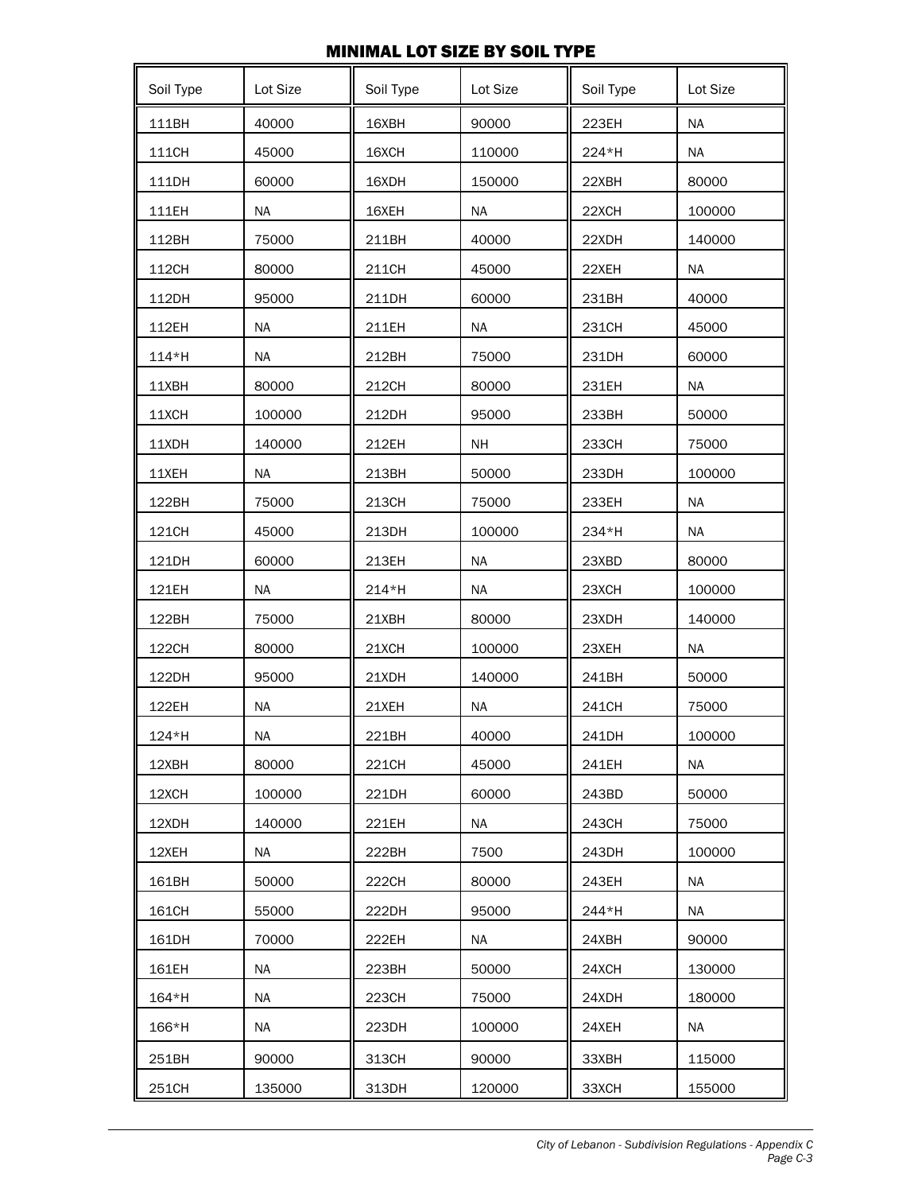# MINIMAL LOT SIZE BY SOIL TYPE

| Soil Type | Lot Size | Soil Type | Lot Size | Soil Type | Lot Size |
|---|---|---|---|---|---|
| 111BH | 40000 | 16XBH | 90000 | 223EH | NA |
| 111CH | 45000 | 16XCH | 110000 | 224*H | NA |
| 111DH | 60000 | 16XDH | 150000 | 22XBH | 80000 |
| 111EH | NA | 16XEH | NA | 22XCH | 100000 |
| 112BH | 75000 | 211BH | 40000 | 22XDH | 140000 |
| 112CH | 80000 | 211CH | 45000 | 22XEH | NA |
| 112DH | 95000 | 211DH | 60000 | 231BH | 40000 |
| 112EH | NA | 211EH | NA | 231CH | 45000 |
| 114*H | NA | 212BH | 75000 | 231DH | 60000 |
| 11XBH | 80000 | 212CH | 80000 | 231EH | NA |
| 11XCH | 100000 | 212DH | 95000 | 233BH | 50000 |
| 11XDH | 140000 | 212EH | NH | 233CH | 75000 |
| 11XEH | NA | 213BH | 50000 | 233DH | 100000 |
| 122BH | 75000 | 213CH | 75000 | 233EH | NA |
| 121CH | 45000 | 213DH | 100000 | 234*H | NA |
| 121DH | 60000 | 213EH | NA | 23XBD | 80000 |
| 121EH | NA | 214*H | NA | 23XCH | 100000 |
| 122BH | 75000 | 21XBH | 80000 | 23XDH | 140000 |
| 122CH | 80000 | 21XCH | 100000 | 23XEH | NA |
| 122DH | 95000 | 21XDH | 140000 | 241BH | 50000 |
| 122EH | NA | 21XEH | NA | 241CH | 75000 |
| 124*H | NA | 221BH | 40000 | 241DH | 100000 |
| 12XBH | 80000 | 221CH | 45000 | 241EH | NA |
| 12XCH | 100000 | 221DH | 60000 | 243BD | 50000 |
| 12XDH | 140000 | 221EH | NA | 243CH | 75000 |
| 12XEH | NA | 222BH | 7500 | 243DH | 100000 |
| 161BH | 50000 | 222CH | 80000 | 243EH | NA |
| 161CH | 55000 | 222DH | 95000 | 244*H | NA |
| 161DH | 70000 | 222EH | NA | 24XBH | 90000 |
| 161EH | NA | 223BH | 50000 | 24XCH | 130000 |
| 164*H | NA | 223CH | 75000 | 24XDH | 180000 |
| 166*H | NA | 223DH | 100000 | 24XEH | NA |
| 251BH | 90000 | 313CH | 90000 | 33XBH | 115000 |
| 251CH | 135000 | 313DH | 120000 | 33XCH | 155000 |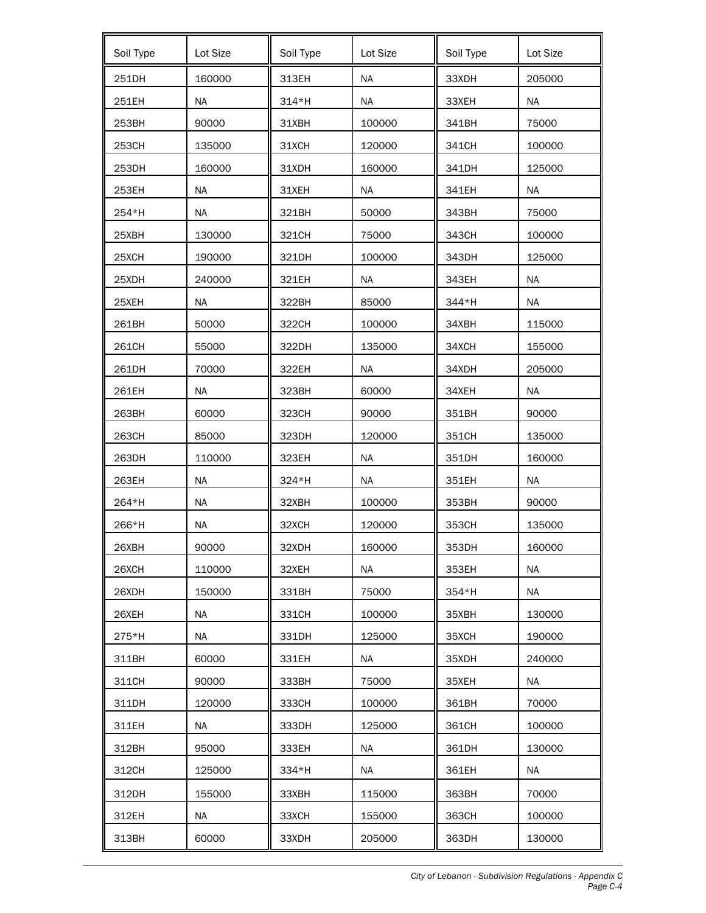| Soil Type | Lot Size | Soil Type | Lot Size | Soil Type | Lot Size |
|---|---|---|---|---|---|
| 251DH | 160000 | 313EH | NA | 33XDH | 205000 |
| 251EH | NA | 314*H | NA | 33XEH | NA |
| 253BH | 90000 | 31XBH | 100000 | 341BH | 75000 |
| 253CH | 135000 | 31XCH | 120000 | 341CH | 100000 |
| 253DH | 160000 | 31XDH | 160000 | 341DH | 125000 |
| 253EH | NA | 31XEH | NA | 341EH | NA |
| 254*H | NA | 321BH | 50000 | 343BH | 75000 |
| 25XBH | 130000 | 321CH | 75000 | 343CH | 100000 |
| 25XCH | 190000 | 321DH | 100000 | 343DH | 125000 |
| 25XDH | 240000 | 321EH | NA | 343EH | NA |
| 25XEH | NA | 322BH | 85000 | 344*H | NA |
| 261BH | 50000 | 322CH | 100000 | 34XBH | 115000 |
| 261CH | 55000 | 322DH | 135000 | 34XCH | 155000 |
| 261DH | 70000 | 322EH | NA | 34XDH | 205000 |
| 261EH | NA | 323BH | 60000 | 34XEH | NA |
| 263BH | 60000 | 323CH | 90000 | 351BH | 90000 |
| 263CH | 85000 | 323DH | 120000 | 351CH | 135000 |
| 263DH | 110000 | 323EH | NA | 351DH | 160000 |
| 263EH | NA | 324*H | NA | 351EH | NA |
| 264*H | NA | 32XBH | 100000 | 353BH | 90000 |
| 266*H | NA | 32XCH | 120000 | 353CH | 135000 |
| 26XBH | 90000 | 32XDH | 160000 | 353DH | 160000 |
| 26XCH | 110000 | 32XEH | NA | 353EH | NA |
| 26XDH | 150000 | 331BH | 75000 | 354*H | NA |
| 26XEH | NA | 331CH | 100000 | 35XBH | 130000 |
| 275*H | NA | 331DH | 125000 | 35XCH | 190000 |
| 311BH | 60000 | 331EH | NA | 35XDH | 240000 |
| 311CH | 90000 | 333BH | 75000 | 35XEH | NA |
| 311DH | 120000 | 333CH | 100000 | 361BH | 70000 |
| 311EH | NA | 333DH | 125000 | 361CH | 100000 |
| 312BH | 95000 | 333EH | NA | 361DH | 130000 |
| 312CH | 125000 | 334*H | NA | 361EH | NA |
| 312DH | 155000 | 33XBH | 115000 | 363BH | 70000 |
| 312EH | NA | 33XCH | 155000 | 363CH | 100000 |
| 313BH | 60000 | 33XDH | 205000 | 363DH | 130000 |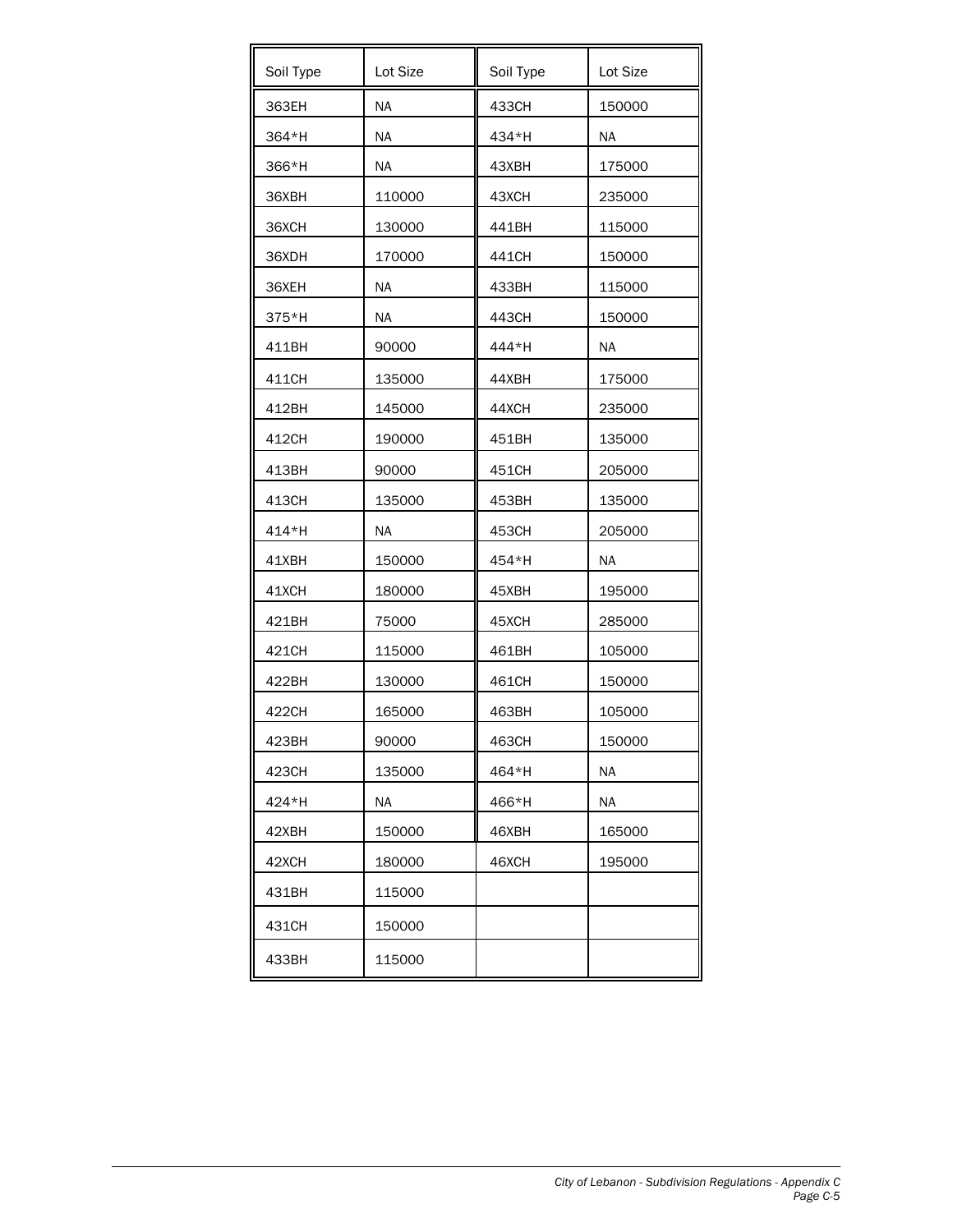| Soil Type | Lot Size | Soil Type | Lot Size |
|---|---|---|---|
| 363EH | NA | 433CH | 150000 |
| 364*H | NA | 434*H | NA |
| 366*H | NA | 43XBH | 175000 |
| 36XBH | 110000 | 43XCH | 235000 |
| 36XCH | 130000 | 441BH | 115000 |
| 36XDH | 170000 | 441CH | 150000 |
| 36XEH | NA | 433BH | 115000 |
| 375*H | NA | 443CH | 150000 |
| 411BH | 90000 | 444*H | NA |
| 411CH | 135000 | 44XBH | 175000 |
| 412BH | 145000 | 44XCH | 235000 |
| 412CH | 190000 | 451BH | 135000 |
| 413BH | 90000 | 451CH | 205000 |
| 413CH | 135000 | 453BH | 135000 |
| 414*H | NA | 453CH | 205000 |
| 41XBH | 150000 | 454*H | NA |
| 41XCH | 180000 | 45XBH | 195000 |
| 421BH | 75000 | 45XCH | 285000 |
| 421CH | 115000 | 461BH | 105000 |
| 422BH | 130000 | 461CH | 150000 |
| 422CH | 165000 | 463BH | 105000 |
| 423BH | 90000 | 463CH | 150000 |
| 423CH | 135000 | 464*H | NA |
| 424*H | NA | 466*H | NA |
| 42XBH | 150000 | 46XBH | 165000 |
| 42XCH | 180000 | 46XCH | 195000 |
| 431BH | 115000 | | |
| 431CH | 150000 | | |
| 433BH | 115000 | | |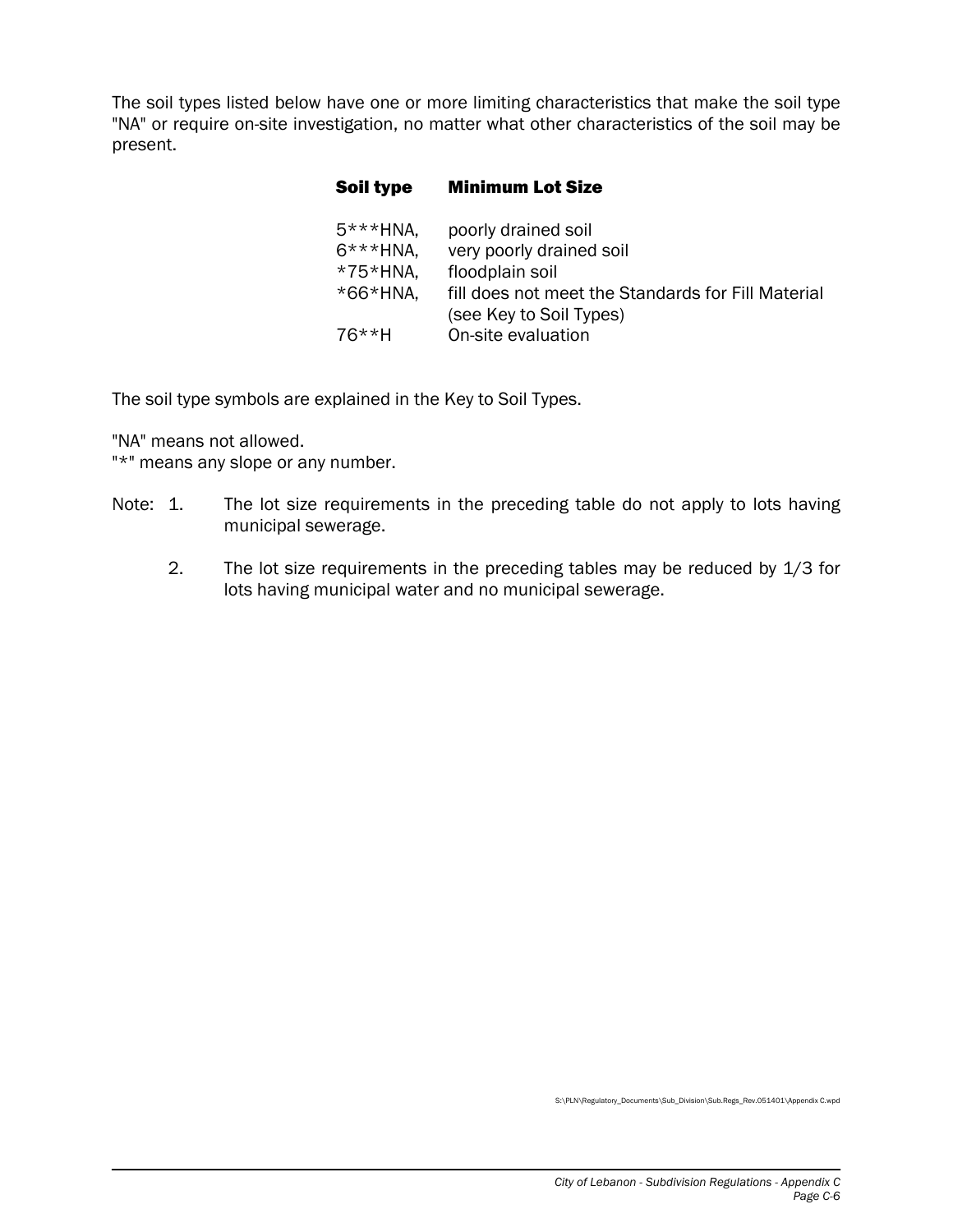The soil types listed below have one or more limiting characteristics that make the soil type "NA" or require on-site investigation, no matter what other characteristics of the soil may be present.

| Soil type | Minimum Lot Size |
| --- | --- |
| 5***HNA, | poorly drained soil |
| 6***HNA, | very poorly drained soil |
| *75*HNA, | floodplain soil |
| *66*HNA, | fill does not meet the Standards for Fill Material (see Key to Soil Types) |
| 76**H | On-site evaluation |

The soil type symbols are explained in the Key to Soil Types.

"NA" means not allowed.
"*" means any slope or any number.

Note:
1. The lot size requirements in the preceding table do not apply to lots having municipal sewerage.

2. The lot size requirements in the preceding tables may be reduced by 1/3 for lots having municipal water and no municipal sewerage.

S:\PLN\Regulatory_Documents\Sub_Division\Sub.Regs_Rev.051401\Appendix C.wpd